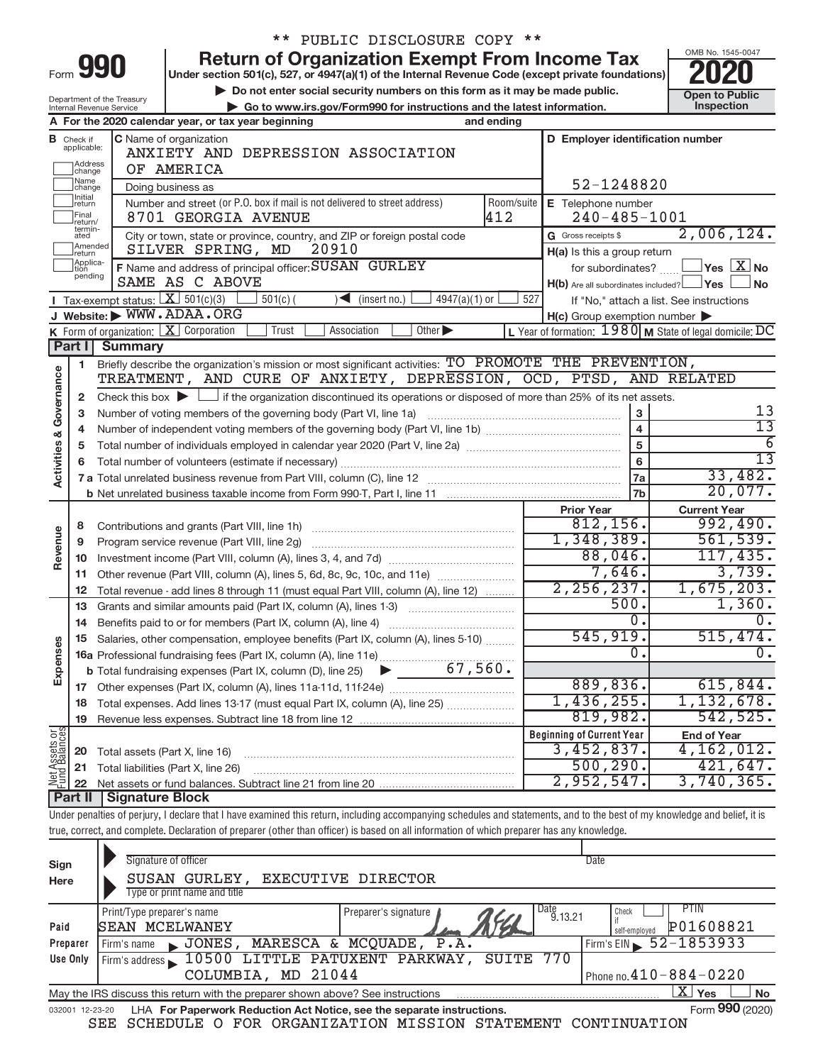** PUBLIC DISCLOSURE COPY **

Form **990**

# Return of Organization Exempt From Income Tax

**Under section 501(c), 527, or 4947(a)(1) of the Internal Revenue Code (except private foundations)**

▶ Do not enter social security numbers on this form as it may be made public.

▶ Go to www.irs.gov/Form990 for instructions and the latest information.

Department of the Treasury
Internal Revenue Service

OMB No. 1545-0047

**2020**

**Open to Public Inspection**

**A** For the 2020 calendar year, or tax year beginning and ending

**B** Check if applicable: Address change, Name change, Initial return, Final return/terminated, Amended return, Application pending

**C** Name of organization: ANXIETY AND DEPRESSION ASSOCIATION OF AMERICA

Doing business as

Number and street (or P.O. box if mail is not delivered to street address): 8701 GEORGIA AVENUE — Room/suite: 412

City or town, state or province, country, and ZIP or foreign postal code: SILVER SPRING, MD 20910

**D** Employer identification number: 52-1248820

**E** Telephone number: 240-485-1001

**G** Gross receipts $ 2,006,124.

**F** Name and address of principal officer: SUSAN GURLEY, SAME AS C ABOVE

**H(a)** Is this a group return for subordinates? ☐ Yes ☒ No

**H(b)** Are all subordinates included? ☐ Yes ☐ No — If "No," attach a list. See instructions

**H(c)** Group exemption number ▶

**I** Tax-exempt status: ☒ 501(c)(3) ☐ 501(c) ( ) ◀ (insert no.) ☐ 4947(a)(1) or ☐ 527

**J** Website: ▶ WWW.ADAA.ORG

**K** Form of organization: ☒ Corporation ☐ Trust ☐ Association ☐ Other ▶

**L** Year of formation: 1980 **M** State of legal domicile: DC

## Part I Summary

**Activities & Governance**

1. Briefly describe the organization's mission or most significant activities: TO PROMOTE THE PREVENTION, TREATMENT, AND CURE OF ANXIETY, DEPRESSION, OCD, PTSD, AND RELATED
2. Check this box ▶ ☐ if the organization discontinued its operations or disposed of more than 25% of its net assets.

| | | | |
|---|---|---|---|
| 3 | Number of voting members of the governing body (Part VI, line 1a) | 3 | 13 |
| 4 | Number of independent voting members of the governing body (Part VI, line 1b) | 4 | 13 |
| 5 | Total number of individuals employed in calendar year 2020 (Part V, line 2a) | 5 | 6 |
| 6 | Total number of volunteers (estimate if necessary) | 6 | 13 |
| 7a | Total unrelated business revenue from Part VIII, column (C), line 12 | 7a | 33,482. |
| b | Net unrelated business taxable income from Form 990-T, Part I, line 11 | 7b | 20,077. |

| | | | Prior Year | Current Year |
|---|---|---|---|---|
| **Revenue** | 8 | Contributions and grants (Part VIII, line 1h) | 812,156. | 992,490. |
| | 9 | Program service revenue (Part VIII, line 2g) | 1,348,389. | 561,539. |
| | 10 | Investment income (Part VIII, column (A), lines 3, 4, and 7d) | 88,046. | 117,435. |
| | 11 | Other revenue (Part VIII, column (A), lines 5, 6d, 8c, 9c, 10c, and 11e) | 7,646. | 3,739. |
| | 12 | Total revenue - add lines 8 through 11 (must equal Part VIII, column (A), line 12) | 2,256,237. | 1,675,203. |
| **Expenses** | 13 | Grants and similar amounts paid (Part IX, column (A), lines 1-3) | 500. | 1,360. |
| | 14 | Benefits paid to or for members (Part IX, column (A), line 4) | 0. | 0. |
| | 15 | Salaries, other compensation, employee benefits (Part IX, column (A), lines 5-10) | 545,919. | 515,474. |
| | 16a | Professional fundraising fees (Part IX, column (A), line 11e) | 0. | 0. |
| | b | Total fundraising expenses (Part IX, column (D), line 25) ▶ 67,560. | | |
| | 17 | Other expenses (Part IX, column (A), lines 11a-11d, 11f-24e) | 889,836. | 615,844. |
| | 18 | Total expenses. Add lines 13-17 (must equal Part IX, column (A), line 25) | 1,436,255. | 1,132,678. |
| | 19 | Revenue less expenses. Subtract line 18 from line 12 | 819,982. | 542,525. |

| | | | Beginning of Current Year | End of Year |
|---|---|---|---|---|
| **Net Assets or Fund Balances** | 20 | Total assets (Part X, line 16) | 3,452,837. | 4,162,012. |
| | 21 | Total liabilities (Part X, line 26) | 500,290. | 421,647. |
| | 22 | Net assets or fund balances. Subtract line 21 from line 20 | 2,952,547. | 3,740,365. |

## Part II Signature Block

Under penalties of perjury, I declare that I have examined this return, including accompanying schedules and statements, and to the best of my knowledge and belief, it is true, correct, and complete. Declaration of preparer (other than officer) is based on all information of which preparer has any knowledge.

**Sign Here**

Signature of officer — Date

SUSAN GURLEY, EXECUTIVE DIRECTOR

Type or print name and title

**Paid Preparer Use Only**

| Print/Type preparer's name | Preparer's signature | Date | Check if self-employed | PTIN |
|---|---|---|---|---|
| SEAN MCELWANEY | | 9.13.21 | ☐ | P01608821 |

Firm's name ▶ JONES, MARESCA & MCQUADE, P.A. — Firm's EIN ▶ 52-1853933

Firm's address ▶ 10500 LITTLE PATUXENT PARKWAY, SUITE 770, COLUMBIA, MD 21044 — Phone no. 410-884-0220

May the IRS discuss this return with the preparer shown above? See instructions ☒ Yes ☐ No

032001 12-23-20 LHA **For Paperwork Reduction Act Notice, see the separate instructions.** Form **990** (2020)

SEE SCHEDULE O FOR ORGANIZATION MISSION STATEMENT CONTINUATION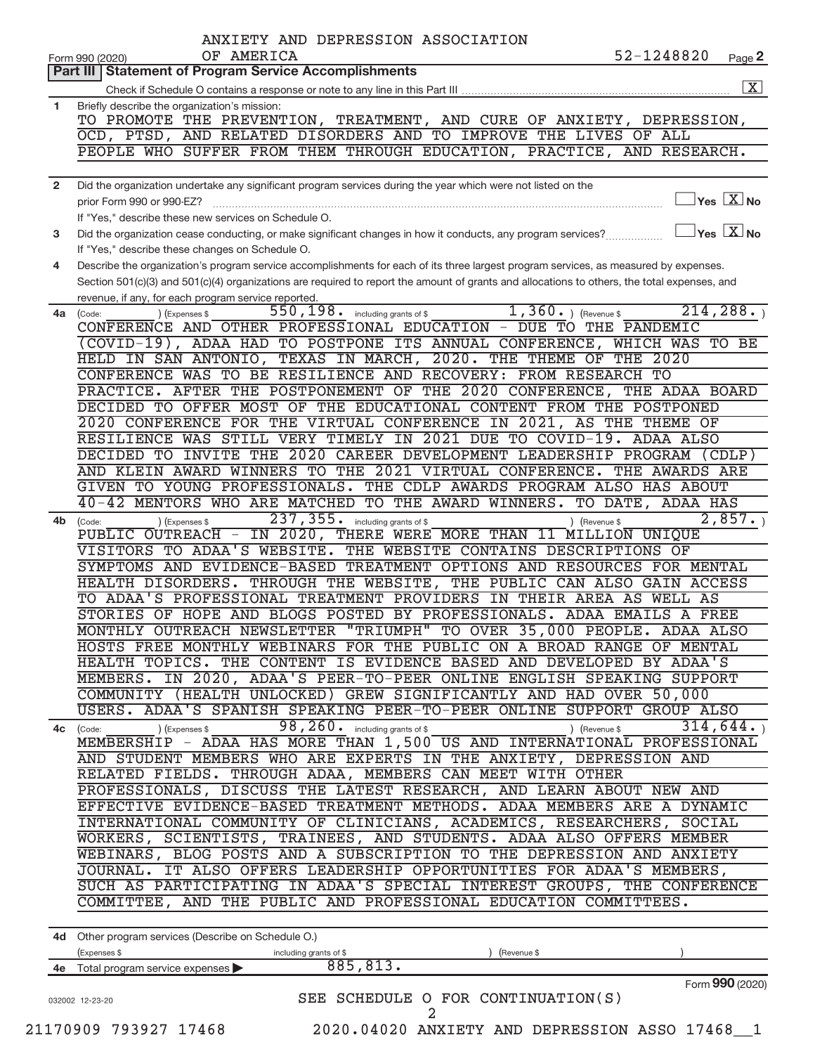ANXIETY AND DEPRESSION ASSOCIATION OF AMERICA

Form 990 (2020) 52-1248820 Page **2**

**Part III | Statement of Program Service Accomplishments**

Check if Schedule O contains a response or note to any line in this Part III ☒

**1** Briefly describe the organization's mission:

TO PROMOTE THE PREVENTION, TREATMENT, AND CURE OF ANXIETY, DEPRESSION, OCD, PTSD, AND RELATED DISORDERS AND TO IMPROVE THE LIVES OF ALL PEOPLE WHO SUFFER FROM THEM THROUGH EDUCATION, PRACTICE, AND RESEARCH.

**2** Did the organization undertake any significant program services during the year which were not listed on the prior Form 990 or 990-EZ? ☐ Yes ☒ No

If "Yes," describe these new services on Schedule O.

**3** Did the organization cease conducting, or make significant changes in how it conducts, any program services? ☐ Yes ☒ No

If "Yes," describe these changes on Schedule O.

**4** Describe the organization's program service accomplishments for each of its three largest program services, as measured by expenses. Section 501(c)(3) and 501(c)(4) organizations are required to report the amount of grants and allocations to others, the total expenses, and revenue, if any, for each program service reported.

**4a** (Code: ) (Expenses $ 550,198. including grants of $ 1,360. ) (Revenue $ 214,288. )

CONFERENCE AND OTHER PROFESSIONAL EDUCATION - DUE TO THE PANDEMIC (COVID-19), ADAA HAD TO POSTPONE ITS ANNUAL CONFERENCE, WHICH WAS TO BE HELD IN SAN ANTONIO, TEXAS IN MARCH, 2020. THE THEME OF THE 2020 CONFERENCE WAS TO BE RESILIENCE AND RECOVERY: FROM RESEARCH TO PRACTICE. AFTER THE POSTPONEMENT OF THE 2020 CONFERENCE, THE ADAA BOARD DECIDED TO OFFER MOST OF THE EDUCATIONAL CONTENT FROM THE POSTPONED 2020 CONFERENCE FOR THE VIRTUAL CONFERENCE IN 2021, AS THE THEME OF RESILIENCE WAS STILL VERY TIMELY IN 2021 DUE TO COVID-19. ADAA ALSO DECIDED TO INVITE THE 2020 CAREER DEVELOPMENT LEADERSHIP PROGRAM (CDLP) AND KLEIN AWARD WINNERS TO THE 2021 VIRTUAL CONFERENCE. THE AWARDS ARE GIVEN TO YOUNG PROFESSIONALS. THE CDLP AWARDS PROGRAM ALSO HAS ABOUT 40-42 MENTORS WHO ARE MATCHED TO THE AWARD WINNERS. TO DATE, ADAA HAS

**4b** (Code: ) (Expenses $ 237,355. including grants of $ ) (Revenue $ 2,857. )

PUBLIC OUTREACH - IN 2020, THERE WERE MORE THAN 11 MILLION UNIQUE VISITORS TO ADAA'S WEBSITE. THE WEBSITE CONTAINS DESCRIPTIONS OF SYMPTOMS AND EVIDENCE-BASED TREATMENT OPTIONS AND RESOURCES FOR MENTAL HEALTH DISORDERS. THROUGH THE WEBSITE, THE PUBLIC CAN ALSO GAIN ACCESS TO ADAA'S PROFESSIONAL TREATMENT PROVIDERS IN THEIR AREA AS WELL AS STORIES OF HOPE AND BLOGS POSTED BY PROFESSIONALS. ADAA EMAILS A FREE MONTHLY OUTREACH NEWSLETTER "TRIUMPH" TO OVER 35,000 PEOPLE. ADAA ALSO HOSTS FREE MONTHLY WEBINARS FOR THE PUBLIC ON A BROAD RANGE OF MENTAL HEALTH TOPICS. THE CONTENT IS EVIDENCE BASED AND DEVELOPED BY ADAA'S MEMBERS. IN 2020, ADAA'S PEER-TO-PEER ONLINE ENGLISH SPEAKING SUPPORT COMMUNITY (HEALTH UNLOCKED) GREW SIGNIFICANTLY AND HAD OVER 50,000 USERS. ADAA'S SPANISH SPEAKING PEER-TO-PEER ONLINE SUPPORT GROUP ALSO

**4c** (Code: ) (Expenses $ 98,260. including grants of $ ) (Revenue $ 314,644. )

MEMBERSHIP - ADAA HAS MORE THAN 1,500 US AND INTERNATIONAL PROFESSIONAL AND STUDENT MEMBERS WHO ARE EXPERTS IN THE ANXIETY, DEPRESSION AND RELATED FIELDS. THROUGH ADAA, MEMBERS CAN MEET WITH OTHER PROFESSIONALS, DISCUSS THE LATEST RESEARCH, AND LEARN ABOUT NEW AND EFFECTIVE EVIDENCE-BASED TREATMENT METHODS. ADAA MEMBERS ARE A DYNAMIC INTERNATIONAL COMMUNITY OF CLINICIANS, ACADEMICS, RESEARCHERS, SOCIAL WORKERS, SCIENTISTS, TRAINEES, AND STUDENTS. ADAA ALSO OFFERS MEMBER WEBINARS, BLOG POSTS AND A SUBSCRIPTION TO THE DEPRESSION AND ANXIETY JOURNAL. IT ALSO OFFERS LEADERSHIP OPPORTUNITIES FOR ADAA'S MEMBERS, SUCH AS PARTICIPATING IN ADAA'S SPECIAL INTEREST GROUPS, THE CONFERENCE COMMITTEE, AND THE PUBLIC AND PROFESSIONAL EDUCATION COMMITTEES.

**4d** Other program services (Describe on Schedule O.)

(Expenses $ including grants of $ ) (Revenue $ )

**4e** Total program service expenses ▶ 885,813.

Form **990** (2020)

032002 12-23-20

SEE SCHEDULE O FOR CONTINUATION(S)

21170909 793927 17468 2020.04020 ANXIETY AND DEPRESSION ASSO 17468__1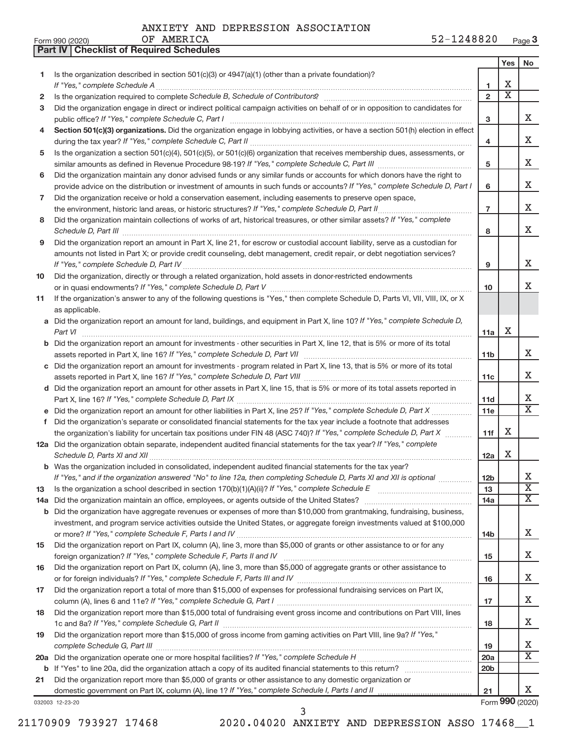ANXIETY AND DEPRESSION ASSOCIATION OF AMERICA 52-1248820

Form 990 (2020) Page 3

**Part IV | Checklist of Required Schedules**

| | | | Yes | No |
|---|---|---|---|---|
| 1 | Is the organization described in section 501(c)(3) or 4947(a)(1) (other than a private foundation)? *If "Yes," complete Schedule A* | 1 | X | |
| 2 | Is the organization required to complete *Schedule B, Schedule of Contributors*? | 2 | X | |
| 3 | Did the organization engage in direct or indirect political campaign activities on behalf of or in opposition to candidates for public office? *If "Yes," complete Schedule C, Part I* | 3 | | X |
| 4 | **Section 501(c)(3) organizations.** Did the organization engage in lobbying activities, or have a section 501(h) election in effect during the tax year? *If "Yes," complete Schedule C, Part II* | 4 | | X |
| 5 | Is the organization a section 501(c)(4), 501(c)(5), or 501(c)(6) organization that receives membership dues, assessments, or similar amounts as defined in Revenue Procedure 98-19? *If "Yes," complete Schedule C, Part III* | 5 | | X |
| 6 | Did the organization maintain any donor advised funds or any similar funds or accounts for which donors have the right to provide advice on the distribution or investment of amounts in such funds or accounts? *If "Yes," complete Schedule D, Part I* | 6 | | X |
| 7 | Did the organization receive or hold a conservation easement, including easements to preserve open space, the environment, historic land areas, or historic structures? *If "Yes," complete Schedule D, Part II* | 7 | | X |
| 8 | Did the organization maintain collections of works of art, historical treasures, or other similar assets? *If "Yes," complete Schedule D, Part III* | 8 | | X |
| 9 | Did the organization report an amount in Part X, line 21, for escrow or custodial account liability, serve as a custodian for amounts not listed in Part X; or provide credit counseling, debt management, credit repair, or debt negotiation services? *If "Yes," complete Schedule D, Part IV* | 9 | | X |
| 10 | Did the organization, directly or through a related organization, hold assets in donor-restricted endowments or in quasi endowments? *If "Yes," complete Schedule D, Part V* | 10 | | X |
| 11 | If the organization's answer to any of the following questions is "Yes," then complete Schedule D, Parts VI, VII, VIII, IX, or X as applicable. | | | |
| a | Did the organization report an amount for land, buildings, and equipment in Part X, line 10? *If "Yes," complete Schedule D, Part VI* | 11a | X | |
| b | Did the organization report an amount for investments - other securities in Part X, line 12, that is 5% or more of its total assets reported in Part X, line 16? *If "Yes," complete Schedule D, Part VII* | 11b | | X |
| c | Did the organization report an amount for investments - program related in Part X, line 13, that is 5% or more of its total assets reported in Part X, line 16? *If "Yes," complete Schedule D, Part VIII* | 11c | | X |
| d | Did the organization report an amount for other assets in Part X, line 15, that is 5% or more of its total assets reported in Part X, line 16? *If "Yes," complete Schedule D, Part IX* | 11d | | X |
| e | Did the organization report an amount for other liabilities in Part X, line 25? *If "Yes," complete Schedule D, Part X* | 11e | | X |
| f | Did the organization's separate or consolidated financial statements for the tax year include a footnote that addresses the organization's liability for uncertain tax positions under FIN 48 (ASC 740)? *If "Yes," complete Schedule D, Part X* | 11f | X | |
| 12a | Did the organization obtain separate, independent audited financial statements for the tax year? *If "Yes," complete Schedule D, Parts XI and XII* | 12a | X | |
| b | Was the organization included in consolidated, independent audited financial statements for the tax year? *If "Yes," and if the organization answered "No" to line 12a, then completing Schedule D, Parts XI and XII is optional* | 12b | | X |
| 13 | Is the organization a school described in section 170(b)(1)(A)(ii)? *If "Yes," complete Schedule E* | 13 | | X |
| 14a | Did the organization maintain an office, employees, or agents outside of the United States? | 14a | | X |
| b | Did the organization have aggregate revenues or expenses of more than $10,000 from grantmaking, fundraising, business, investment, and program service activities outside the United States, or aggregate foreign investments valued at $100,000 or more? *If "Yes," complete Schedule F, Parts I and IV* | 14b | | X |
| 15 | Did the organization report on Part IX, column (A), line 3, more than $5,000 of grants or other assistance to or for any foreign organization? *If "Yes," complete Schedule F, Parts II and IV* | 15 | | X |
| 16 | Did the organization report on Part IX, column (A), line 3, more than $5,000 of aggregate grants or other assistance to or for foreign individuals? *If "Yes," complete Schedule F, Parts III and IV* | 16 | | X |
| 17 | Did the organization report a total of more than $15,000 of expenses for professional fundraising services on Part IX, column (A), lines 6 and 11e? *If "Yes," complete Schedule G, Part I* | 17 | | X |
| 18 | Did the organization report more than $15,000 total of fundraising event gross income and contributions on Part VIII, lines 1c and 8a? *If "Yes," complete Schedule G, Part II* | 18 | | X |
| 19 | Did the organization report more than $15,000 of gross income from gaming activities on Part VIII, line 9a? *If "Yes," complete Schedule G, Part III* | 19 | | X |
| 20a | Did the organization operate one or more hospital facilities? *If "Yes," complete Schedule H* | 20a | | X |
| b | If "Yes" to line 20a, did the organization attach a copy of its audited financial statements to this return? | 20b | | |
| 21 | Did the organization report more than $5,000 of grants or other assistance to any domestic organization or domestic government on Part IX, column (A), line 1? *If "Yes," complete Schedule I, Parts I and II* | 21 | | X |

032003 12-23-20 Form **990** (2020)

21170909 793927 17468 2020.04020 ANXIETY AND DEPRESSION ASSO 17468__1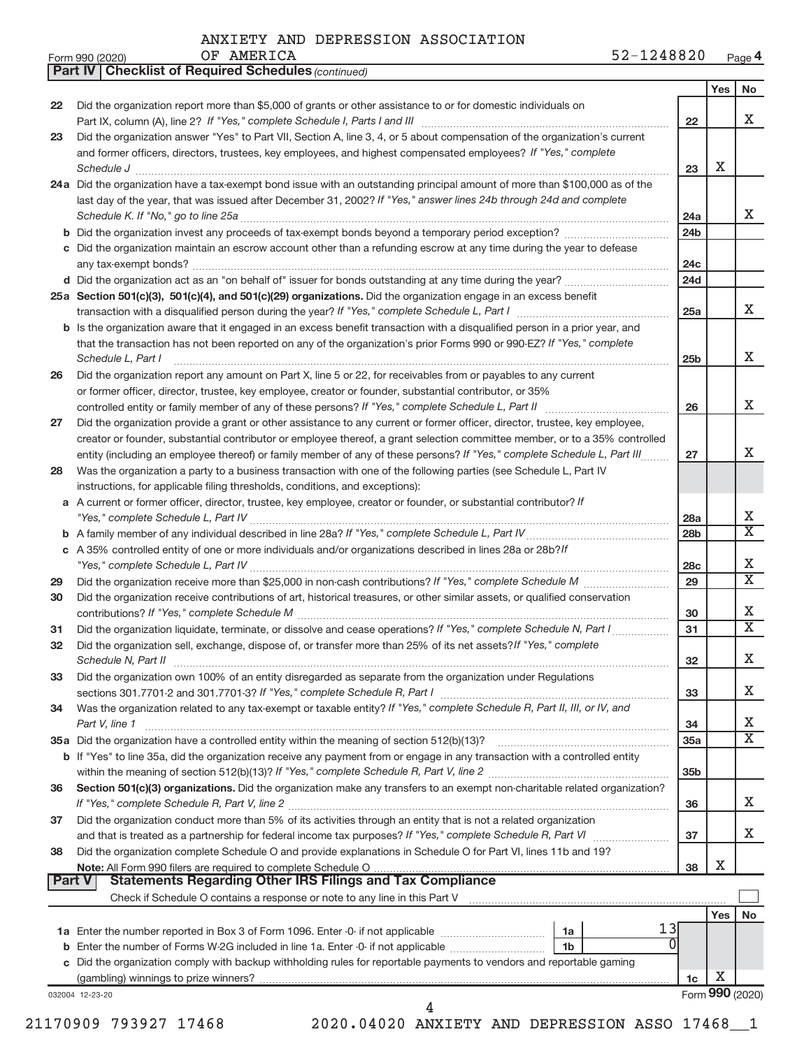ANXIETY AND DEPRESSION ASSOCIATION OF AMERICA

Form 990 (2020) 52-1248820 Page 4

**Part IV | Checklist of Required Schedules** *(continued)*

| | | | Yes | No |
|---|---|---|---|---|
| 22 | Did the organization report more than $5,000 of grants or other assistance to or for domestic individuals on Part IX, column (A), line 2? *If "Yes," complete Schedule I, Parts I and III* | 22 | | X |
| 23 | Did the organization answer "Yes" to Part VII, Section A, line 3, 4, or 5 about compensation of the organization's current and former officers, directors, trustees, key employees, and highest compensated employees? *If "Yes," complete Schedule J* | 23 | X | |
| 24a | Did the organization have a tax-exempt bond issue with an outstanding principal amount of more than $100,000 as of the last day of the year, that was issued after December 31, 2002? *If "Yes," answer lines 24b through 24d and complete Schedule K. If "No," go to line 25a* | 24a | | X |
| b | Did the organization invest any proceeds of tax-exempt bonds beyond a temporary period exception? | 24b | | |
| c | Did the organization maintain an escrow account other than a refunding escrow at any time during the year to defease any tax-exempt bonds? | 24c | | |
| d | Did the organization act as an "on behalf of" issuer for bonds outstanding at any time during the year? | 24d | | |
| 25a | **Section 501(c)(3), 501(c)(4), and 501(c)(29) organizations.** Did the organization engage in an excess benefit transaction with a disqualified person during the year? *If "Yes," complete Schedule L, Part I* | 25a | | X |
| b | Is the organization aware that it engaged in an excess benefit transaction with a disqualified person in a prior year, and that the transaction has not been reported on any of the organization's prior Forms 990 or 990-EZ? *If "Yes," complete Schedule L, Part I* | 25b | | X |
| 26 | Did the organization report any amount on Part X, line 5 or 22, for receivables from or payables to any current or former officer, director, trustee, key employee, creator or founder, substantial contributor, or 35% controlled entity or family member of any of these persons? *If "Yes," complete Schedule L, Part II* | 26 | | X |
| 27 | Did the organization provide a grant or other assistance to any current or former officer, director, trustee, key employee, creator or founder, substantial contributor or employee thereof, a grant selection committee member, or to a 35% controlled entity (including an employee thereof) or family member of any of these persons? *If "Yes," complete Schedule L, Part III* | 27 | | X |
| 28 | Was the organization a party to a business transaction with one of the following parties (see Schedule L, Part IV instructions, for applicable filing thresholds, conditions, and exceptions): | | | |
| a | A current or former officer, director, trustee, key employee, creator or founder, or substantial contributor? *If "Yes," complete Schedule L, Part IV* | 28a | | X |
| b | A family member of any individual described in line 28a? *If "Yes," complete Schedule L, Part IV* | 28b | | X |
| c | A 35% controlled entity of one or more individuals and/or organizations described in lines 28a or 28b? *If "Yes," complete Schedule L, Part IV* | 28c | | X |
| 29 | Did the organization receive more than $25,000 in non-cash contributions? *If "Yes," complete Schedule M* | 29 | | X |
| 30 | Did the organization receive contributions of art, historical treasures, or other similar assets, or qualified conservation contributions? *If "Yes," complete Schedule M* | 30 | | X |
| 31 | Did the organization liquidate, terminate, or dissolve and cease operations? *If "Yes," complete Schedule N, Part I* | 31 | | X |
| 32 | Did the organization sell, exchange, dispose of, or transfer more than 25% of its net assets? *If "Yes," complete Schedule N, Part II* | 32 | | X |
| 33 | Did the organization own 100% of an entity disregarded as separate from the organization under Regulations sections 301.7701-2 and 301.7701-3? *If "Yes," complete Schedule R, Part I* | 33 | | X |
| 34 | Was the organization related to any tax-exempt or taxable entity? *If "Yes," complete Schedule R, Part II, III, or IV, and Part V, line 1* | 34 | | X |
| 35a | Did the organization have a controlled entity within the meaning of section 512(b)(13)? | 35a | | X |
| b | If "Yes" to line 35a, did the organization receive any payment from or engage in any transaction with a controlled entity within the meaning of section 512(b)(13)? *If "Yes," complete Schedule R, Part V, line 2* | 35b | | |
| 36 | **Section 501(c)(3) organizations.** Did the organization make any transfers to an exempt non-charitable related organization? *If "Yes," complete Schedule R, Part V, line 2* | 36 | | X |
| 37 | Did the organization conduct more than 5% of its activities through an entity that is not a related organization and that is treated as a partnership for federal income tax purposes? *If "Yes," complete Schedule R, Part VI* | 37 | | X |
| 38 | Did the organization complete Schedule O and provide explanations in Schedule O for Part VI, lines 11b and 19? **Note:** All Form 990 filers are required to complete Schedule O | 38 | X | |

**Part V | Statements Regarding Other IRS Filings and Tax Compliance**

Check if Schedule O contains a response or note to any line in this Part V

| | | | | Yes | No |
|---|---|---|---|---|---|
| 1a | Enter the number reported in Box 3 of Form 1096. Enter -0- if not applicable | 1a | 13 | | |
| b | Enter the number of Forms W-2G included in line 1a. Enter -0- if not applicable | 1b | 0 | | |
| c | Did the organization comply with backup withholding rules for reportable payments to vendors and reportable gaming (gambling) winnings to prize winners? | 1c | | X | |

032004 12-23-20 Form **990** (2020)

21170909 793927 17468 2020.04020 ANXIETY AND DEPRESSION ASSO 17468__1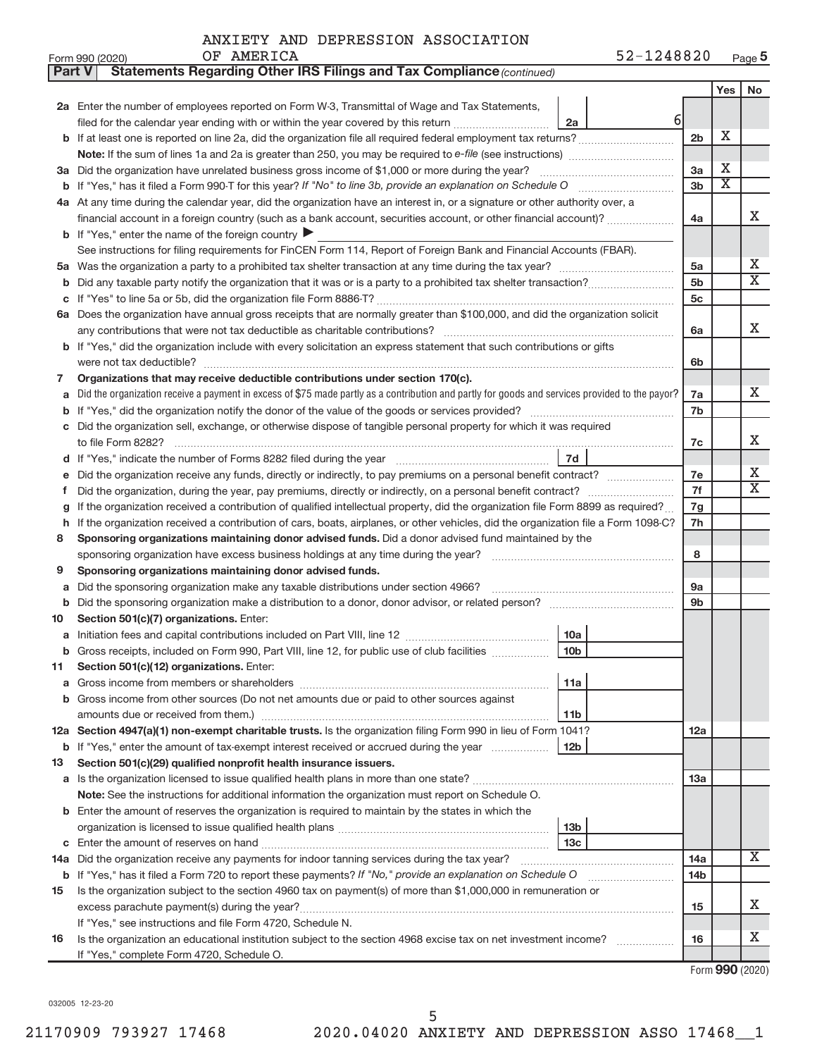ANXIETY AND DEPRESSION ASSOCIATION OF AMERICA

Form 990 (2020) 52-1248820 Page 5

**Part V Statements Regarding Other IRS Filings and Tax Compliance** *(continued)*

| | | | | | Yes | No |
|---|---|---|---|---|---|---|
| **2a** | Enter the number of employees reported on Form W-3, Transmittal of Wage and Tax Statements, filed for the calendar year ending with or within the year covered by this return | 2a | 6 | | | |
| **b** | If at least one is reported on line 2a, did the organization file all required federal employment tax returns? | | | 2b | X | |
| | **Note:** If the sum of lines 1a and 2a is greater than 250, you may be required to *e-file* (see instructions) | | | | | |
| **3a** | Did the organization have unrelated business gross income of $1,000 or more during the year? | | | 3a | X | |
| **b** | If "Yes," has it filed a Form 990-T for this year? *If "No" to line 3b, provide an explanation on Schedule O* | | | 3b | X | |
| **4a** | At any time during the calendar year, did the organization have an interest in, or a signature or other authority over, a financial account in a foreign country (such as a bank account, securities account, or other financial account)? | | | 4a | | X |
| **b** | If "Yes," enter the name of the foreign country ▶ | | | | | |
| | See instructions for filing requirements for FinCEN Form 114, Report of Foreign Bank and Financial Accounts (FBAR). | | | | | |
| **5a** | Was the organization a party to a prohibited tax shelter transaction at any time during the tax year? | | | 5a | | X |
| **b** | Did any taxable party notify the organization that it was or is a party to a prohibited tax shelter transaction? | | | 5b | | X |
| **c** | If "Yes" to line 5a or 5b, did the organization file Form 8886-T? | | | 5c | | |
| **6a** | Does the organization have annual gross receipts that are normally greater than $100,000, and did the organization solicit any contributions that were not tax deductible as charitable contributions? | | | 6a | | X |
| **b** | If "Yes," did the organization include with every solicitation an express statement that such contributions or gifts were not tax deductible? | | | 6b | | |
| **7** | **Organizations that may receive deductible contributions under section 170(c).** | | | | | |
| **a** | Did the organization receive a payment in excess of $75 made partly as a contribution and partly for goods and services provided to the payor? | | | 7a | | X |
| **b** | If "Yes," did the organization notify the donor of the value of the goods or services provided? | | | 7b | | |
| **c** | Did the organization sell, exchange, or otherwise dispose of tangible personal property for which it was required to file Form 8282? | | | 7c | | X |
| **d** | If "Yes," indicate the number of Forms 8282 filed during the year | 7d | | | | |
| **e** | Did the organization receive any funds, directly or indirectly, to pay premiums on a personal benefit contract? | | | 7e | | X |
| **f** | Did the organization, during the year, pay premiums, directly or indirectly, on a personal benefit contract? | | | 7f | | X |
| **g** | If the organization received a contribution of qualified intellectual property, did the organization file Form 8899 as required? | | | 7g | | |
| **h** | If the organization received a contribution of cars, boats, airplanes, or other vehicles, did the organization file a Form 1098-C? | | | 7h | | |
| **8** | **Sponsoring organizations maintaining donor advised funds.** Did a donor advised fund maintained by the sponsoring organization have excess business holdings at any time during the year? | | | 8 | | |
| **9** | **Sponsoring organizations maintaining donor advised funds.** | | | | | |
| **a** | Did the sponsoring organization make any taxable distributions under section 4966? | | | 9a | | |
| **b** | Did the sponsoring organization make a distribution to a donor, donor advisor, or related person? | | | 9b | | |
| **10** | **Section 501(c)(7) organizations.** Enter: | | | | | |
| **a** | Initiation fees and capital contributions included on Part VIII, line 12 | 10a | | | | |
| **b** | Gross receipts, included on Form 990, Part VIII, line 12, for public use of club facilities | 10b | | | | |
| **11** | **Section 501(c)(12) organizations.** Enter: | | | | | |
| **a** | Gross income from members or shareholders | 11a | | | | |
| **b** | Gross income from other sources (Do not net amounts due or paid to other sources against amounts due or received from them.) | 11b | | | | |
| **12a** | **Section 4947(a)(1) non-exempt charitable trusts.** Is the organization filing Form 990 in lieu of Form 1041? | | | 12a | | |
| **b** | If "Yes," enter the amount of tax-exempt interest received or accrued during the year | 12b | | | | |
| **13** | **Section 501(c)(29) qualified nonprofit health insurance issuers.** | | | | | |
| **a** | Is the organization licensed to issue qualified health plans in more than one state? | | | 13a | | |
| | **Note:** See the instructions for additional information the organization must report on Schedule O. | | | | | |
| **b** | Enter the amount of reserves the organization is required to maintain by the states in which the organization is licensed to issue qualified health plans | 13b | | | | |
| **c** | Enter the amount of reserves on hand | 13c | | | | |
| **14a** | Did the organization receive any payments for indoor tanning services during the tax year? | | | 14a | | X |
| **b** | If "Yes," has it filed a Form 720 to report these payments? *If "No," provide an explanation on Schedule O* | | | 14b | | |
| **15** | Is the organization subject to the section 4960 tax on payment(s) of more than $1,000,000 in remuneration or excess parachute payment(s) during the year? | | | 15 | | X |
| | If "Yes," see instructions and file Form 4720, Schedule N. | | | | | |
| **16** | Is the organization an educational institution subject to the section 4968 excise tax on net investment income? | | | 16 | | X |
| | If "Yes," complete Form 4720, Schedule O. | | | | | |

Form **990** (2020)

032005 12-23-20

21170909 793927 17468 2020.04020 ANXIETY AND DEPRESSION ASSO 17468__1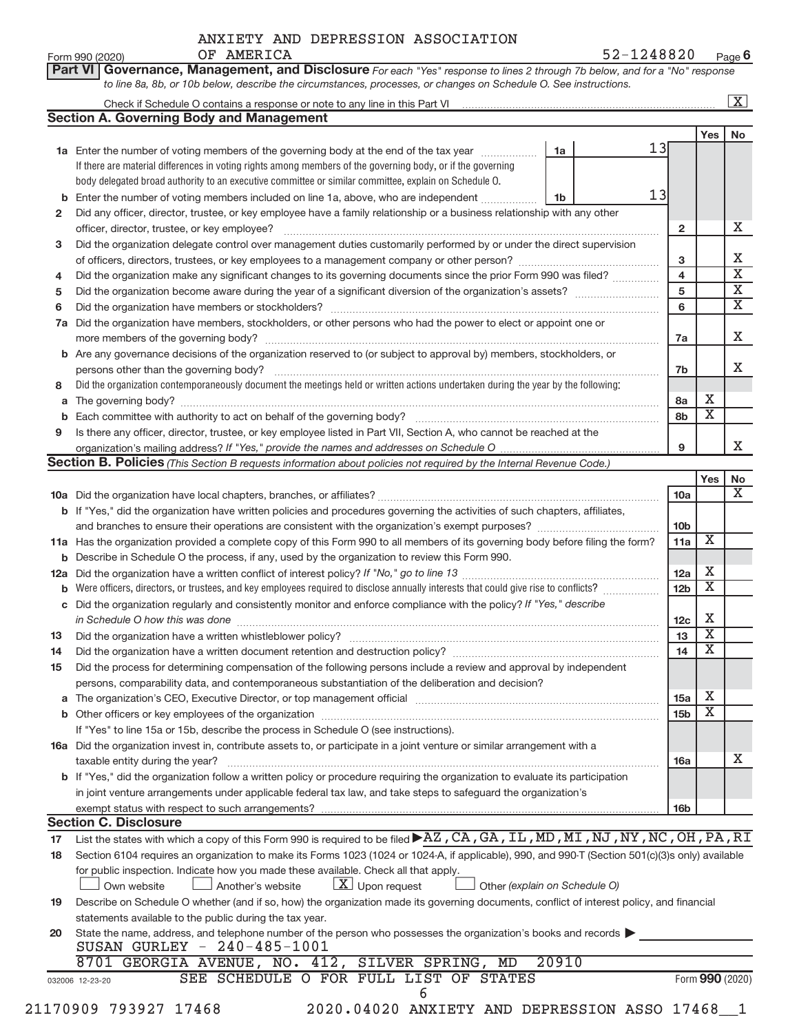ANXIETY AND DEPRESSION ASSOCIATION OF AMERICA

Form 990 (2020) 52-1248820 Page **6**

**Part VI Governance, Management, and Disclosure** *For each "Yes" response to lines 2 through 7b below, and for a "No" response to line 8a, 8b, or 10b below, describe the circumstances, processes, or changes on Schedule O. See instructions.*

Check if Schedule O contains a response or note to any line in this Part VI [X]

## Section A. Governing Body and Management

| | | | | Yes | No |
|---|---|---|---|---|---|
| **1a** | Enter the number of voting members of the governing body at the end of the tax year. If there are material differences in voting rights among members of the governing body, or if the governing body delegated broad authority to an executive committee or similar committee, explain on Schedule O. | 1a 13 | | | |
| **b** | Enter the number of voting members included on line 1a, above, who are independent | 1b 13 | | | |
| **2** | Did any officer, director, trustee, or key employee have a family relationship or a business relationship with any other officer, director, trustee, or key employee? | | 2 | | X |
| **3** | Did the organization delegate control over management duties customarily performed by or under the direct supervision of officers, directors, trustees, or key employees to a management company or other person? | | 3 | | X |
| **4** | Did the organization make any significant changes to its governing documents since the prior Form 990 was filed? | | 4 | | X |
| **5** | Did the organization become aware during the year of a significant diversion of the organization's assets? | | 5 | | X |
| **6** | Did the organization have members or stockholders? | | 6 | | X |
| **7a** | Did the organization have members, stockholders, or other persons who had the power to elect or appoint one or more members of the governing body? | | 7a | | X |
| **b** | Are any governance decisions of the organization reserved to (or subject to approval by) members, stockholders, or persons other than the governing body? | | 7b | | X |
| **8** | Did the organization contemporaneously document the meetings held or written actions undertaken during the year by the following: | | | | |
| **a** | The governing body? | | 8a | X | |
| **b** | Each committee with authority to act on behalf of the governing body? | | 8b | X | |
| **9** | Is there any officer, director, trustee, or key employee listed in Part VII, Section A, who cannot be reached at the organization's mailing address? *If "Yes," provide the names and addresses on Schedule O* | | 9 | | X |

## Section B. Policies *(This Section B requests information about policies not required by the Internal Revenue Code.)*

| | | | Yes | No |
|---|---|---|---|---|
| **10a** | Did the organization have local chapters, branches, or affiliates? | 10a | | X |
| **b** | If "Yes," did the organization have written policies and procedures governing the activities of such chapters, affiliates, and branches to ensure their operations are consistent with the organization's exempt purposes? | 10b | | |
| **11a** | Has the organization provided a complete copy of this Form 990 to all members of its governing body before filing the form? | 11a | X | |
| **b** | Describe in Schedule O the process, if any, used by the organization to review this Form 990. | | | |
| **12a** | Did the organization have a written conflict of interest policy? *If "No," go to line 13* | 12a | X | |
| **b** | Were officers, directors, or trustees, and key employees required to disclose annually interests that could give rise to conflicts? | 12b | X | |
| **c** | Did the organization regularly and consistently monitor and enforce compliance with the policy? *If "Yes," describe in Schedule O how this was done* | 12c | X | |
| **13** | Did the organization have a written whistleblower policy? | 13 | X | |
| **14** | Did the organization have a written document retention and destruction policy? | 14 | X | |
| **15** | Did the process for determining compensation of the following persons include a review and approval by independent persons, comparability data, and contemporaneous substantiation of the deliberation and decision? | | | |
| **a** | The organization's CEO, Executive Director, or top management official | 15a | X | |
| **b** | Other officers or key employees of the organization | 15b | X | |
| | If "Yes" to line 15a or 15b, describe the process in Schedule O (see instructions). | | | |
| **16a** | Did the organization invest in, contribute assets to, or participate in a joint venture or similar arrangement with a taxable entity during the year? | 16a | | X |
| **b** | If "Yes," did the organization follow a written policy or procedure requiring the organization to evaluate its participation in joint venture arrangements under applicable federal tax law, and take steps to safeguard the organization's exempt status with respect to such arrangements? | 16b | | |

## Section C. Disclosure

**17** List the states with which a copy of this Form 990 is required to be filed ▶ AZ,CA,GA,IL,MD,MI,NJ,NY,NC,OH,PA,RI

**18** Section 6104 requires an organization to make its Forms 1023 (1024 or 1024-A, if applicable), 990, and 990-T (Section 501(c)(3)s only) available for public inspection. Indicate how you made these available. Check all that apply.

[ ] Own website [ ] Another's website [X] Upon request [ ] Other *(explain on Schedule O)*

**19** Describe on Schedule O whether (and if so, how) the organization made its governing documents, conflict of interest policy, and financial statements available to the public during the tax year.

**20** State the name, address, and telephone number of the person who possesses the organization's books and records ▶

SUSAN GURLEY - 240-485-1001

8701 GEORGIA AVENUE, NO. 412, SILVER SPRING, MD 20910

SEE SCHEDULE O FOR FULL LIST OF STATES

Form **990** (2020)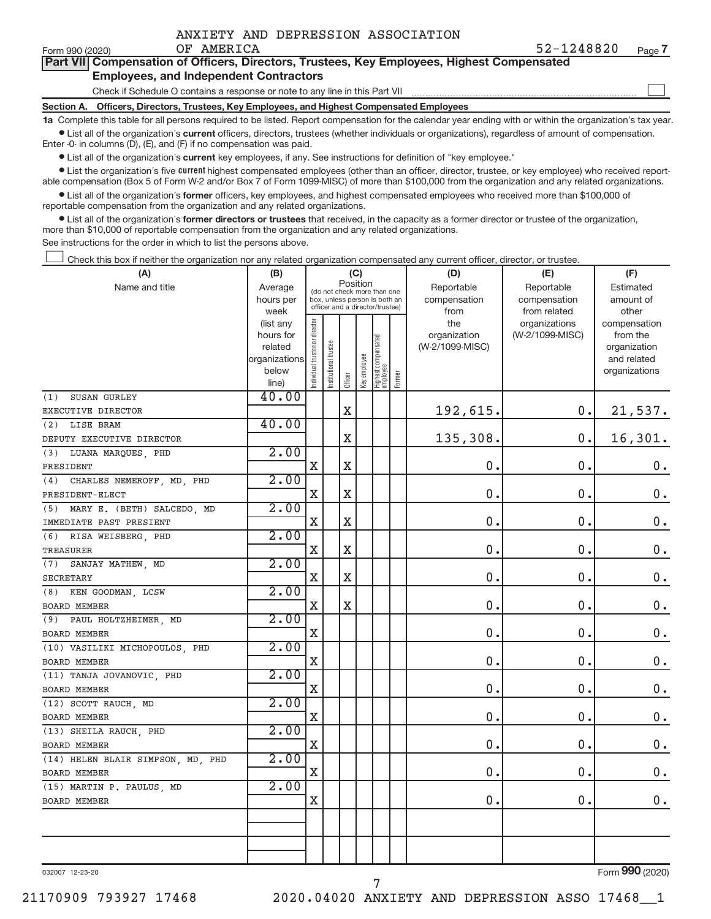Form 990 (2020) ANXIETY AND DEPRESSION ASSOCIATION OF AMERICA 52-1248820 Page **7**

**Part VII Compensation of Officers, Directors, Trustees, Key Employees, Highest Compensated Employees, and Independent Contractors**

Check if Schedule O contains a response or note to any line in this Part VII

**Section A. Officers, Directors, Trustees, Key Employees, and Highest Compensated Employees**

**1a** Complete this table for all persons required to be listed. Report compensation for the calendar year ending with or within the organization's tax year.

- List all of the organization's **current** officers, directors, trustees (whether individuals or organizations), regardless of amount of compensation. Enter -0- in columns (D), (E), and (F) if no compensation was paid.
- List all of the organization's **current** key employees, if any. See instructions for definition of "key employee."
- List the organization's five **current** highest compensated employees (other than an officer, director, trustee, or key employee) who received reportable compensation (Box 5 of Form W-2 and/or Box 7 of Form 1099-MISC) of more than $100,000 from the organization and any related organizations.
- List all of the organization's **former** officers, key employees, and highest compensated employees who received more than $100,000 of reportable compensation from the organization and any related organizations.
- List all of the organization's **former directors or trustees** that received, in the capacity as a former director or trustee of the organization, more than $10,000 of reportable compensation from the organization and any related organizations.

See instructions for the order in which to list the persons above.

Check this box if neither the organization nor any related organization compensated any current officer, director, or trustee.

| (A) Name and title | (B) Average hours per week (list any hours for related organizations below line) | (C) Position (do not check more than one box, unless person is both an officer and a director/trustee) | | | | | | (D) Reportable compensation from the organization (W-2/1099-MISC) | (E) Reportable compensation from related organizations (W-2/1099-MISC) | (F) Estimated amount of other compensation from the organization and related organizations |
|---|---|---|---|---|---|---|---|---|---|---|
| | | Individual trustee or director | Institutional trustee | Officer | Key employee | Highest compensated employee | Former | | | |
| (1) SUSAN GURLEY<br>EXECUTIVE DIRECTOR | 40.00 | | | X | | | | 192,615. | 0. | 21,537. |
| (2) LISE BRAM<br>DEPUTY EXECUTIVE DIRECTOR | 40.00 | | | X | | | | 135,308. | 0. | 16,301. |
| (3) LUANA MARQUES, PHD<br>PRESIDENT | 2.00 | X | | X | | | | 0. | 0. | 0. |
| (4) CHARLES NEMEROFF, MD, PHD<br>PRESIDENT-ELECT | 2.00 | X | | X | | | | 0. | 0. | 0. |
| (5) MARY E. (BETH) SALCEDO, MD<br>IMMEDIATE PAST PRESIENT | 2.00 | X | | X | | | | 0. | 0. | 0. |
| (6) RISA WEISBERG, PHD<br>TREASURER | 2.00 | X | | X | | | | 0. | 0. | 0. |
| (7) SANJAY MATHEW, MD<br>SECRETARY | 2.00 | X | | X | | | | 0. | 0. | 0. |
| (8) KEN GOODMAN, LCSW<br>BOARD MEMBER | 2.00 | X | | X | | | | 0. | 0. | 0. |
| (9) PAUL HOLTZHEIMER, MD<br>BOARD MEMBER | 2.00 | X | | | | | | 0. | 0. | 0. |
| (10) VASILIKI MICHOPOULOS, PHD<br>BOARD MEMBER | 2.00 | X | | | | | | 0. | 0. | 0. |
| (11) TANJA JOVANOVIC, PHD<br>BOARD MEMBER | 2.00 | X | | | | | | 0. | 0. | 0. |
| (12) SCOTT RAUCH, MD<br>BOARD MEMBER | 2.00 | X | | | | | | 0. | 0. | 0. |
| (13) SHEILA RAUCH, PHD<br>BOARD MEMBER | 2.00 | X | | | | | | 0. | 0. | 0. |
| (14) HELEN BLAIR SIMPSON, MD, PHD<br>BOARD MEMBER | 2.00 | X | | | | | | 0. | 0. | 0. |
| (15) MARTIN P. PAULUS, MD<br>BOARD MEMBER | 2.00 | X | | | | | | 0. | 0. | 0. |

032007 12-23-20 Form **990** (2020)

21170909 793927 17468 2020.04020 ANXIETY AND DEPRESSION ASSO 17468__1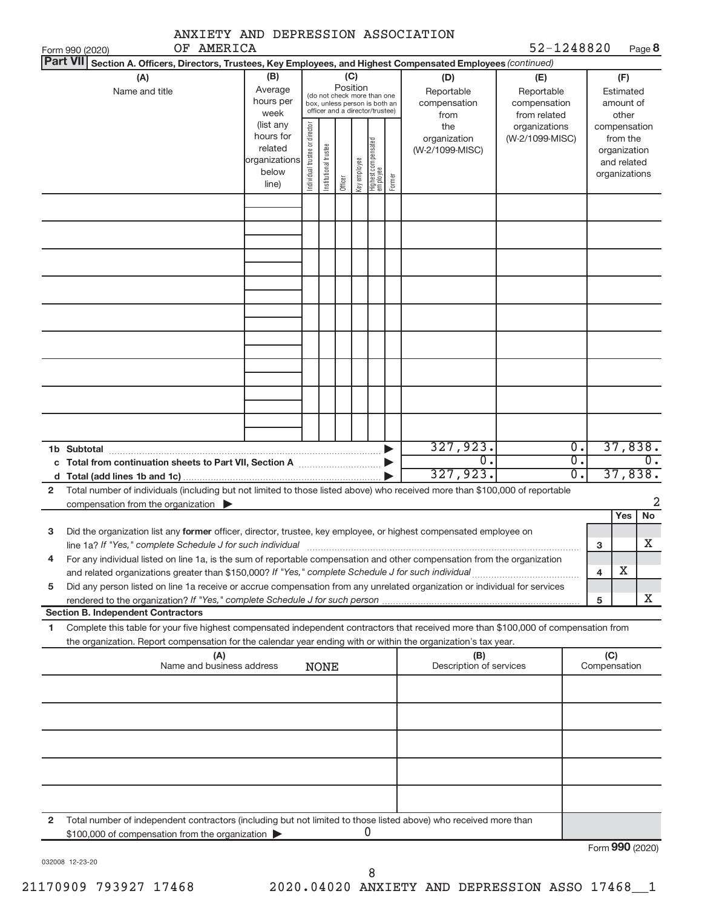ANXIETY AND DEPRESSION ASSOCIATION OF AMERICA 52-1248820

Form 990 (2020) Page 8

**Part VII Section A. Officers, Directors, Trustees, Key Employees, and Highest Compensated Employees** *(continued)*

| (A) Name and title | (B) Average hours per week (list any hours for related organizations below line) | (C) Position (do not check more than one box, unless person is both an officer and a director/trustee): Individual trustee or director | Institutional trustee | Officer | Key employee | Highest compensated employee | Former | (D) Reportable compensation from the organization (W-2/1099-MISC) | (E) Reportable compensation from related organizations (W-2/1099-MISC) | (F) Estimated amount of other compensation from the organization and related organizations |
|---|---|---|---|---|---|---|---|---|---|---|
| | | | | | | | | | | |
| | | | | | | | | | | |
| | | | | | | | | | | |
| | | | | | | | | | | |
| | | | | | | | | | | |
| | | | | | | | | | | |
| | | | | | | | | | | |
| | | | | | | | | | | |
| | | | | | | | | | | |
| **1b Subtotal** | | | | | | | | 327,923. | 0. | 37,838. |
| **c Total from continuation sheets to Part VII, Section A** | | | | | | | | 0. | 0. | 0. |
| **d Total (add lines 1b and 1c)** | | | | | | | | 327,923. | 0. | 37,838. |

**2** Total number of individuals (including but not limited to those listed above) who received more than $100,000 of reportable compensation from the organization ▶ 2

| | | | Yes | No |
|---|---|---|---|---|
| **3** | Did the organization list any **former** officer, director, trustee, key employee, or highest compensated employee on line 1a? *If "Yes," complete Schedule J for such individual* | 3 | | X |
| **4** | For any individual listed on line 1a, is the sum of reportable compensation and other compensation from the organization and related organizations greater than $150,000? *If "Yes," complete Schedule J for such individual* | 4 | X | |
| **5** | Did any person listed on line 1a receive or accrue compensation from any unrelated organization or individual for services rendered to the organization? *If "Yes," complete Schedule J for such person* | 5 | | X |

**Section B. Independent Contractors**

**1** Complete this table for your five highest compensated independent contractors that received more than $100,000 of compensation from the organization. Report compensation for the calendar year ending with or within the organization's tax year.

| (A) Name and business address | (B) Description of services | (C) Compensation |
|---|---|---|
| NONE | | |
| | | |
| | | |
| | | |
| | | |

**2** Total number of independent contractors (including but not limited to those listed above) who received more than $100,000 of compensation from the organization ▶ 0

Form **990** (2020)

032008 12-23-20

21170909 793927 17468 2020.04020 ANXIETY AND DEPRESSION ASSO 17468__1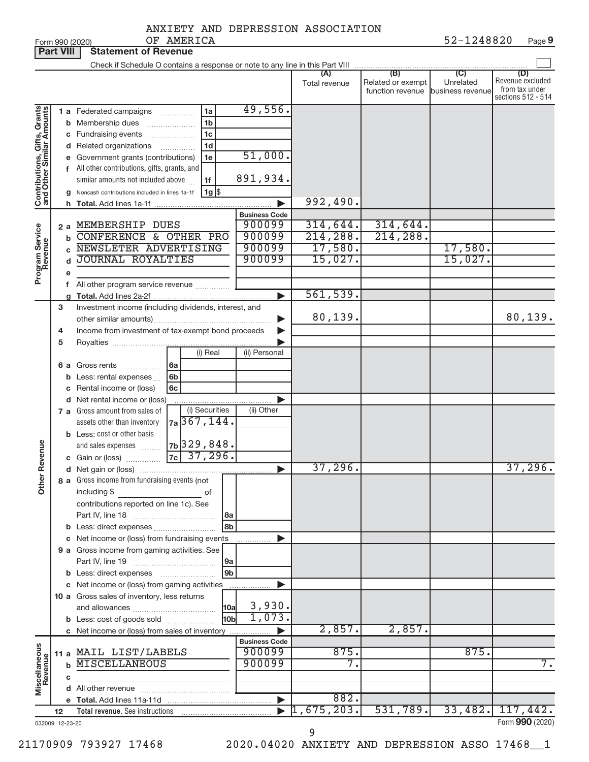ANXIETY AND DEPRESSION ASSOCIATION OF AMERICA

Form 990 (2020) 52-1248820 Page 9

**Part VIII Statement of Revenue**

Check if Schedule O contains a response or note to any line in this Part VIII

| | | | | (A) Total revenue | (B) Related or exempt function revenue | (C) Unrelated business revenue | (D) Revenue excluded from tax under sections 512 - 514 |
|---|---|---|---|---|---|---|---|
| Contributions, Gifts, Grants and Other Similar Amounts | 1 a Federated campaigns | 1a | 49,556. | | | | |
| | b Membership dues | 1b | | | | | |
| | c Fundraising events | 1c | | | | | |
| | d Related organizations | 1d | | | | | |
| | e Government grants (contributions) | 1e | 51,000. | | | | |
| | f All other contributions, gifts, grants, and similar amounts not included above | 1f | 891,934. | | | | |
| | g Noncash contributions included in lines 1a-1f | 1g $ | | | | | |
| | h Total. Add lines 1a-1f | | ▶ | 992,490. | | | |
| Program Service Revenue | | | Business Code | | | | |
| | 2 a MEMBERSHIP DUES | | 900099 | 314,644. | 314,644. | | |
| | b CONFERENCE & OTHER PRO | | 900099 | 214,288. | 214,288. | | |
| | c NEWSLETER ADVERTISING | | 900099 | 17,580. | | 17,580. | |
| | d JOURNAL ROYALTIES | | 900099 | 15,027. | | 15,027. | |
| | e | | | | | | |
| | f All other program service revenue | | | | | | |
| | g Total. Add lines 2a-2f | | ▶ | 561,539. | | | |
| Other Revenue | 3 Investment income (including dividends, interest, and other similar amounts) | | ▶ | 80,139. | | | 80,139. |
| | 4 Income from investment of tax-exempt bond proceeds | | ▶ | | | | |
| | 5 Royalties | | ▶ | | | | |
| | | (i) Real | (ii) Personal | | | | |
| | 6 a Gross rents | 6a | | | | | |
| | b Less: rental expenses | 6b | | | | | |
| | c Rental income or (loss) | 6c | | | | | |
| | d Net rental income or (loss) | | ▶ | | | | |
| | | (i) Securities | (ii) Other | | | | |
| | 7 a Gross amount from sales of assets other than inventory | 7a 367,144. | | | | | |
| | b Less: cost or other basis and sales expenses | 7b 329,848. | | | | | |
| | c Gain or (loss) | 7c 37,296. | | | | | |
| | d Net gain or (loss) | | ▶ | 37,296. | | | 37,296. |
| | 8 a Gross income from fundraising events (not including $ of contributions reported on line 1c). See Part IV, line 18 | 8a | | | | | |
| | b Less: direct expenses | 8b | | | | | |
| | c Net income or (loss) from fundraising events | | ▶ | | | | |
| | 9 a Gross income from gaming activities. See Part IV, line 19 | 9a | | | | | |
| | b Less: direct expenses | 9b | | | | | |
| | c Net income or (loss) from gaming activities | | ▶ | | | | |
| | 10 a Gross sales of inventory, less returns and allowances | 10a | 3,930. | | | | |
| | b Less: cost of goods sold | 10b | 1,073. | | | | |
| | c Net income or (loss) from sales of inventory | | ▶ | 2,857. | 2,857. | | |
| Miscellaneous Revenue | | | Business Code | | | | |
| | 11 a MAIL LIST/LABELS | | 900099 | 875. | | 875. | |
| | b MISCELLANEOUS | | 900099 | 7. | | | 7. |
| | c | | | | | | |
| | d All other revenue | | | | | | |
| | e Total. Add lines 11a-11d | | ▶ | 882. | | | |
| | 12 Total revenue. See instructions | | ▶ | 1,675,203. | 531,789. | 33,482. | 117,442. |

032009 12-23-20 Form 990 (2020)

21170909 793927 17468 2020.04020 ANXIETY AND DEPRESSION ASSO 17468__1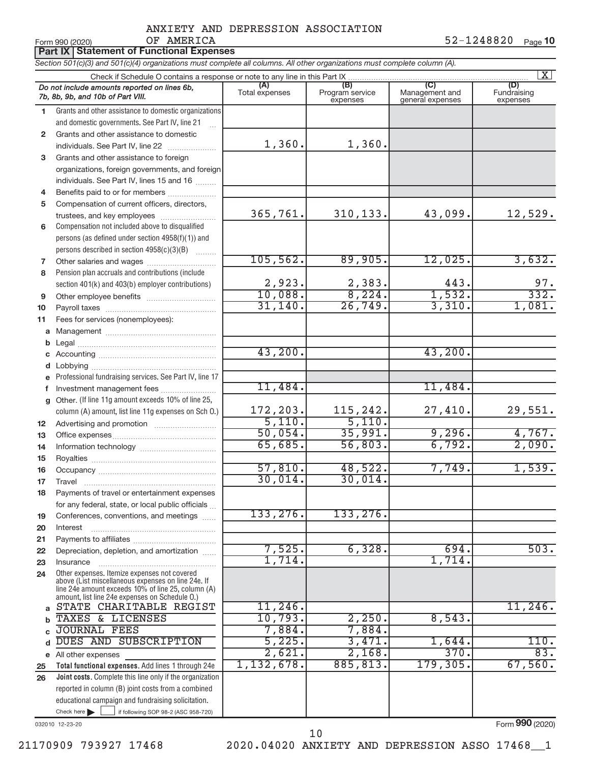ANXIETY AND DEPRESSION ASSOCIATION OF AMERICA

Form 990 (2020) 52-1248820 Page **10**

## Part IX Statement of Functional Expenses

*Section 501(c)(3) and 501(c)(4) organizations must complete all columns. All other organizations must complete column (A).*

Check if Schedule O contains a response or note to any line in this Part IX .......... [X]

| | *Do not include amounts reported on lines 6b, 7b, 8b, 9b, and 10b of Part VIII.* | (A) Total expenses | (B) Program service expenses | (C) Management and general expenses | (D) Fundraising expenses |
|---|---|---|---|---|---|
| 1 | Grants and other assistance to domestic organizations and domestic governments. See Part IV, line 21 | | | | |
| 2 | Grants and other assistance to domestic individuals. See Part IV, line 22 | 1,360. | 1,360. | | |
| 3 | Grants and other assistance to foreign organizations, foreign governments, and foreign individuals. See Part IV, lines 15 and 16 | | | | |
| 4 | Benefits paid to or for members | | | | |
| 5 | Compensation of current officers, directors, trustees, and key employees | 365,761. | 310,133. | 43,099. | 12,529. |
| 6 | Compensation not included above to disqualified persons (as defined under section 4958(f)(1)) and persons described in section 4958(c)(3)(B) | | | | |
| 7 | Other salaries and wages | 105,562. | 89,905. | 12,025. | 3,632. |
| 8 | Pension plan accruals and contributions (include section 401(k) and 403(b) employer contributions) | 2,923. | 2,383. | 443. | 97. |
| 9 | Other employee benefits | 10,088. | 8,224. | 1,532. | 332. |
| 10 | Payroll taxes | 31,140. | 26,749. | 3,310. | 1,081. |
| 11 | Fees for services (nonemployees): | | | | |
| a | Management | | | | |
| b | Legal | | | | |
| c | Accounting | 43,200. | | 43,200. | |
| d | Lobbying | | | | |
| e | Professional fundraising services. See Part IV, line 17 | | | | |
| f | Investment management fees | 11,484. | | 11,484. | |
| g | Other. (If line 11g amount exceeds 10% of line 25, column (A) amount, list line 11g expenses on Sch O.) | 172,203. | 115,242. | 27,410. | 29,551. |
| 12 | Advertising and promotion | 5,110. | 5,110. | | |
| 13 | Office expenses | 50,054. | 35,991. | 9,296. | 4,767. |
| 14 | Information technology | 65,685. | 56,803. | 6,792. | 2,090. |
| 15 | Royalties | | | | |
| 16 | Occupancy | 57,810. | 48,522. | 7,749. | 1,539. |
| 17 | Travel | 30,014. | 30,014. | | |
| 18 | Payments of travel or entertainment expenses for any federal, state, or local public officials | | | | |
| 19 | Conferences, conventions, and meetings | 133,276. | 133,276. | | |
| 20 | Interest | | | | |
| 21 | Payments to affiliates | | | | |
| 22 | Depreciation, depletion, and amortization | 7,525. | 6,328. | 694. | 503. |
| 23 | Insurance | 1,714. | | 1,714. | |
| 24 | Other expenses. Itemize expenses not covered above (List miscellaneous expenses on line 24e. If line 24e amount exceeds 10% of line 25, column (A) amount, list line 24e expenses on Schedule O.) | | | | |
| a | STATE CHARITABLE REGIST | 11,246. | | | 11,246. |
| b | TAXES & LICENSES | 10,793. | 2,250. | 8,543. | |
| c | JOURNAL FEES | 7,884. | 7,884. | | |
| d | DUES AND SUBSCRIPTION | 5,225. | 3,471. | 1,644. | 110. |
| e | All other expenses | 2,621. | 2,168. | 370. | 83. |
| 25 | **Total functional expenses.** Add lines 1 through 24e | 1,132,678. | 885,813. | 179,305. | 67,560. |
| 26 | **Joint costs.** Complete this line only if the organization reported in column (B) joint costs from a combined educational campaign and fundraising solicitation. Check here [ ] if following SOP 98-2 (ASC 958-720) | | | | |

032010 12-23-20

Form **990** (2020)

21170909 793927 17468 2020.04020 ANXIETY AND DEPRESSION ASSO 17468__1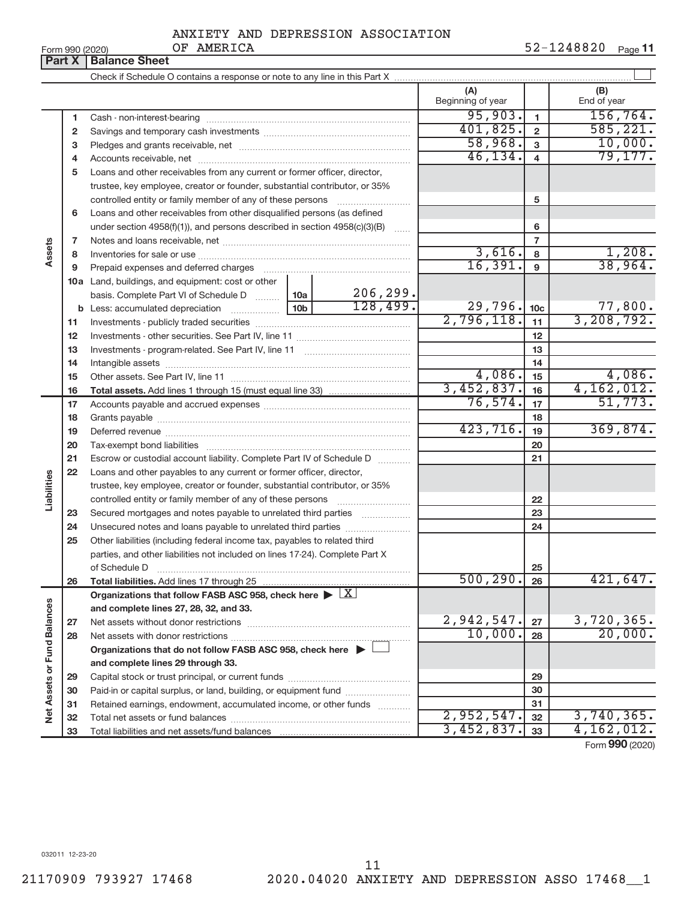ANXIETY AND DEPRESSION ASSOCIATION OF AMERICA

Form 990 (2020) 52-1248820 Page 11

**Part X | Balance Sheet**

Check if Schedule O contains a response or note to any line in this Part X ☐

| | | | (A) Beginning of year | | (B) End of year |
|---|---|---|---|---|---|
| Assets | 1 | Cash - non-interest-bearing | 95,903. | 1 | 156,764. |
| | 2 | Savings and temporary cash investments | 401,825. | 2 | 585,221. |
| | 3 | Pledges and grants receivable, net | 58,968. | 3 | 10,000. |
| | 4 | Accounts receivable, net | 46,134. | 4 | 79,177. |
| | 5 | Loans and other receivables from any current or former officer, director, trustee, key employee, creator or founder, substantial contributor, or 35% controlled entity or family member of any of these persons | | 5 | |
| | 6 | Loans and other receivables from other disqualified persons (as defined under section 4958(f)(1)), and persons described in section 4958(c)(3)(B) | | 6 | |
| | 7 | Notes and loans receivable, net | | 7 | |
| | 8 | Inventories for sale or use | 3,616. | 8 | 1,208. |
| | 9 | Prepaid expenses and deferred charges | 16,391. | 9 | 38,964. |
| | 10a | Land, buildings, and equipment: cost or other basis. Complete Part VI of Schedule D — 10a: 206,299. | | | |
| | b | Less: accumulated depreciation — 10b: 128,499. | 29,796. | 10c | 77,800. |
| | 11 | Investments - publicly traded securities | 2,796,118. | 11 | 3,208,792. |
| | 12 | Investments - other securities. See Part IV, line 11 | | 12 | |
| | 13 | Investments - program-related. See Part IV, line 11 | | 13 | |
| | 14 | Intangible assets | | 14 | |
| | 15 | Other assets. See Part IV, line 11 | 4,086. | 15 | 4,086. |
| | 16 | **Total assets.** Add lines 1 through 15 (must equal line 33) | 3,452,837. | 16 | 4,162,012. |
| Liabilities | 17 | Accounts payable and accrued expenses | 76,574. | 17 | 51,773. |
| | 18 | Grants payable | | 18 | |
| | 19 | Deferred revenue | 423,716. | 19 | 369,874. |
| | 20 | Tax-exempt bond liabilities | | 20 | |
| | 21 | Escrow or custodial account liability. Complete Part IV of Schedule D | | 21 | |
| | 22 | Loans and other payables to any current or former officer, director, trustee, key employee, creator or founder, substantial contributor, or 35% controlled entity or family member of any of these persons | | 22 | |
| | 23 | Secured mortgages and notes payable to unrelated third parties | | 23 | |
| | 24 | Unsecured notes and loans payable to unrelated third parties | | 24 | |
| | 25 | Other liabilities (including federal income tax, payables to related third parties, and other liabilities not included on lines 17-24). Complete Part X of Schedule D | | 25 | |
| | 26 | **Total liabilities.** Add lines 17 through 25 | 500,290. | 26 | 421,647. |
| Net Assets or Fund Balances | | **Organizations that follow FASB ASC 958, check here** ▶ ☒ **and complete lines 27, 28, 32, and 33.** | | | |
| | 27 | Net assets without donor restrictions | 2,942,547. | 27 | 3,720,365. |
| | 28 | Net assets with donor restrictions | 10,000. | 28 | 20,000. |
| | | **Organizations that do not follow FASB ASC 958, check here** ▶ ☐ **and complete lines 29 through 33.** | | | |
| | 29 | Capital stock or trust principal, or current funds | | 29 | |
| | 30 | Paid-in or capital surplus, or land, building, or equipment fund | | 30 | |
| | 31 | Retained earnings, endowment, accumulated income, or other funds | | 31 | |
| | 32 | Total net assets or fund balances | 2,952,547. | 32 | 3,740,365. |
| | 33 | Total liabilities and net assets/fund balances | 3,452,837. | 33 | 4,162,012. |

Form **990** (2020)

032011 12-23-20

21170909 793927 17468 2020.04020 ANXIETY AND DEPRESSION ASSO 17468__1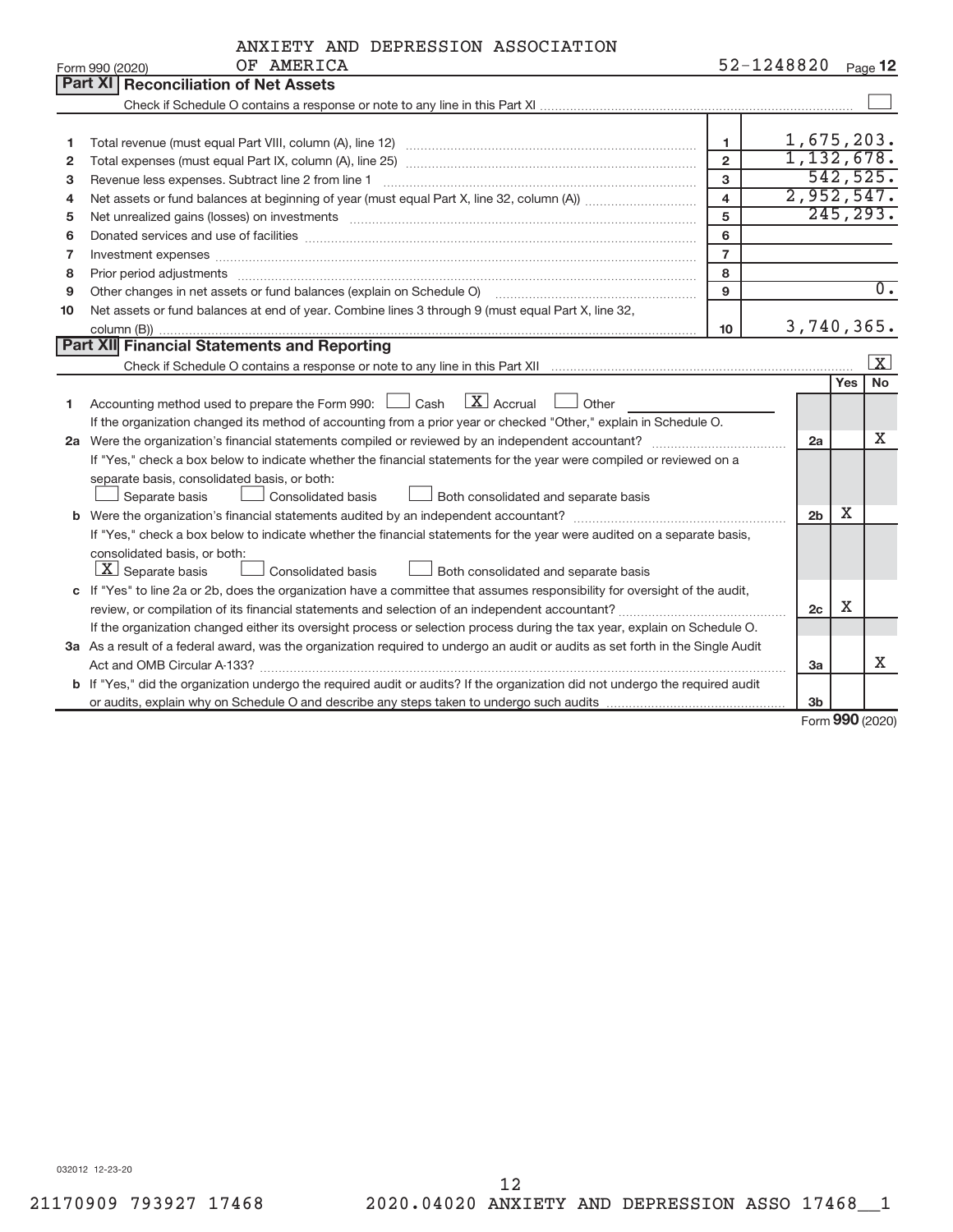ANXIETY AND DEPRESSION ASSOCIATION OF AMERICA

Form 990 (2020) 52-1248820 Page 12

## Part XI Reconciliation of Net Assets

Check if Schedule O contains a response or note to any line in this Part XI ☐

| | | | |
|---|---|---|---|
| 1 | Total revenue (must equal Part VIII, column (A), line 12) | 1 | 1,675,203. |
| 2 | Total expenses (must equal Part IX, column (A), line 25) | 2 | 1,132,678. |
| 3 | Revenue less expenses. Subtract line 2 from line 1 | 3 | 542,525. |
| 4 | Net assets or fund balances at beginning of year (must equal Part X, line 32, column (A)) | 4 | 2,952,547. |
| 5 | Net unrealized gains (losses) on investments | 5 | 245,293. |
| 6 | Donated services and use of facilities | 6 | |
| 7 | Investment expenses | 7 | |
| 8 | Prior period adjustments | 8 | |
| 9 | Other changes in net assets or fund balances (explain on Schedule O) | 9 | 0. |
| 10 | Net assets or fund balances at end of year. Combine lines 3 through 9 (must equal Part X, line 32, column (B)) | 10 | 3,740,365. |

## Part XII Financial Statements and Reporting

Check if Schedule O contains a response or note to any line in this Part XII ☒

| | | | Yes | No |
|---|---|---|---|---|
| 1 | Accounting method used to prepare the Form 990: ☐ Cash ☒ Accrual ☐ Other<br>If the organization changed its method of accounting from a prior year or checked "Other," explain in Schedule O. | | | |
| 2a | Were the organization's financial statements compiled or reviewed by an independent accountant? | 2a | | X |
| | If "Yes," check a box below to indicate whether the financial statements for the year were compiled or reviewed on a separate basis, consolidated basis, or both:<br>☐ Separate basis ☐ Consolidated basis ☐ Both consolidated and separate basis | | | |
| b | Were the organization's financial statements audited by an independent accountant? | 2b | X | |
| | If "Yes," check a box below to indicate whether the financial statements for the year were audited on a separate basis, consolidated basis, or both:<br>☒ Separate basis ☐ Consolidated basis ☐ Both consolidated and separate basis | | | |
| c | If "Yes" to line 2a or 2b, does the organization have a committee that assumes responsibility for oversight of the audit, review, or compilation of its financial statements and selection of an independent accountant? | 2c | X | |
| | If the organization changed either its oversight process or selection process during the tax year, explain on Schedule O. | | | |
| 3a | As a result of a federal award, was the organization required to undergo an audit or audits as set forth in the Single Audit Act and OMB Circular A-133? | 3a | | X |
| b | If "Yes," did the organization undergo the required audit or audits? If the organization did not undergo the required audit or audits, explain why on Schedule O and describe any steps taken to undergo such audits | 3b | | |

Form **990** (2020)

032012 12-23-20

21170909 793927 17468 2020.04020 ANXIETY AND DEPRESSION ASSO 17468__1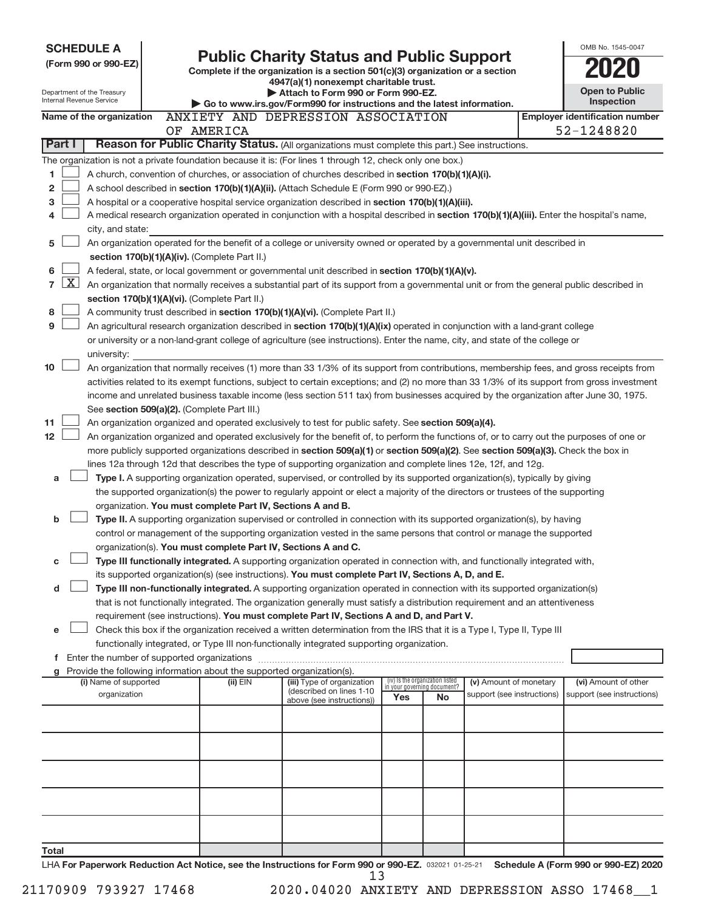**SCHEDULE A**
**(Form 990 or 990-EZ)**

Department of the Treasury
Internal Revenue Service

# Public Charity Status and Public Support

**Complete if the organization is a section 501(c)(3) organization or a section 4947(a)(1) nonexempt charitable trust.**
**▶ Attach to Form 990 or Form 990-EZ.**
**▶ Go to www.irs.gov/Form990 for instructions and the latest information.**

OMB No. 1545-0047
**2020**
**Open to Public Inspection**

**Name of the organization** ANXIETY AND DEPRESSION ASSOCIATION OF AMERICA
**Employer identification number** 52-1248820

**Part I** **Reason for Public Charity Status.** (All organizations must complete this part.) See instructions.

The organization is not a private foundation because it is: (For lines 1 through 12, check only one box.)

1 [ ] A church, convention of churches, or association of churches described in **section 170(b)(1)(A)(i).**
2 [ ] A school described in **section 170(b)(1)(A)(ii).** (Attach Schedule E (Form 990 or 990-EZ).)
3 [ ] A hospital or a cooperative hospital service organization described in **section 170(b)(1)(A)(iii).**
4 [ ] A medical research organization operated in conjunction with a hospital described in **section 170(b)(1)(A)(iii).** Enter the hospital's name, city, and state:
5 [ ] An organization operated for the benefit of a college or university owned or operated by a governmental unit described in **section 170(b)(1)(A)(iv).** (Complete Part II.)
6 [ ] A federal, state, or local government or governmental unit described in **section 170(b)(1)(A)(v).**
7 [X] An organization that normally receives a substantial part of its support from a governmental unit or from the general public described in **section 170(b)(1)(A)(vi).** (Complete Part II.)
8 [ ] A community trust described in **section 170(b)(1)(A)(vi).** (Complete Part II.)
9 [ ] An agricultural research organization described in **section 170(b)(1)(A)(ix)** operated in conjunction with a land-grant college or university or a non-land-grant college of agriculture (see instructions). Enter the name, city, and state of the college or university:
10 [ ] An organization that normally receives (1) more than 33 1/3% of its support from contributions, membership fees, and gross receipts from activities related to its exempt functions, subject to certain exceptions; and (2) no more than 33 1/3% of its support from gross investment income and unrelated business taxable income (less section 511 tax) from businesses acquired by the organization after June 30, 1975. See **section 509(a)(2).** (Complete Part III.)
11 [ ] An organization organized and operated exclusively to test for public safety. See **section 509(a)(4).**
12 [ ] An organization organized and operated exclusively for the benefit of, to perform the functions of, or to carry out the purposes of one or more publicly supported organizations described in **section 509(a)(1)** or **section 509(a)(2)**. See **section 509(a)(3).** Check the box in lines 12a through 12d that describes the type of supporting organization and complete lines 12e, 12f, and 12g.

a [ ] **Type I.** A supporting organization operated, supervised, or controlled by its supported organization(s), typically by giving the supported organization(s) the power to regularly appoint or elect a majority of the directors or trustees of the supporting organization. **You must complete Part IV, Sections A and B.**

b [ ] **Type II.** A supporting organization supervised or controlled in connection with its supported organization(s), by having control or management of the supporting organization vested in the same persons that control or manage the supported organization(s). **You must complete Part IV, Sections A and C.**

c [ ] **Type III functionally integrated.** A supporting organization operated in connection with, and functionally integrated with, its supported organization(s) (see instructions). **You must complete Part IV, Sections A, D, and E.**

d [ ] **Type III non-functionally integrated.** A supporting organization operated in connection with its supported organization(s) that is not functionally integrated. The organization generally must satisfy a distribution requirement and an attentiveness requirement (see instructions). **You must complete Part IV, Sections A and D, and Part V.**

e [ ] Check this box if the organization received a written determination from the IRS that it is a Type I, Type II, Type III functionally integrated, or Type III non-functionally integrated supporting organization.

f Enter the number of supported organizations

g Provide the following information about the supported organization(s).

| (i) Name of supported organization | (ii) EIN | (iii) Type of organization (described on lines 1-10 above (see instructions)) | (iv) Is the organization listed in your governing document? Yes | No | (v) Amount of monetary support (see instructions) | (vi) Amount of other support (see instructions) |
|---|---|---|---|---|---|---|
| | | | | | | |
| | | | | | | |
| | | | | | | |
| | | | | | | |
| | | | | | | |
| **Total** | | | | | | |

LHA **For Paperwork Reduction Act Notice, see the Instructions for Form 990 or 990-EZ.** 032021 01-25-21 **Schedule A (Form 990 or 990-EZ) 2020**

21170909 793927 17468 2020.04020 ANXIETY AND DEPRESSION ASSO 17468__1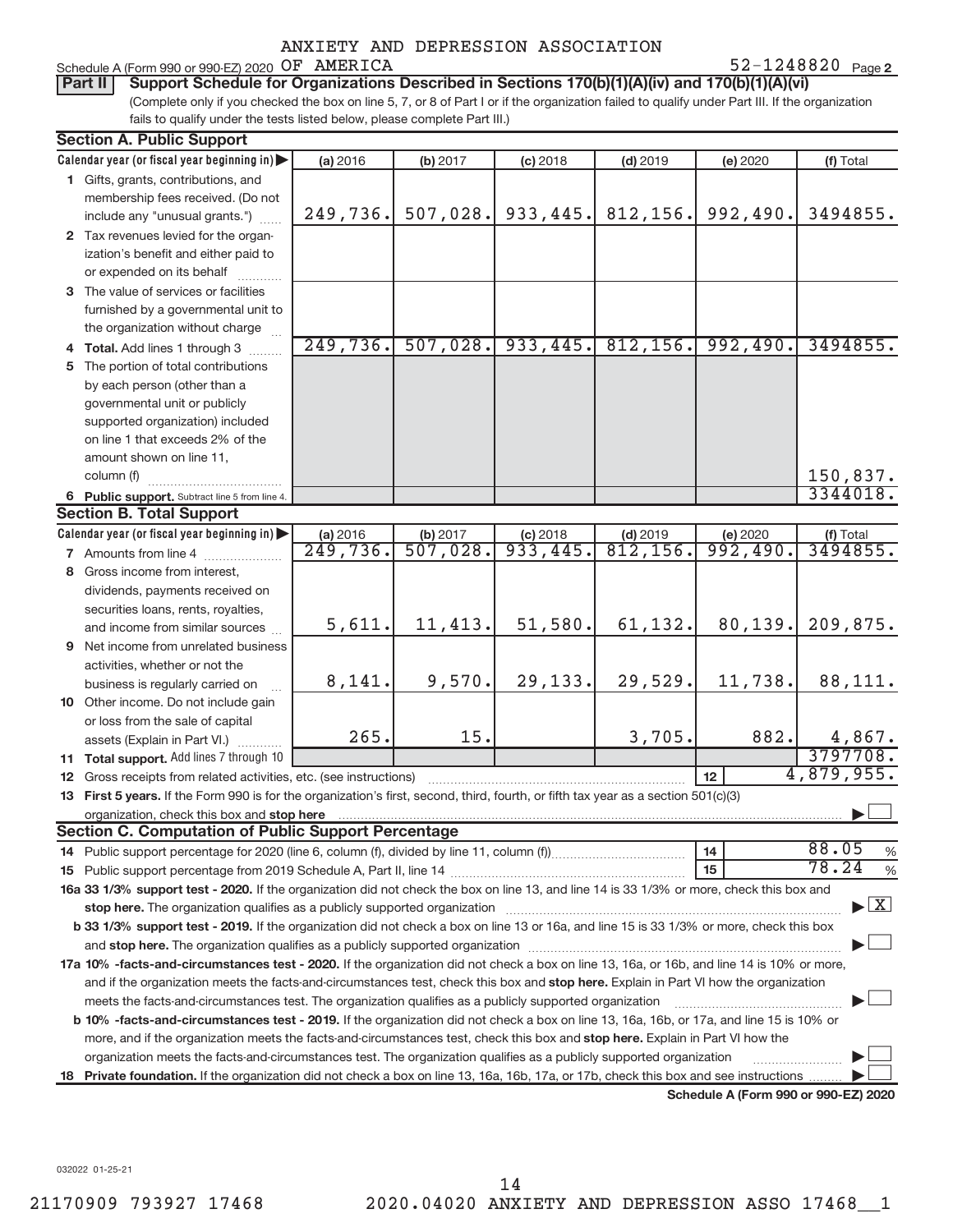ANXIETY AND DEPRESSION ASSOCIATION

Schedule A (Form 990 or 990-EZ) 2020 OF AMERICA 52-1248820 Page 2

**Part II** **Support Schedule for Organizations Described in Sections 170(b)(1)(A)(iv) and 170(b)(1)(A)(vi)**

(Complete only if you checked the box on line 5, 7, or 8 of Part I or if the organization failed to qualify under Part III. If the organization fails to qualify under the tests listed below, please complete Part III.)

**Section A. Public Support**

| Calendar year (or fiscal year beginning in) | (a) 2016 | (b) 2017 | (c) 2018 | (d) 2019 | (e) 2020 | (f) Total |
|---|---|---|---|---|---|---|
| 1 Gifts, grants, contributions, and membership fees received. (Do not include any "unusual grants.") | 249,736. | 507,028. | 933,445. | 812,156. | 992,490. | 3494855. |
| 2 Tax revenues levied for the organization's benefit and either paid to or expended on its behalf | | | | | | |
| 3 The value of services or facilities furnished by a governmental unit to the organization without charge | | | | | | |
| 4 **Total.** Add lines 1 through 3 | 249,736. | 507,028. | 933,445. | 812,156. | 992,490. | 3494855. |
| 5 The portion of total contributions by each person (other than a governmental unit or publicly supported organization) included on line 1 that exceeds 2% of the amount shown on line 11, column (f) | | | | | | 150,837. |
| 6 **Public support.** Subtract line 5 from line 4. | | | | | | 3344018. |

**Section B. Total Support**

| Calendar year (or fiscal year beginning in) | (a) 2016 | (b) 2017 | (c) 2018 | (d) 2019 | (e) 2020 | (f) Total |
|---|---|---|---|---|---|---|
| 7 Amounts from line 4 | 249,736. | 507,028. | 933,445. | 812,156. | 992,490. | 3494855. |
| 8 Gross income from interest, dividends, payments received on securities loans, rents, royalties, and income from similar sources | 5,611. | 11,413. | 51,580. | 61,132. | 80,139. | 209,875. |
| 9 Net income from unrelated business activities, whether or not the business is regularly carried on | 8,141. | 9,570. | 29,133. | 29,529. | 11,738. | 88,111. |
| 10 Other income. Do not include gain or loss from the sale of capital assets (Explain in Part VI.) | 265. | 15. | | 3,705. | 882. | 4,867. |
| 11 **Total support.** Add lines 7 through 10 | | | | | | 3797708. |

12 Gross receipts from related activities, etc. (see instructions) | 12 | 4,879,955.

13 **First 5 years.** If the Form 990 is for the organization's first, second, third, fourth, or fifth tax year as a section 501(c)(3) organization, check this box and **stop here** ☐

**Section C. Computation of Public Support Percentage**

14 Public support percentage for 2020 (line 6, column (f), divided by line 11, column (f)) | 14 | 88.05 %

15 Public support percentage from 2019 Schedule A, Part II, line 14 | 15 | 78.24 %

**16a 33 1/3% support test - 2020.** If the organization did not check the box on line 13, and line 14 is 33 1/3% or more, check this box and **stop here.** The organization qualifies as a publicly supported organization ☒

**b 33 1/3% support test - 2019.** If the organization did not check a box on line 13 or 16a, and line 15 is 33 1/3% or more, check this box and **stop here.** The organization qualifies as a publicly supported organization ☐

**17a 10% -facts-and-circumstances test - 2020.** If the organization did not check a box on line 13, 16a, or 16b, and line 14 is 10% or more, and if the organization meets the facts-and-circumstances test, check this box and **stop here.** Explain in Part VI how the organization meets the facts-and-circumstances test. The organization qualifies as a publicly supported organization ☐

**b 10% -facts-and-circumstances test - 2019.** If the organization did not check a box on line 13, 16a, 16b, or 17a, and line 15 is 10% or more, and if the organization meets the facts-and-circumstances test, check this box and **stop here.** Explain in Part VI how the organization meets the facts-and-circumstances test. The organization qualifies as a publicly supported organization ☐

**18 Private foundation.** If the organization did not check a box on line 13, 16a, 16b, 17a, or 17b, check this box and see instructions ☐

**Schedule A (Form 990 or 990-EZ) 2020**

032022 01-25-21

21170909 793927 17468 2020.04020 ANXIETY AND DEPRESSION ASSO 17468__1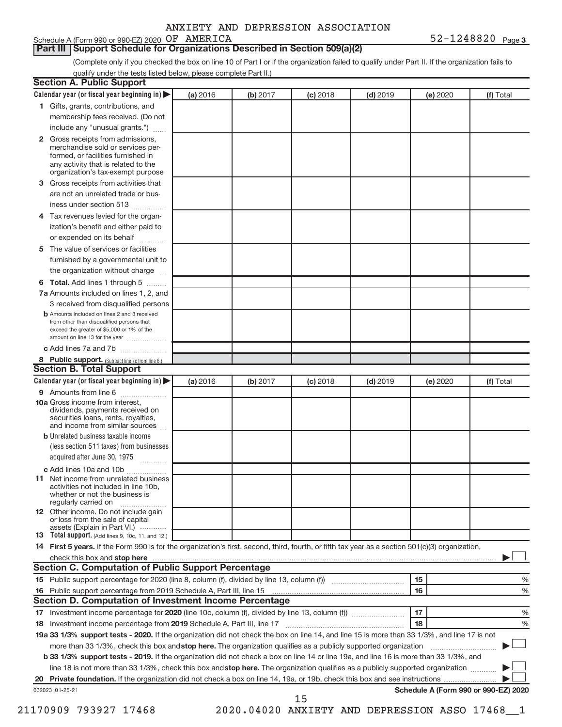ANXIETY AND DEPRESSION ASSOCIATION

Schedule A (Form 990 or 990-EZ) 2020 OF AMERICA 52-1248820 Page 3

## Part III Support Schedule for Organizations Described in Section 509(a)(2)

(Complete only if you checked the box on line 10 of Part I or if the organization failed to qualify under Part II. If the organization fails to qualify under the tests listed below, please complete Part II.)

### Section A. Public Support

| Calendar year (or fiscal year beginning in) ▶ | (a) 2016 | (b) 2017 | (c) 2018 | (d) 2019 | (e) 2020 | (f) Total |
|---|---|---|---|---|---|---|
| 1 Gifts, grants, contributions, and membership fees received. (Do not include any "unusual grants.") | | | | | | |
| 2 Gross receipts from admissions, merchandise sold or services performed, or facilities furnished in any activity that is related to the organization's tax-exempt purpose | | | | | | |
| 3 Gross receipts from activities that are not an unrelated trade or business under section 513 | | | | | | |
| 4 Tax revenues levied for the organization's benefit and either paid to or expended on its behalf | | | | | | |
| 5 The value of services or facilities furnished by a governmental unit to the organization without charge | | | | | | |
| 6 Total. Add lines 1 through 5 | | | | | | |
| 7a Amounts included on lines 1, 2, and 3 received from disqualified persons | | | | | | |
| b Amounts included on lines 2 and 3 received from other than disqualified persons that exceed the greater of $5,000 or 1% of the amount on line 13 for the year | | | | | | |
| c Add lines 7a and 7b | | | | | | |
| 8 Public support. (Subtract line 7c from line 6.) | | | | | | |

### Section B. Total Support

| Calendar year (or fiscal year beginning in) ▶ | (a) 2016 | (b) 2017 | (c) 2018 | (d) 2019 | (e) 2020 | (f) Total |
|---|---|---|---|---|---|---|
| 9 Amounts from line 6 | | | | | | |
| 10a Gross income from interest, dividends, payments received on securities loans, rents, royalties, and income from similar sources | | | | | | |
| b Unrelated business taxable income (less section 511 taxes) from businesses acquired after June 30, 1975 | | | | | | |
| c Add lines 10a and 10b | | | | | | |
| 11 Net income from unrelated business activities not included in line 10b, whether or not the business is regularly carried on | | | | | | |
| 12 Other income. Do not include gain or loss from the sale of capital assets (Explain in Part VI.) | | | | | | |
| 13 Total support. (Add lines 9, 10c, 11, and 12.) | | | | | | |

14 **First 5 years.** If the Form 990 is for the organization's first, second, third, fourth, or fifth tax year as a section 501(c)(3) organization, check this box and **stop here** ▶ ☐

### Section C. Computation of Public Support Percentage

| | | | |
|---|---|---|---|
| 15 Public support percentage for 2020 (line 8, column (f), divided by line 13, column (f)) | 15 | | % |
| 16 Public support percentage from 2019 Schedule A, Part III, line 15 | 16 | | % |

### Section D. Computation of Investment Income Percentage

| | | | |
|---|---|---|---|
| 17 Investment income percentage for **2020** (line 10c, column (f), divided by line 13, column (f)) | 17 | | % |
| 18 Investment income percentage from **2019** Schedule A, Part III, line 17 | 18 | | % |

**19a 33 1/3% support tests - 2020.** If the organization did not check the box on line 14, and line 15 is more than 33 1/3%, and line 17 is not more than 33 1/3%, check this box and **stop here.** The organization qualifies as a publicly supported organization ▶ ☐

**b 33 1/3% support tests - 2019.** If the organization did not check a box on line 14 or line 19a, and line 16 is more than 33 1/3%, and line 18 is not more than 33 1/3%, check this box and **stop here.** The organization qualifies as a publicly supported organization ▶ ☐

**20 Private foundation.** If the organization did not check a box on line 14, 19a, or 19b, check this box and see instructions ▶ ☐

032023 01-25-21 **Schedule A (Form 990 or 990-EZ) 2020**

21170909 793927 17468 2020.04020 ANXIETY AND DEPRESSION ASSO 17468__1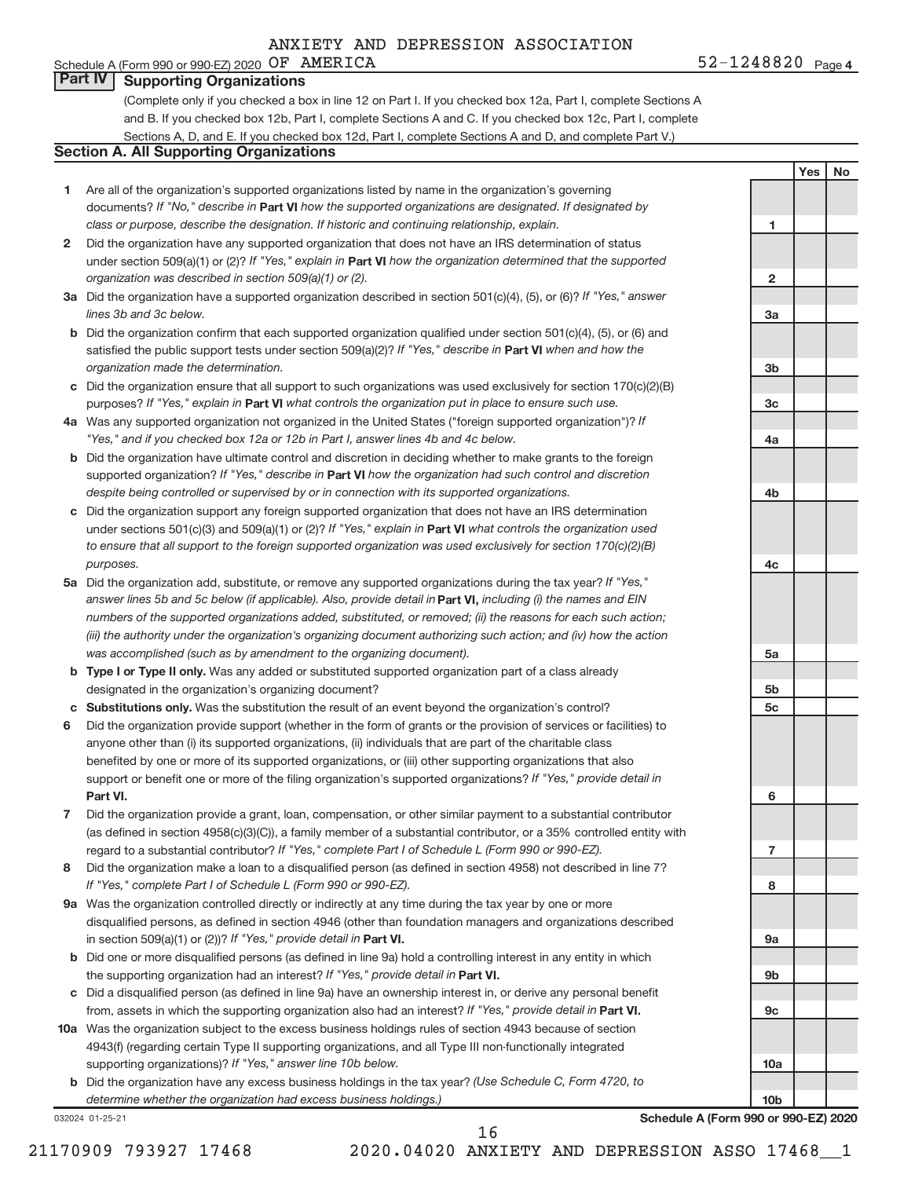ANXIETY AND DEPRESSION ASSOCIATION

Schedule A (Form 990 or 990-EZ) 2020 OF AMERICA 52-1248820 Page 4

**Part IV Supporting Organizations**

(Complete only if you checked a box in line 12 on Part I. If you checked box 12a, Part I, complete Sections A and B. If you checked box 12b, Part I, complete Sections A and C. If you checked box 12c, Part I, complete Sections A, D, and E. If you checked box 12d, Part I, complete Sections A and D, and complete Part V.)

**Section A. All Supporting Organizations**

| | | | Yes | No |
|---|---|---|---|---|
| 1 | Are all of the organization's supported organizations listed by name in the organization's governing documents? *If "No," describe in* **Part VI** *how the supported organizations are designated. If designated by class or purpose, describe the designation. If historic and continuing relationship, explain.* | 1 | | |
| 2 | Did the organization have any supported organization that does not have an IRS determination of status under section 509(a)(1) or (2)? *If "Yes," explain in* **Part VI** *how the organization determined that the supported organization was described in section 509(a)(1) or (2).* | 2 | | |
| 3a | Did the organization have a supported organization described in section 501(c)(4), (5), or (6)? *If "Yes," answer lines 3b and 3c below.* | 3a | | |
| b | Did the organization confirm that each supported organization qualified under section 501(c)(4), (5), or (6) and satisfied the public support tests under section 509(a)(2)? *If "Yes," describe in* **Part VI** *when and how the organization made the determination.* | 3b | | |
| c | Did the organization ensure that all support to such organizations was used exclusively for section 170(c)(2)(B) purposes? *If "Yes," explain in* **Part VI** *what controls the organization put in place to ensure such use.* | 3c | | |
| 4a | Was any supported organization not organized in the United States ("foreign supported organization")? *If "Yes," and if you checked box 12a or 12b in Part I, answer lines 4b and 4c below.* | 4a | | |
| b | Did the organization have ultimate control and discretion in deciding whether to make grants to the foreign supported organization? *If "Yes," describe in* **Part VI** *how the organization had such control and discretion despite being controlled or supervised by or in connection with its supported organizations.* | 4b | | |
| c | Did the organization support any foreign supported organization that does not have an IRS determination under sections 501(c)(3) and 509(a)(1) or (2)? *If "Yes," explain in* **Part VI** *what controls the organization used to ensure that all support to the foreign supported organization was used exclusively for section 170(c)(2)(B) purposes.* | 4c | | |
| 5a | Did the organization add, substitute, or remove any supported organizations during the tax year? *If "Yes," answer lines 5b and 5c below (if applicable). Also, provide detail in* **Part VI,** *including (i) the names and EIN numbers of the supported organizations added, substituted, or removed; (ii) the reasons for each such action; (iii) the authority under the organization's organizing document authorizing such action; and (iv) how the action was accomplished (such as by amendment to the organizing document).* | 5a | | |
| b | **Type I or Type II only.** Was any added or substituted supported organization part of a class already designated in the organization's organizing document? | 5b | | |
| c | **Substitutions only.** Was the substitution the result of an event beyond the organization's control? | 5c | | |
| 6 | Did the organization provide support (whether in the form of grants or the provision of services or facilities) to anyone other than (i) its supported organizations, (ii) individuals that are part of the charitable class benefited by one or more of its supported organizations, or (iii) other supporting organizations that also support or benefit one or more of the filing organization's supported organizations? *If "Yes," provide detail in* **Part VI.** | 6 | | |
| 7 | Did the organization provide a grant, loan, compensation, or other similar payment to a substantial contributor (as defined in section 4958(c)(3)(C)), a family member of a substantial contributor, or a 35% controlled entity with regard to a substantial contributor? *If "Yes," complete Part I of Schedule L (Form 990 or 990-EZ).* | 7 | | |
| 8 | Did the organization make a loan to a disqualified person (as defined in section 4958) not described in line 7? *If "Yes," complete Part I of Schedule L (Form 990 or 990-EZ).* | 8 | | |
| 9a | Was the organization controlled directly or indirectly at any time during the tax year by one or more disqualified persons, as defined in section 4946 (other than foundation managers and organizations described in section 509(a)(1) or (2))? *If "Yes," provide detail in* **Part VI.** | 9a | | |
| b | Did one or more disqualified persons (as defined in line 9a) hold a controlling interest in any entity in which the supporting organization had an interest? *If "Yes," provide detail in* **Part VI.** | 9b | | |
| c | Did a disqualified person (as defined in line 9a) have an ownership interest in, or derive any personal benefit from, assets in which the supporting organization also had an interest? *If "Yes," provide detail in* **Part VI.** | 9c | | |
| 10a | Was the organization subject to the excess business holdings rules of section 4943 because of section 4943(f) (regarding certain Type II supporting organizations, and all Type III non-functionally integrated supporting organizations)? *If "Yes," answer line 10b below.* | 10a | | |
| b | Did the organization have any excess business holdings in the tax year? *(Use Schedule C, Form 4720, to determine whether the organization had excess business holdings.)* | 10b | | |

032024 01-25-21

**Schedule A (Form 990 or 990-EZ) 2020**

21170909 793927 17468 2020.04020 ANXIETY AND DEPRESSION ASSO 17468__1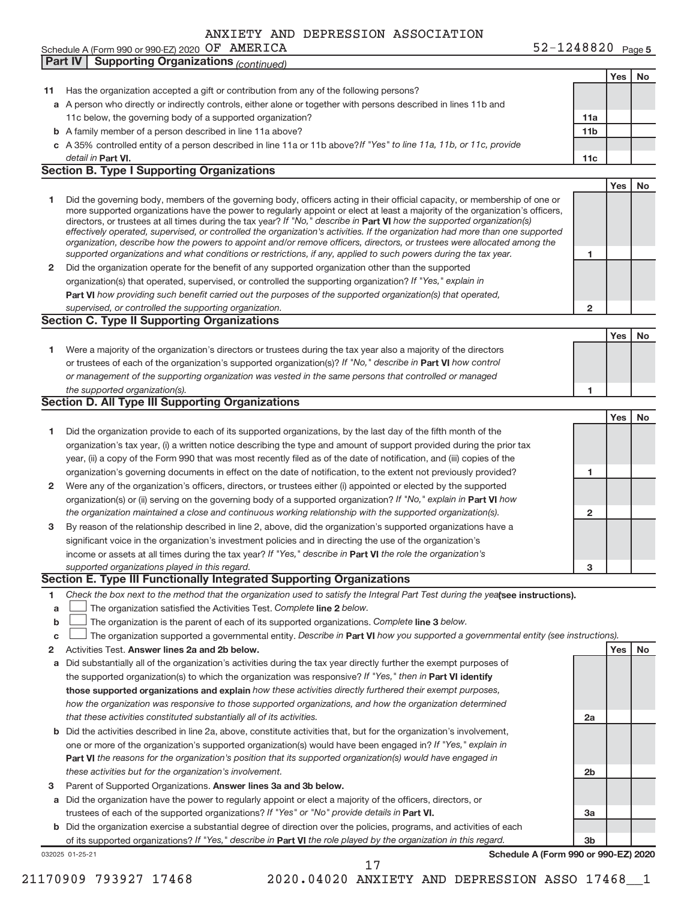ANXIETY AND DEPRESSION ASSOCIATION

Schedule A (Form 990 or 990-EZ) 2020 OF AMERICA 52-1248820 Page 5

**Part IV | Supporting Organizations** *(continued)*

| | | | Yes | No |
|---|---|---|---|---|
| **11** | Has the organization accepted a gift or contribution from any of the following persons? | | | |
| **a** | A person who directly or indirectly controls, either alone or together with persons described in lines 11b and 11c below, the governing body of a supported organization? | 11a | | |
| **b** | A family member of a person described in line 11a above? | 11b | | |
| **c** | A 35% controlled entity of a person described in line 11a or 11b above? *If "Yes" to line 11a, 11b, or 11c, provide detail in* **Part VI.** | 11c | | |

### Section B. Type I Supporting Organizations

| | | | Yes | No |
|---|---|---|---|---|
| **1** | Did the governing body, members of the governing body, officers acting in their official capacity, or membership of one or more supported organizations have the power to regularly appoint or elect at least a majority of the organization's officers, directors, or trustees at all times during the tax year? *If "No," describe in* **Part VI** *how the supported organization(s) effectively operated, supervised, or controlled the organization's activities. If the organization had more than one supported organization, describe how the powers to appoint and/or remove officers, directors, or trustees were allocated among the supported organizations and what conditions or restrictions, if any, applied to such powers during the tax year.* | 1 | | |
| **2** | Did the organization operate for the benefit of any supported organization other than the supported organization(s) that operated, supervised, or controlled the supporting organization? *If "Yes," explain in* **Part VI** *how providing such benefit carried out the purposes of the supported organization(s) that operated, supervised, or controlled the supporting organization.* | 2 | | |

### Section C. Type II Supporting Organizations

| | | | Yes | No |
|---|---|---|---|---|
| **1** | Were a majority of the organization's directors or trustees during the tax year also a majority of the directors or trustees of each of the organization's supported organization(s)? *If "No," describe in* **Part VI** *how control or management of the supporting organization was vested in the same persons that controlled or managed the supported organization(s).* | 1 | | |

### Section D. All Type III Supporting Organizations

| | | | Yes | No |
|---|---|---|---|---|
| **1** | Did the organization provide to each of its supported organizations, by the last day of the fifth month of the organization's tax year, (i) a written notice describing the type and amount of support provided during the prior tax year, (ii) a copy of the Form 990 that was most recently filed as of the date of notification, and (iii) copies of the organization's governing documents in effect on the date of notification, to the extent not previously provided? | 1 | | |
| **2** | Were any of the organization's officers, directors, or trustees either (i) appointed or elected by the supported organization(s) or (ii) serving on the governing body of a supported organization? *If "No," explain in* **Part VI** *how the organization maintained a close and continuous working relationship with the supported organization(s).* | 2 | | |
| **3** | By reason of the relationship described in line 2, above, did the organization's supported organizations have a significant voice in the organization's investment policies and in directing the use of the organization's income or assets at all times during the tax year? *If "Yes," describe in* **Part VI** *the role the organization's supported organizations played in this regard.* | 3 | | |

### Section E. Type III Functionally Integrated Supporting Organizations

**1** *Check the box next to the method that the organization used to satisfy the Integral Part Test during the year* **(see instructions).**

- **a** ☐ The organization satisfied the Activities Test. *Complete* **line 2** *below.*
- **b** ☐ The organization is the parent of each of its supported organizations. *Complete* **line 3** *below.*
- **c** ☐ The organization supported a governmental entity. *Describe in* **Part VI** *how you supported a governmental entity (see instructions).*

| | | | Yes | No |
|---|---|---|---|---|
| **2** | Activities Test. **Answer lines 2a and 2b below.** | | | |
| **a** | Did substantially all of the organization's activities during the tax year directly further the exempt purposes of the supported organization(s) to which the organization was responsive? *If "Yes," then in* **Part VI identify those supported organizations and explain** *how these activities directly furthered their exempt purposes, how the organization was responsive to those supported organizations, and how the organization determined that these activities constituted substantially all of its activities.* | 2a | | |
| **b** | Did the activities described in line 2a, above, constitute activities that, but for the organization's involvement, one or more of the organization's supported organization(s) would have been engaged in? *If "Yes," explain in* **Part VI** *the reasons for the organization's position that its supported organization(s) would have engaged in these activities but for the organization's involvement.* | 2b | | |
| **3** | Parent of Supported Organizations. **Answer lines 3a and 3b below.** | | | |
| **a** | Did the organization have the power to regularly appoint or elect a majority of the officers, directors, or trustees of each of the supported organizations? *If "Yes" or "No" provide details in* **Part VI.** | 3a | | |
| **b** | Did the organization exercise a substantial degree of direction over the policies, programs, and activities of each of its supported organizations? *If "Yes," describe in* **Part VI** *the role played by the organization in this regard.* | 3b | | |

032025 01-25-21 **Schedule A (Form 990 or 990-EZ) 2020**

21170909 793927 17468 2020.04020 ANXIETY AND DEPRESSION ASSO 17468__1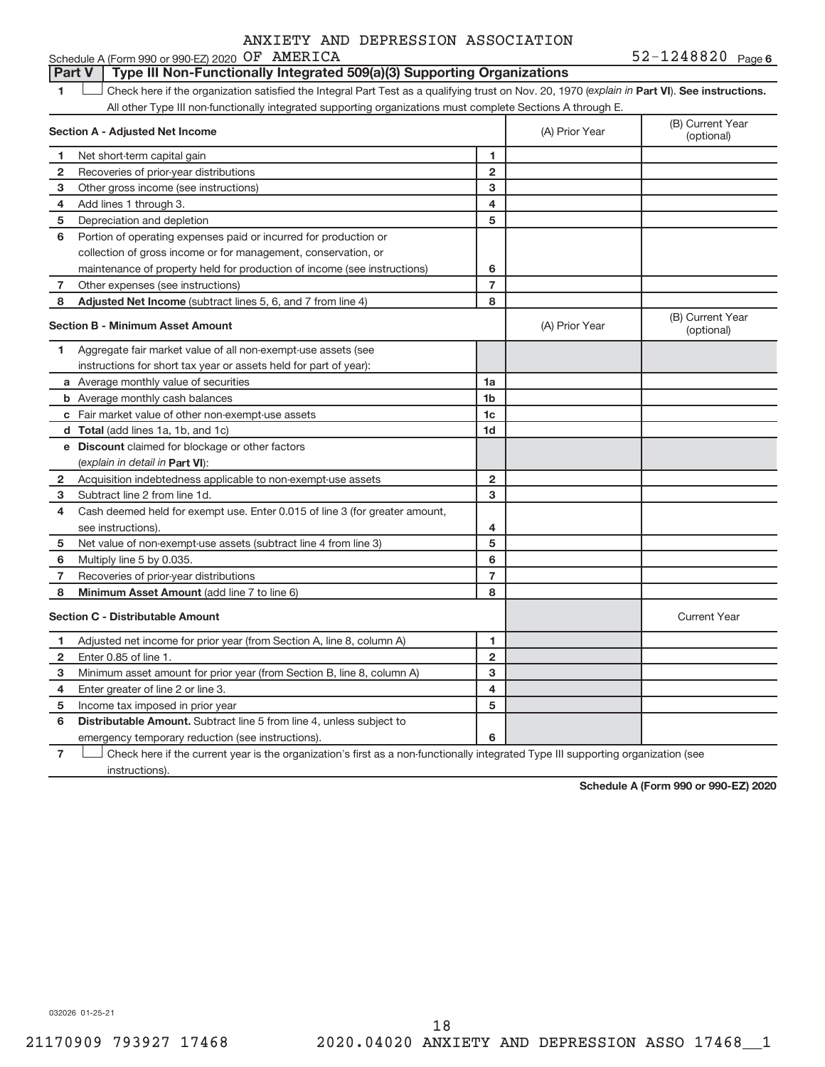ANXIETY AND DEPRESSION ASSOCIATION

Schedule A (Form 990 or 990-EZ) 2020 OF AMERICA 52-1248820 Page 6

**Part V | Type III Non-Functionally Integrated 509(a)(3) Supporting Organizations**

1 ☐ Check here if the organization satisfied the Integral Part Test as a qualifying trust on Nov. 20, 1970 (*explain in* **Part VI**). **See instructions.** All other Type III non-functionally integrated supporting organizations must complete Sections A through E.

| **Section A - Adjusted Net Income** | | | (A) Prior Year | (B) Current Year (optional) |
|---|---|---|---|---|
| 1 | Net short-term capital gain | 1 | | |
| 2 | Recoveries of prior-year distributions | 2 | | |
| 3 | Other gross income (see instructions) | 3 | | |
| 4 | Add lines 1 through 3. | 4 | | |
| 5 | Depreciation and depletion | 5 | | |
| 6 | Portion of operating expenses paid or incurred for production or collection of gross income or for management, conservation, or maintenance of property held for production of income (see instructions) | 6 | | |
| 7 | Other expenses (see instructions) | 7 | | |
| 8 | **Adjusted Net Income** (subtract lines 5, 6, and 7 from line 4) | 8 | | |

| **Section B - Minimum Asset Amount** | | | (A) Prior Year | (B) Current Year (optional) |
|---|---|---|---|---|
| 1 | Aggregate fair market value of all non-exempt-use assets (see instructions for short tax year or assets held for part of year): | | | |
| a | Average monthly value of securities | 1a | | |
| b | Average monthly cash balances | 1b | | |
| c | Fair market value of other non-exempt-use assets | 1c | | |
| d | **Total** (add lines 1a, 1b, and 1c) | 1d | | |
| e | **Discount** claimed for blockage or other factors (*explain in detail in* **Part VI**): | | | |
| 2 | Acquisition indebtedness applicable to non-exempt-use assets | 2 | | |
| 3 | Subtract line 2 from line 1d. | 3 | | |
| 4 | Cash deemed held for exempt use. Enter 0.015 of line 3 (for greater amount, see instructions). | 4 | | |
| 5 | Net value of non-exempt-use assets (subtract line 4 from line 3) | 5 | | |
| 6 | Multiply line 5 by 0.035. | 6 | | |
| 7 | Recoveries of prior-year distributions | 7 | | |
| 8 | **Minimum Asset Amount** (add line 7 to line 6) | 8 | | |

| **Section C - Distributable Amount** | | | | Current Year |
|---|---|---|---|---|
| 1 | Adjusted net income for prior year (from Section A, line 8, column A) | 1 | | |
| 2 | Enter 0.85 of line 1. | 2 | | |
| 3 | Minimum asset amount for prior year (from Section B, line 8, column A) | 3 | | |
| 4 | Enter greater of line 2 or line 3. | 4 | | |
| 5 | Income tax imposed in prior year | 5 | | |
| 6 | **Distributable Amount.** Subtract line 5 from line 4, unless subject to emergency temporary reduction (see instructions). | 6 | | |

7 ☐ Check here if the current year is the organization's first as a non-functionally integrated Type III supporting organization (see instructions).

**Schedule A (Form 990 or 990-EZ) 2020**

032026 01-25-21

21170909 793927 17468 2020.04020 ANXIETY AND DEPRESSION ASSO 17468__1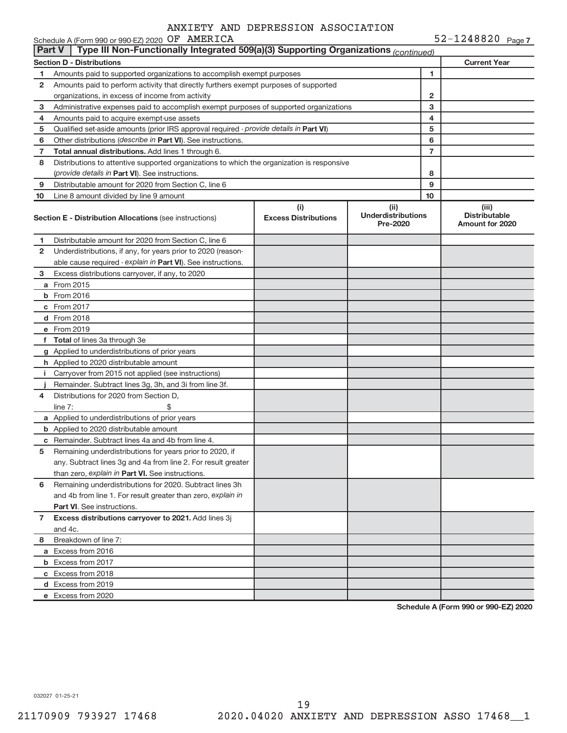ANXIETY AND DEPRESSION ASSOCIATION

Schedule A (Form 990 or 990-EZ) 2020 OF AMERICA 52-1248820 Page 7

## Part V | Type III Non-Functionally Integrated 509(a)(3) Supporting Organizations *(continued)*

| Section D - Distributions | | | Current Year |
|---|---|---|---|
| 1 | Amounts paid to supported organizations to accomplish exempt purposes | 1 | |
| 2 | Amounts paid to perform activity that directly furthers exempt purposes of supported organizations, in excess of income from activity | 2 | |
| 3 | Administrative expenses paid to accomplish exempt purposes of supported organizations | 3 | |
| 4 | Amounts paid to acquire exempt-use assets | 4 | |
| 5 | Qualified set-aside amounts (prior IRS approval required - *provide details in* **Part VI**) | 5 | |
| 6 | Other distributions (*describe in* **Part VI**). See instructions. | 6 | |
| 7 | **Total annual distributions.** Add lines 1 through 6. | 7 | |
| 8 | Distributions to attentive supported organizations to which the organization is responsive (*provide details in* **Part VI**). See instructions. | 8 | |
| 9 | Distributable amount for 2020 from Section C, line 6 | 9 | |
| 10 | Line 8 amount divided by line 9 amount | 10 | |

| | Section E - Distribution Allocations (see instructions) | (i) Excess Distributions | (ii) Underdistributions Pre-2020 | (iii) Distributable Amount for 2020 |
|---|---|---|---|---|
| 1 | Distributable amount for 2020 from Section C, line 6 | | | |
| 2 | Underdistributions, if any, for years prior to 2020 (reasonable cause required - *explain in* **Part VI**). See instructions. | | | |
| 3 | Excess distributions carryover, if any, to 2020 | | | |
| a | From 2015 | | | |
| b | From 2016 | | | |
| c | From 2017 | | | |
| d | From 2018 | | | |
| e | From 2019 | | | |
| f | **Total** of lines 3a through 3e | | | |
| g | Applied to underdistributions of prior years | | | |
| h | Applied to 2020 distributable amount | | | |
| i | Carryover from 2015 not applied (see instructions) | | | |
| j | Remainder. Subtract lines 3g, 3h, and 3i from line 3f. | | | |
| 4 | Distributions for 2020 from Section D, line 7: $ | | | |
| a | Applied to underdistributions of prior years | | | |
| b | Applied to 2020 distributable amount | | | |
| c | Remainder. Subtract lines 4a and 4b from line 4. | | | |
| 5 | Remaining underdistributions for years prior to 2020, if any. Subtract lines 3g and 4a from line 2. For result greater than zero, *explain in* **Part VI.** See instructions. | | | |
| 6 | Remaining underdistributions for 2020. Subtract lines 3h and 4b from line 1. For result greater than zero, *explain in* **Part VI**. See instructions. | | | |
| 7 | **Excess distributions carryover to 2021.** Add lines 3j and 4c. | | | |
| 8 | Breakdown of line 7: | | | |
| a | Excess from 2016 | | | |
| b | Excess from 2017 | | | |
| c | Excess from 2018 | | | |
| d | Excess from 2019 | | | |
| e | Excess from 2020 | | | |

**Schedule A (Form 990 or 990-EZ) 2020**

032027 01-25-21

21170909 793927 17468 2020.04020 ANXIETY AND DEPRESSION ASSO 17468__1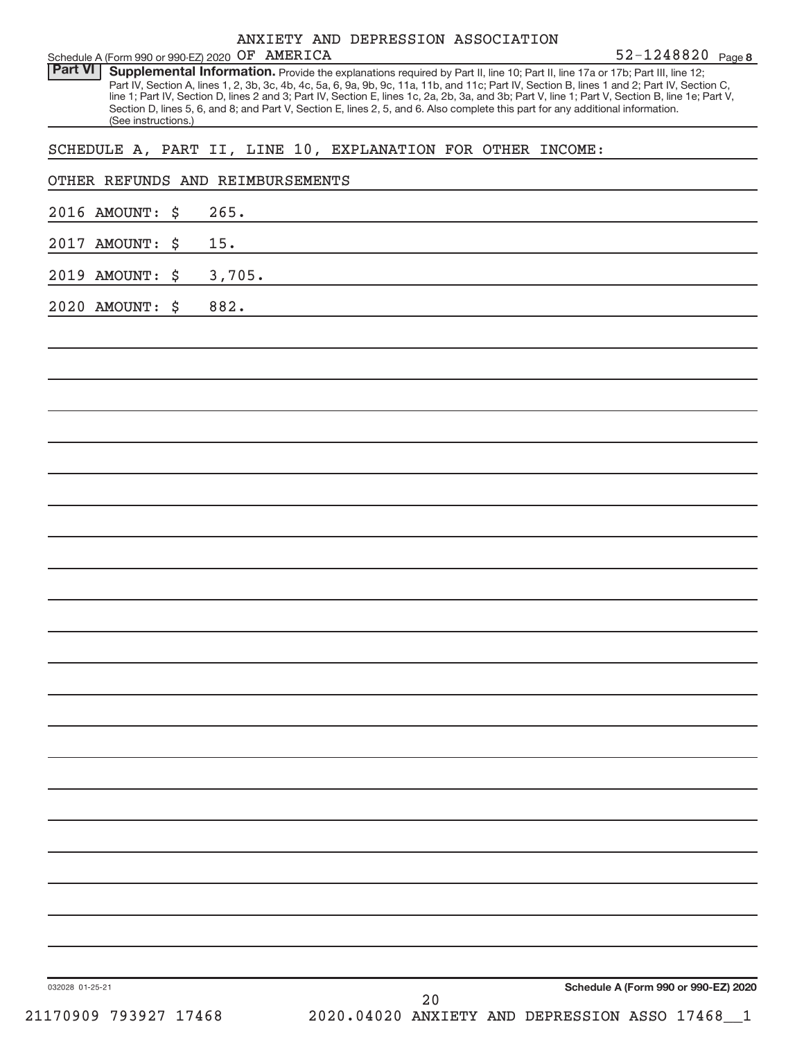ANXIETY AND DEPRESSION ASSOCIATION

Schedule A (Form 990 or 990-EZ) 2020 OF AMERICA 52-1248820 Page 8

**Part VI** **Supplemental Information.** Provide the explanations required by Part II, line 10; Part II, line 17a or 17b; Part III, line 12; Part IV, Section A, lines 1, 2, 3b, 3c, 4b, 4c, 5a, 6, 9a, 9b, 9c, 11a, 11b, and 11c; Part IV, Section B, lines 1 and 2; Part IV, Section C, line 1; Part IV, Section D, lines 2 and 3; Part IV, Section E, lines 1c, 2a, 2b, 3a, and 3b; Part V, line 1; Part V, Section B, line 1e; Part V, Section D, lines 5, 6, and 8; and Part V, Section E, lines 2, 5, and 6. Also complete this part for any additional information. (See instructions.)

SCHEDULE A, PART II, LINE 10, EXPLANATION FOR OTHER INCOME:

OTHER REFUNDS AND REIMBURSEMENTS

2016 AMOUNT: $ 265.

2017 AMOUNT: $ 15.

2019 AMOUNT: $ 3,705.

2020 AMOUNT: $ 882.

032028 01-25-21 Schedule A (Form 990 or 990-EZ) 2020

21170909 793927 17468 2020.04020 ANXIETY AND DEPRESSION ASSO 17468__1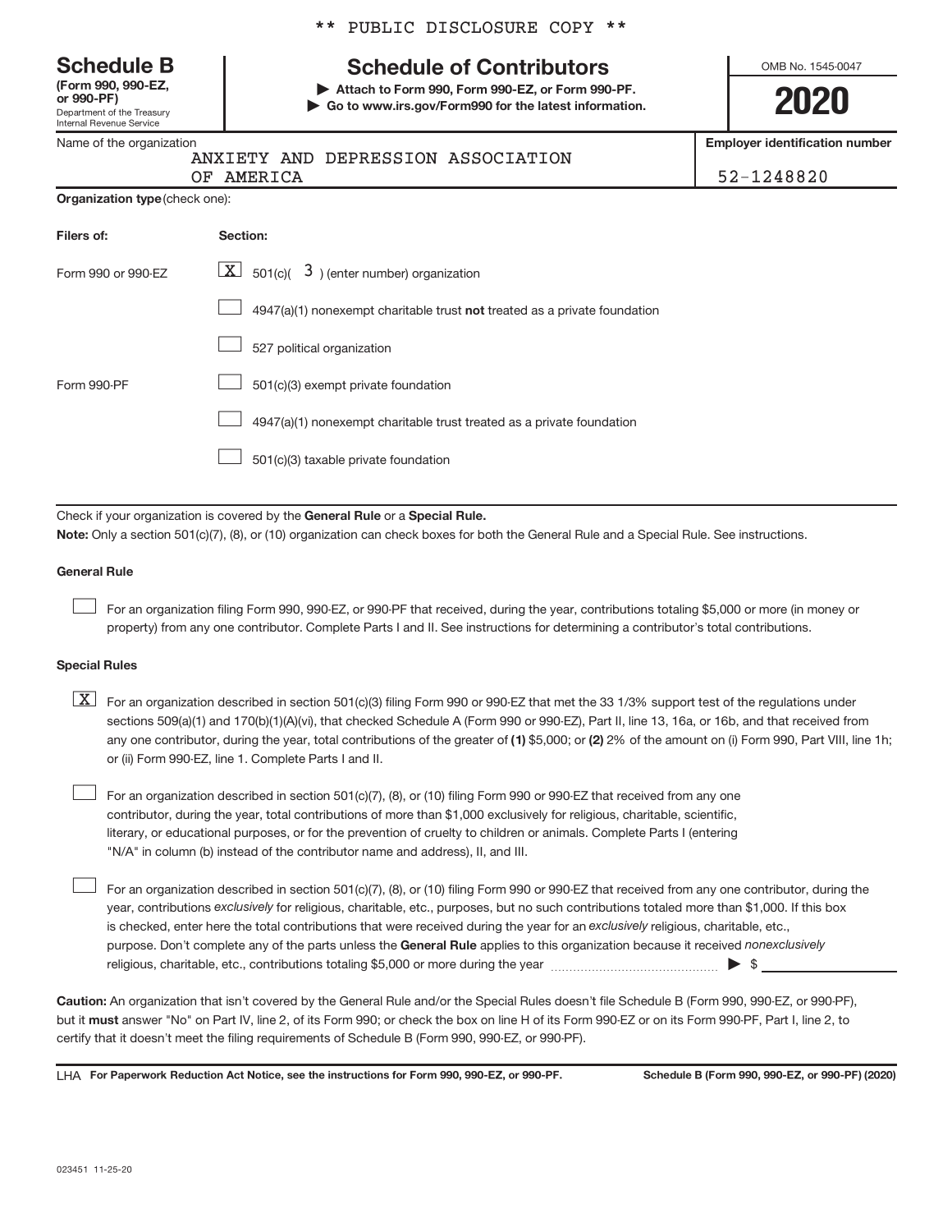\*\* PUBLIC DISCLOSURE COPY \*\*

# Schedule B

**(Form 990, 990-EZ, or 990-PF)**
Department of the Treasury
Internal Revenue Service

## Schedule of Contributors

▶ **Attach to Form 990, Form 990-EZ, or Form 990-PF.**
▶ **Go to www.irs.gov/Form990 for the latest information.**

OMB No. 1545-0047

**2020**

Name of the organization
ANXIETY AND DEPRESSION ASSOCIATION OF AMERICA

**Employer identification number**
52-1248820

**Organization type** (check one):

| **Filers of:** | **Section:** |
| --- | --- |
| Form 990 or 990-EZ | [X] 501(c)( 3 ) (enter number) organization |
| | [ ] 4947(a)(1) nonexempt charitable trust **not** treated as a private foundation |
| | [ ] 527 political organization |
| Form 990-PF | [ ] 501(c)(3) exempt private foundation |
| | [ ] 4947(a)(1) nonexempt charitable trust treated as a private foundation |
| | [ ] 501(c)(3) taxable private foundation |

Check if your organization is covered by the **General Rule** or a **Special Rule.**

**Note:** Only a section 501(c)(7), (8), or (10) organization can check boxes for both the General Rule and a Special Rule. See instructions.

### General Rule

[ ] For an organization filing Form 990, 990-EZ, or 990-PF that received, during the year, contributions totaling $5,000 or more (in money or property) from any one contributor. Complete Parts I and II. See instructions for determining a contributor's total contributions.

### Special Rules

[X] For an organization described in section 501(c)(3) filing Form 990 or 990-EZ that met the 33 1/3% support test of the regulations under sections 509(a)(1) and 170(b)(1)(A)(vi), that checked Schedule A (Form 990 or 990-EZ), Part II, line 13, 16a, or 16b, and that received from any one contributor, during the year, total contributions of the greater of **(1)** $5,000; or **(2)** 2% of the amount on (i) Form 990, Part VIII, line 1h; or (ii) Form 990-EZ, line 1. Complete Parts I and II.

[ ] For an organization described in section 501(c)(7), (8), or (10) filing Form 990 or 990-EZ that received from any one contributor, during the year, total contributions of more than $1,000 exclusively for religious, charitable, scientific, literary, or educational purposes, or for the prevention of cruelty to children or animals. Complete Parts I (entering "N/A" in column (b) instead of the contributor name and address), II, and III.

[ ] For an organization described in section 501(c)(7), (8), or (10) filing Form 990 or 990-EZ that received from any one contributor, during the year, contributions *exclusively* for religious, charitable, etc., purposes, but no such contributions totaled more than $1,000. If this box is checked, enter here the total contributions that were received during the year for an *exclusively* religious, charitable, etc., purpose. Don't complete any of the parts unless the **General Rule** applies to this organization because it received *nonexclusively* religious, charitable, etc., contributions totaling $5,000 or more during the year ▶ $ \_\_\_\_\_\_\_\_\_\_

**Caution:** An organization that isn't covered by the General Rule and/or the Special Rules doesn't file Schedule B (Form 990, 990-EZ, or 990-PF), but it **must** answer "No" on Part IV, line 2, of its Form 990; or check the box on line H of its Form 990-EZ or on its Form 990-PF, Part I, line 2, to certify that it doesn't meet the filing requirements of Schedule B (Form 990, 990-EZ, or 990-PF).

LHA **For Paperwork Reduction Act Notice, see the instructions for Form 990, 990-EZ, or 990-PF.** **Schedule B (Form 990, 990-EZ, or 990-PF) (2020)**

023451 11-25-20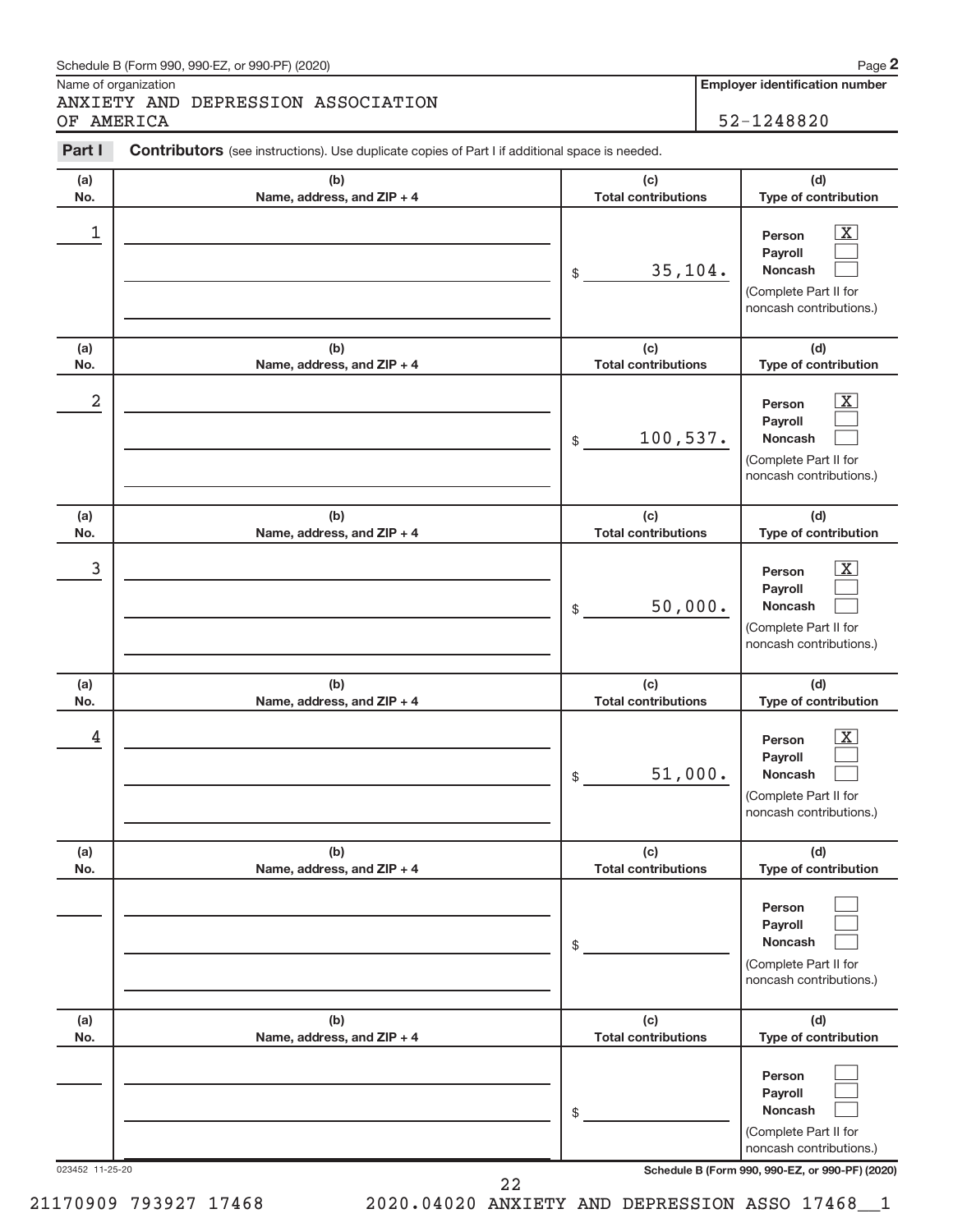Schedule B (Form 990, 990-EZ, or 990-PF) (2020) Page **2**

Name of organization
ANXIETY AND DEPRESSION ASSOCIATION OF AMERICA

**Employer identification number**
52-1248820

**Part I** **Contributors** (see instructions). Use duplicate copies of Part I if additional space is needed.

| (a) No. | (b) Name, address, and ZIP + 4 | (c) Total contributions | (d) Type of contribution |
|---|---|---|---|
| 1 | | $ 35,104. | Person [X] Payroll [ ] Noncash [ ] (Complete Part II for noncash contributions.) |
| 2 | | $ 100,537. | Person [X] Payroll [ ] Noncash [ ] (Complete Part II for noncash contributions.) |
| 3 | | $ 50,000. | Person [X] Payroll [ ] Noncash [ ] (Complete Part II for noncash contributions.) |
| 4 | | $ 51,000. | Person [X] Payroll [ ] Noncash [ ] (Complete Part II for noncash contributions.) |
| | | $ | Person [ ] Payroll [ ] Noncash [ ] (Complete Part II for noncash contributions.) |
| | | $ | Person [ ] Payroll [ ] Noncash [ ] (Complete Part II for noncash contributions.) |

023452 11-25-20 **Schedule B (Form 990, 990-EZ, or 990-PF) (2020)**

21170909 793927 17468 2020.04020 ANXIETY AND DEPRESSION ASSO 17468__1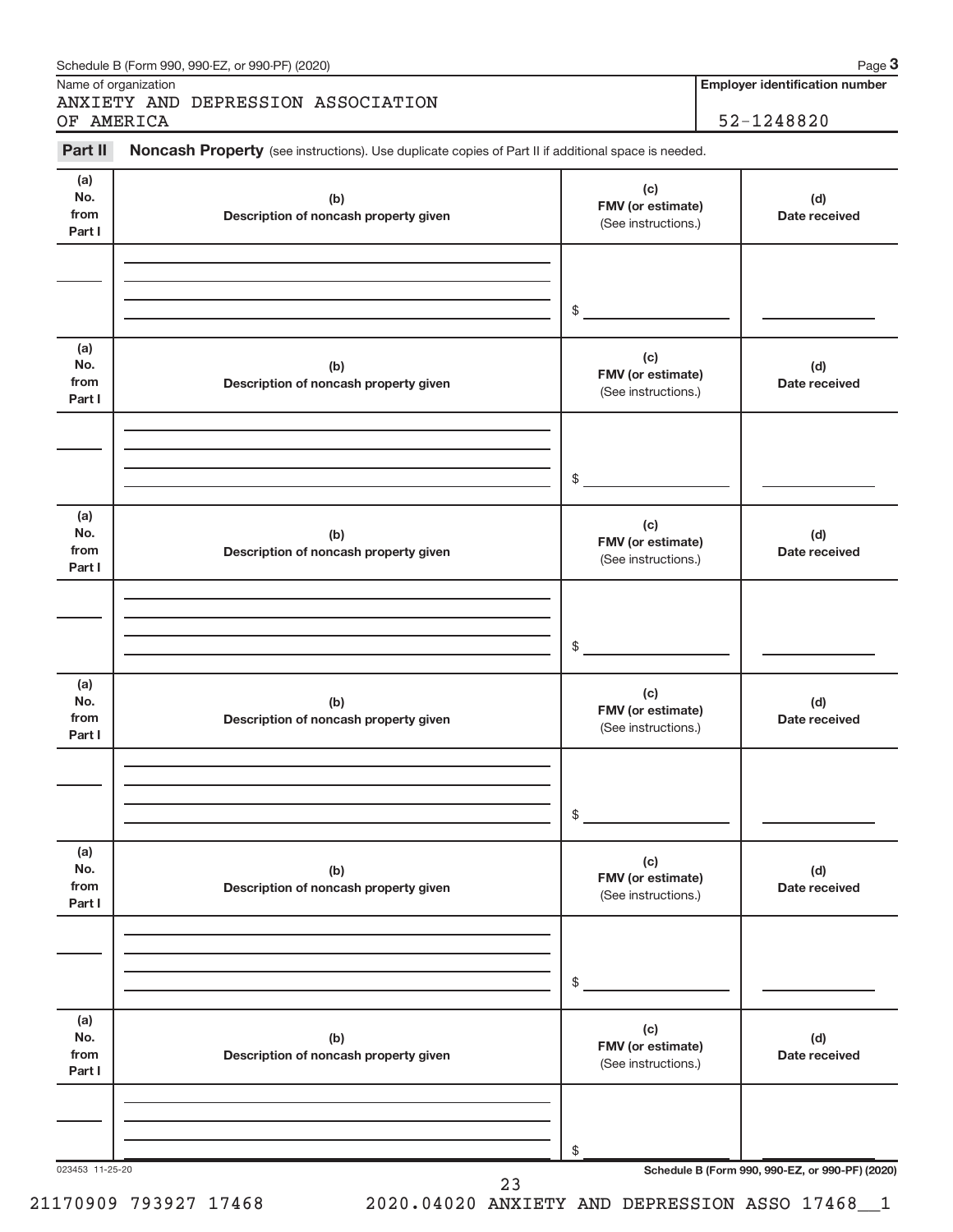Schedule B (Form 990, 990-EZ, or 990-PF) (2020)

Name of organization: ANXIETY AND DEPRESSION ASSOCIATION OF AMERICA

**Employer identification number:** 52-1248820

**Part II** **Noncash Property** (see instructions). Use duplicate copies of Part II if additional space is needed.

| (a) No. from Part I | (b) Description of noncash property given | (c) FMV (or estimate) (See instructions.) | (d) Date received |
|---|---|---|---|
| | | $ | |

| (a) No. from Part I | (b) Description of noncash property given | (c) FMV (or estimate) (See instructions.) | (d) Date received |
|---|---|---|---|
| | | $ | |

| (a) No. from Part I | (b) Description of noncash property given | (c) FMV (or estimate) (See instructions.) | (d) Date received |
|---|---|---|---|
| | | $ | |

| (a) No. from Part I | (b) Description of noncash property given | (c) FMV (or estimate) (See instructions.) | (d) Date received |
|---|---|---|---|
| | | $ | |

| (a) No. from Part I | (b) Description of noncash property given | (c) FMV (or estimate) (See instructions.) | (d) Date received |
|---|---|---|---|
| | | $ | |

| (a) No. from Part I | (b) Description of noncash property given | (c) FMV (or estimate) (See instructions.) | (d) Date received |
|---|---|---|---|
| | | $ | |

023453 11-25-20

Schedule B (Form 990, 990-EZ, or 990-PF) (2020)

21170909 793927 17468 2020.04020 ANXIETY AND DEPRESSION ASSO 17468__1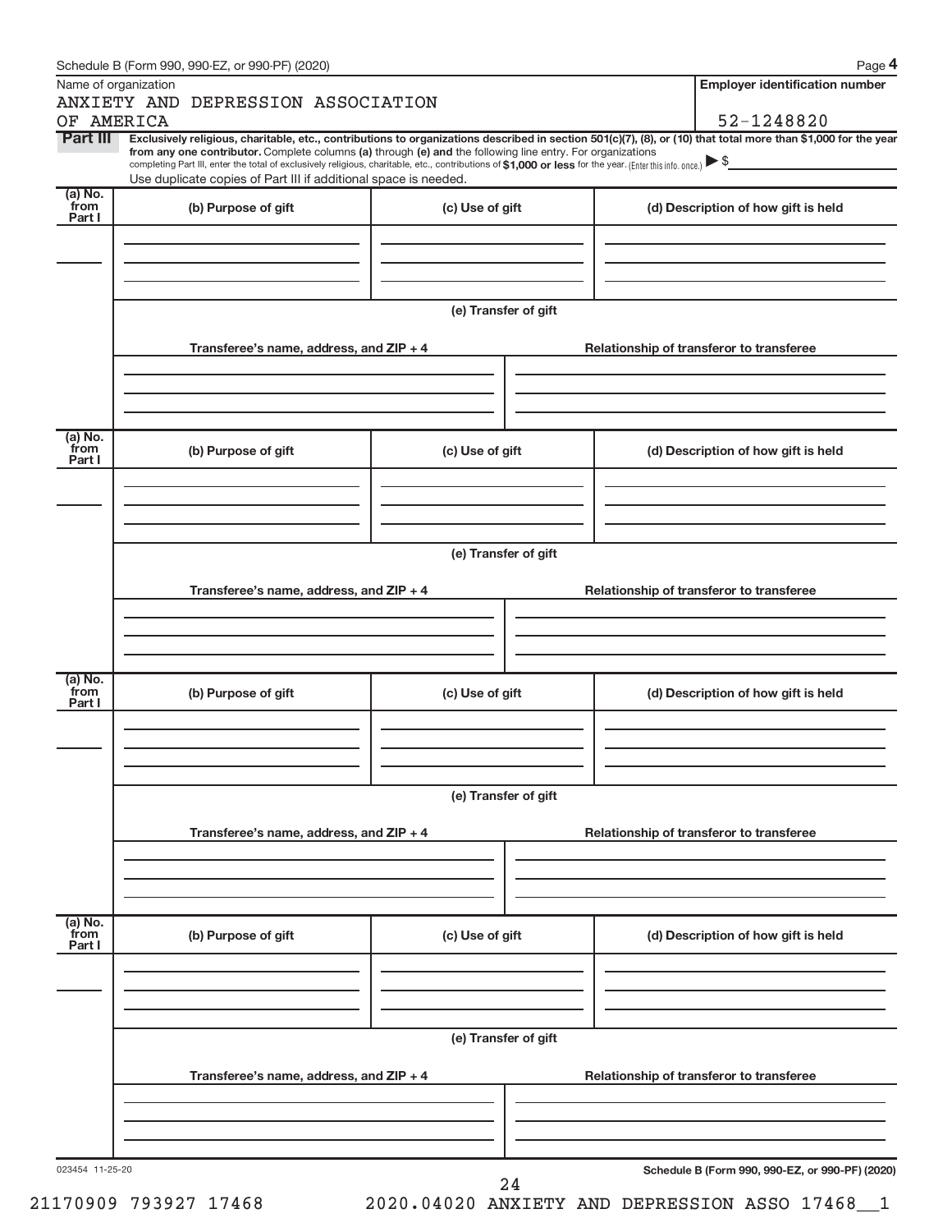Schedule B (Form 990, 990-EZ, or 990-PF) (2020) Page **4**

Name of organization

ANXIETY AND DEPRESSION ASSOCIATION OF AMERICA

**Employer identification number**

52-1248820

**Part III** **Exclusively religious, charitable, etc., contributions to organizations described in section 501(c)(7), (8), or (10) that total more than $1,000 for the year from any one contributor.** Complete columns **(a)** through **(e) and** the following line entry. For organizations completing Part III, enter the total of exclusively religious, charitable, etc., contributions of **$1,000 or less** for the year. (Enter this info. once.) ▶ $

Use duplicate copies of Part III if additional space is needed.

| (a) No. from Part I | (b) Purpose of gift | (c) Use of gift | (d) Description of how gift is held |
|---|---|---|---|
| | | | |

**(e) Transfer of gift**

| Transferee's name, address, and ZIP + 4 | Relationship of transferor to transferee |
|---|---|
| | |

| (a) No. from Part I | (b) Purpose of gift | (c) Use of gift | (d) Description of how gift is held |
|---|---|---|---|
| | | | |

**(e) Transfer of gift**

| Transferee's name, address, and ZIP + 4 | Relationship of transferor to transferee |
|---|---|
| | |

| (a) No. from Part I | (b) Purpose of gift | (c) Use of gift | (d) Description of how gift is held |
|---|---|---|---|
| | | | |

**(e) Transfer of gift**

| Transferee's name, address, and ZIP + 4 | Relationship of transferor to transferee |
|---|---|
| | |

| (a) No. from Part I | (b) Purpose of gift | (c) Use of gift | (d) Description of how gift is held |
|---|---|---|---|
| | | | |

**(e) Transfer of gift**

| Transferee's name, address, and ZIP + 4 | Relationship of transferor to transferee |
|---|---|
| | |

023454 11-25-20

**Schedule B (Form 990, 990-EZ, or 990-PF) (2020)**

21170909 793927 17468 2020.04020 ANXIETY AND DEPRESSION ASSO 17468__1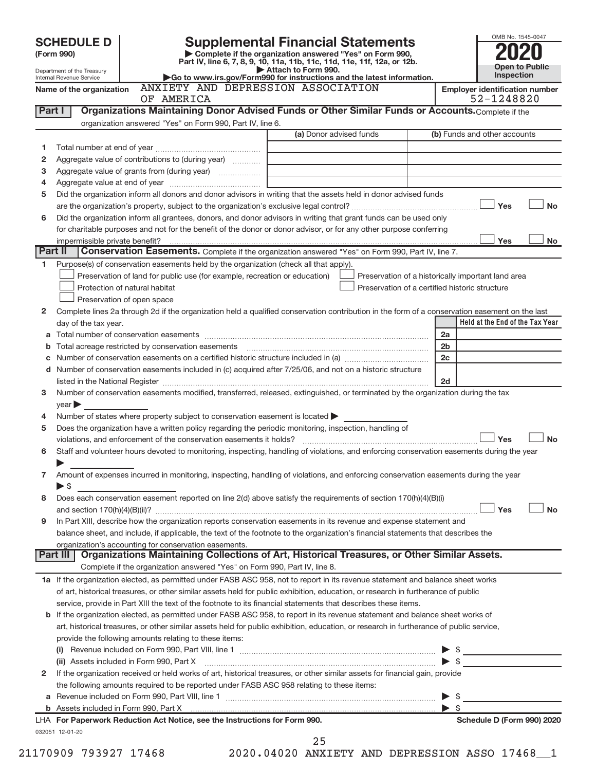# SCHEDULE D (Form 990)

Department of the Treasury
Internal Revenue Service

## Supplemental Financial Statements

▶ Complete if the organization answered "Yes" on Form 990, Part IV, line 6, 7, 8, 9, 10, 11a, 11b, 11c, 11d, 11e, 11f, 12a, or 12b.
▶ Attach to Form 990.
▶Go to www.irs.gov/Form990 for instructions and the latest information.

OMB No. 1545-0047

**2020**

**Open to Public Inspection**

Name of the organization: ANXIETY AND DEPRESSION ASSOCIATION OF AMERICA

Employer identification number: 52-1248820

## Part I Organizations Maintaining Donor Advised Funds or Other Similar Funds or Accounts.

Complete if the organization answered "Yes" on Form 990, Part IV, line 6.

| | | (a) Donor advised funds | (b) Funds and other accounts |
|---|---|---|---|
| 1 | Total number at end of year | | |
| 2 | Aggregate value of contributions to (during year) | | |
| 3 | Aggregate value of grants from (during year) | | |
| 4 | Aggregate value at end of year | | |

5 Did the organization inform all donors and donor advisors in writing that the assets held in donor advised funds are the organization's property, subject to the organization's exclusive legal control? ☐ Yes ☐ No

6 Did the organization inform all grantees, donors, and donor advisors in writing that grant funds can be used only for charitable purposes and not for the benefit of the donor or donor advisor, or for any other purpose conferring impermissible private benefit? ☐ Yes ☐ No

## Part II Conservation Easements.

Complete if the organization answered "Yes" on Form 990, Part IV, line 7.

1 Purpose(s) of conservation easements held by the organization (check all that apply).

- ☐ Preservation of land for public use (for example, recreation or education)
- ☐ Preservation of a historically important land area
- ☐ Protection of natural habitat
- ☐ Preservation of a certified historic structure
- ☐ Preservation of open space

2 Complete lines 2a through 2d if the organization held a qualified conservation contribution in the form of a conservation easement on the last day of the tax year.

| | | | Held at the End of the Tax Year |
|---|---|---|---|
| a | Total number of conservation easements | 2a | |
| b | Total acreage restricted by conservation easements | 2b | |
| c | Number of conservation easements on a certified historic structure included in (a) | 2c | |
| d | Number of conservation easements included in (c) acquired after 7/25/06, and not on a historic structure listed in the National Register | 2d | |

3 Number of conservation easements modified, transferred, released, extinguished, or terminated by the organization during the tax year ▶

4 Number of states where property subject to conservation easement is located ▶

5 Does the organization have a written policy regarding the periodic monitoring, inspection, handling of violations, and enforcement of the conservation easements it holds? ☐ Yes ☐ No

6 Staff and volunteer hours devoted to monitoring, inspecting, handling of violations, and enforcing conservation easements during the year ▶

7 Amount of expenses incurred in monitoring, inspecting, handling of violations, and enforcing conservation easements during the year ▶ $

8 Does each conservation easement reported on line 2(d) above satisfy the requirements of section 170(h)(4)(B)(i) and section 170(h)(4)(B)(ii)? ☐ Yes ☐ No

9 In Part XIII, describe how the organization reports conservation easements in its revenue and expense statement and balance sheet, and include, if applicable, the text of the footnote to the organization's financial statements that describes the organization's accounting for conservation easements.

## Part III Organizations Maintaining Collections of Art, Historical Treasures, or Other Similar Assets.

Complete if the organization answered "Yes" on Form 990, Part IV, line 8.

1a If the organization elected, as permitted under FASB ASC 958, not to report in its revenue statement and balance sheet works of art, historical treasures, or other similar assets held for public exhibition, education, or research in furtherance of public service, provide in Part XIII the text of the footnote to its financial statements that describes these items.

b If the organization elected, as permitted under FASB ASC 958, to report in its revenue statement and balance sheet works of art, historical treasures, or other similar assets held for public exhibition, education, or research in furtherance of public service, provide the following amounts relating to these items:

(i) Revenue included on Form 990, Part VIII, line 1 ▶ $

(ii) Assets included in Form 990, Part X ▶ $

2 If the organization received or held works of art, historical treasures, or other similar assets for financial gain, provide the following amounts required to be reported under FASB ASC 958 relating to these items:

a Revenue included on Form 990, Part VIII, line 1 ▶ $

b Assets included in Form 990, Part X ▶ $

LHA For Paperwork Reduction Act Notice, see the Instructions for Form 990. Schedule D (Form 990) 2020

032051 12-01-20

21170909 793927 17468 2020.04020 ANXIETY AND DEPRESSION ASSO 17468__1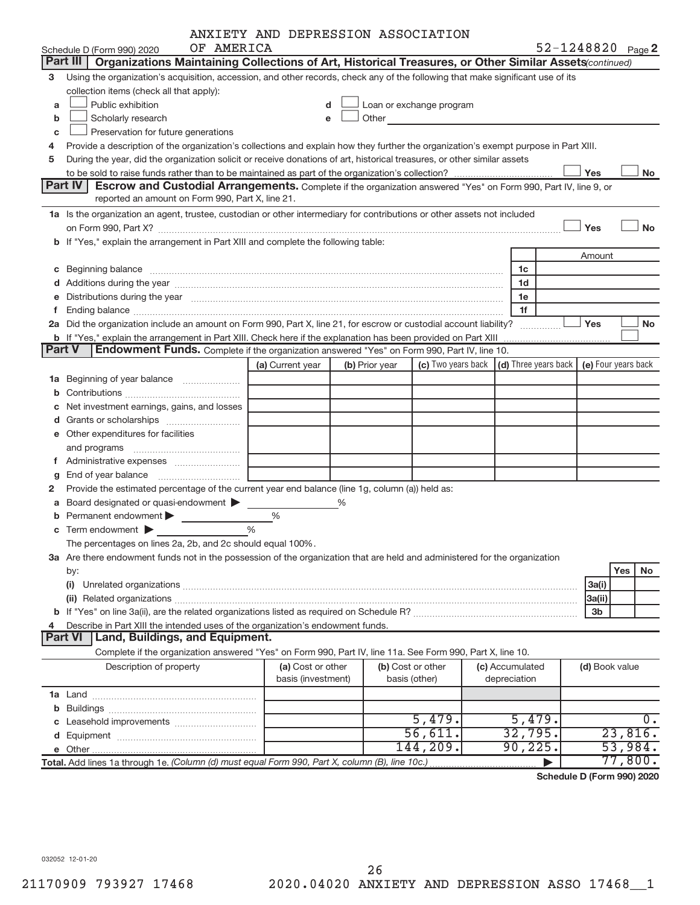ANXIETY AND DEPRESSION ASSOCIATION OF AMERICA

Schedule D (Form 990) 2020 — 52-1248820 Page 2

## Part III Organizations Maintaining Collections of Art, Historical Treasures, or Other Similar Assets *(continued)*

3 Using the organization's acquisition, accession, and other records, check any of the following that make significant use of its collection items (check all that apply):

a ☐ Public exhibition
b ☐ Scholarly research
c ☐ Preservation for future generations
d ☐ Loan or exchange program
e ☐ Other

4 Provide a description of the organization's collections and explain how they further the organization's exempt purpose in Part XIII.

5 During the year, did the organization solicit or receive donations of art, historical treasures, or other similar assets to be sold to raise funds rather than to be maintained as part of the organization's collection? ☐ Yes ☐ No

## Part IV Escrow and Custodial Arrangements.

Complete if the organization answered "Yes" on Form 990, Part IV, line 9, or reported an amount on Form 990, Part X, line 21.

1a Is the organization an agent, trustee, custodian or other intermediary for contributions or other assets not included on Form 990, Part X? ☐ Yes ☐ No

b If "Yes," explain the arrangement in Part XIII and complete the following table:

| | | Amount |
|---|---|---|
| c Beginning balance | 1c | |
| d Additions during the year | 1d | |
| e Distributions during the year | 1e | |
| f Ending balance | 1f | |

2a Did the organization include an amount on Form 990, Part X, line 21, for escrow or custodial account liability? ☐ Yes ☐ No

b If "Yes," explain the arrangement in Part XIII. Check here if the explanation has been provided on Part XIII ☐

## Part V Endowment Funds.

Complete if the organization answered "Yes" on Form 990, Part IV, line 10.

| | (a) Current year | (b) Prior year | (c) Two years back | (d) Three years back | (e) Four years back |
|---|---|---|---|---|---|
| 1a Beginning of year balance | | | | | |
| b Contributions | | | | | |
| c Net investment earnings, gains, and losses | | | | | |
| d Grants or scholarships | | | | | |
| e Other expenditures for facilities and programs | | | | | |
| f Administrative expenses | | | | | |
| g End of year balance | | | | | |

2 Provide the estimated percentage of the current year end balance (line 1g, column (a)) held as:

a Board designated or quasi-endowment ▶ ______ %
b Permanent endowment ▶ ______ %
c Term endowment ▶ ______ %

The percentages on lines 2a, 2b, and 2c should equal 100%.

3a Are there endowment funds not in the possession of the organization that are held and administered for the organization by:

| | | Yes | No |
|---|---|---|---|
| (i) Unrelated organizations | 3a(i) | | |
| (ii) Related organizations | 3a(ii) | | |
| b If "Yes" on line 3a(ii), are the related organizations listed as required on Schedule R? | 3b | | |

4 Describe in Part XIII the intended uses of the organization's endowment funds.

## Part VI Land, Buildings, and Equipment.

Complete if the organization answered "Yes" on Form 990, Part IV, line 11a. See Form 990, Part X, line 10.

| Description of property | (a) Cost or other basis (investment) | (b) Cost or other basis (other) | (c) Accumulated depreciation | (d) Book value |
|---|---|---|---|---|
| 1a Land | | | | |
| b Buildings | | | | |
| c Leasehold improvements | | 5,479. | 5,479. | 0. |
| d Equipment | | 56,611. | 32,795. | 23,816. |
| e Other | | 144,209. | 90,225. | 53,984. |
| Total. Add lines 1a through 1e. *(Column (d) must equal Form 990, Part X, column (B), line 10c.)* | | | ▶ | 77,800. |

**Schedule D (Form 990) 2020**

032052 12-01-20

21170909 793927 17468 2020.04020 ANXIETY AND DEPRESSION ASSO 17468__1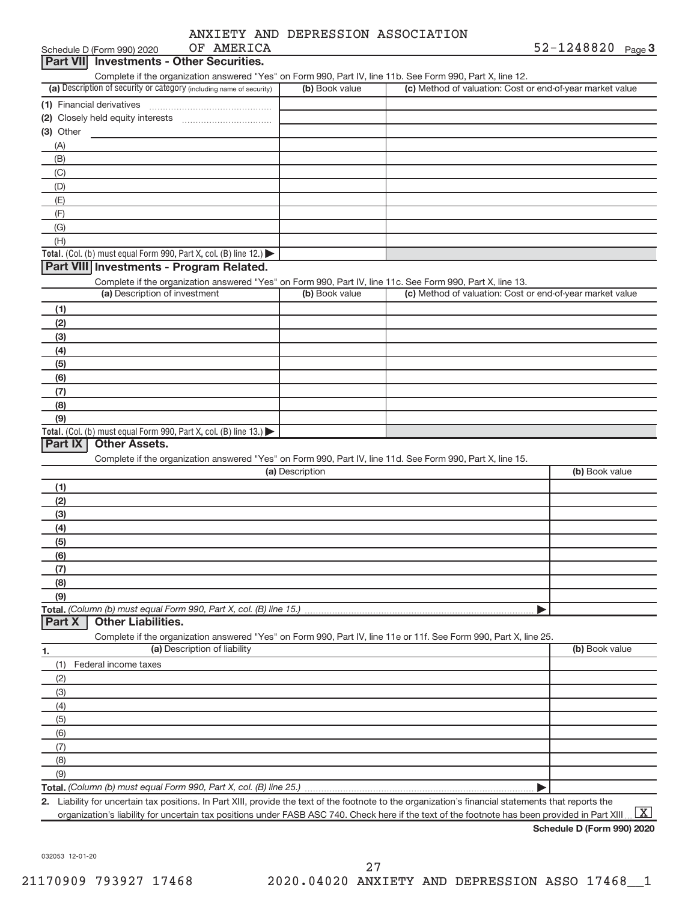Schedule D (Form 990) 2020 ANXIETY AND DEPRESSION ASSOCIATION OF AMERICA 52-1248820 Page 3

## Part VII Investments - Other Securities.

Complete if the organization answered "Yes" on Form 990, Part IV, line 11b. See Form 990, Part X, line 12.

| (a) Description of security or category (including name of security) | (b) Book value | (c) Method of valuation: Cost or end-of-year market value |
|---|---|---|
| (1) Financial derivatives | | |
| (2) Closely held equity interests | | |
| (3) Other | | |
| (A) | | |
| (B) | | |
| (C) | | |
| (D) | | |
| (E) | | |
| (F) | | |
| (G) | | |
| (H) | | |
| Total. (Col. (b) must equal Form 990, Part X, col. (B) line 12.) ▶ | | |

## Part VIII Investments - Program Related.

Complete if the organization answered "Yes" on Form 990, Part IV, line 11c. See Form 990, Part X, line 13.

| (a) Description of investment | (b) Book value | (c) Method of valuation: Cost or end-of-year market value |
|---|---|---|
| (1) | | |
| (2) | | |
| (3) | | |
| (4) | | |
| (5) | | |
| (6) | | |
| (7) | | |
| (8) | | |
| (9) | | |
| Total. (Col. (b) must equal Form 990, Part X, col. (B) line 13.) ▶ | | |

## Part IX Other Assets.

Complete if the organization answered "Yes" on Form 990, Part IV, line 11d. See Form 990, Part X, line 15.

| (a) Description | (b) Book value |
|---|---|
| (1) | |
| (2) | |
| (3) | |
| (4) | |
| (5) | |
| (6) | |
| (7) | |
| (8) | |
| (9) | |
| Total. (Column (b) must equal Form 990, Part X, col. (B) line 15.) ▶ | |

## Part X Other Liabilities.

Complete if the organization answered "Yes" on Form 990, Part IV, line 11e or 11f. See Form 990, Part X, line 25.

| 1. (a) Description of liability | (b) Book value |
|---|---|
| (1) Federal income taxes | |
| (2) | |
| (3) | |
| (4) | |
| (5) | |
| (6) | |
| (7) | |
| (8) | |
| (9) | |
| Total. (Column (b) must equal Form 990, Part X, col. (B) line 25.) ▶ | |

2. Liability for uncertain tax positions. In Part XIII, provide the text of the footnote to the organization's financial statements that reports the organization's liability for uncertain tax positions under FASB ASC 740. Check here if the text of the footnote has been provided in Part XIII ... [X]

Schedule D (Form 990) 2020

032053 12-01-20

21170909 793927 17468 2020.04020 ANXIETY AND DEPRESSION ASSO 17468__1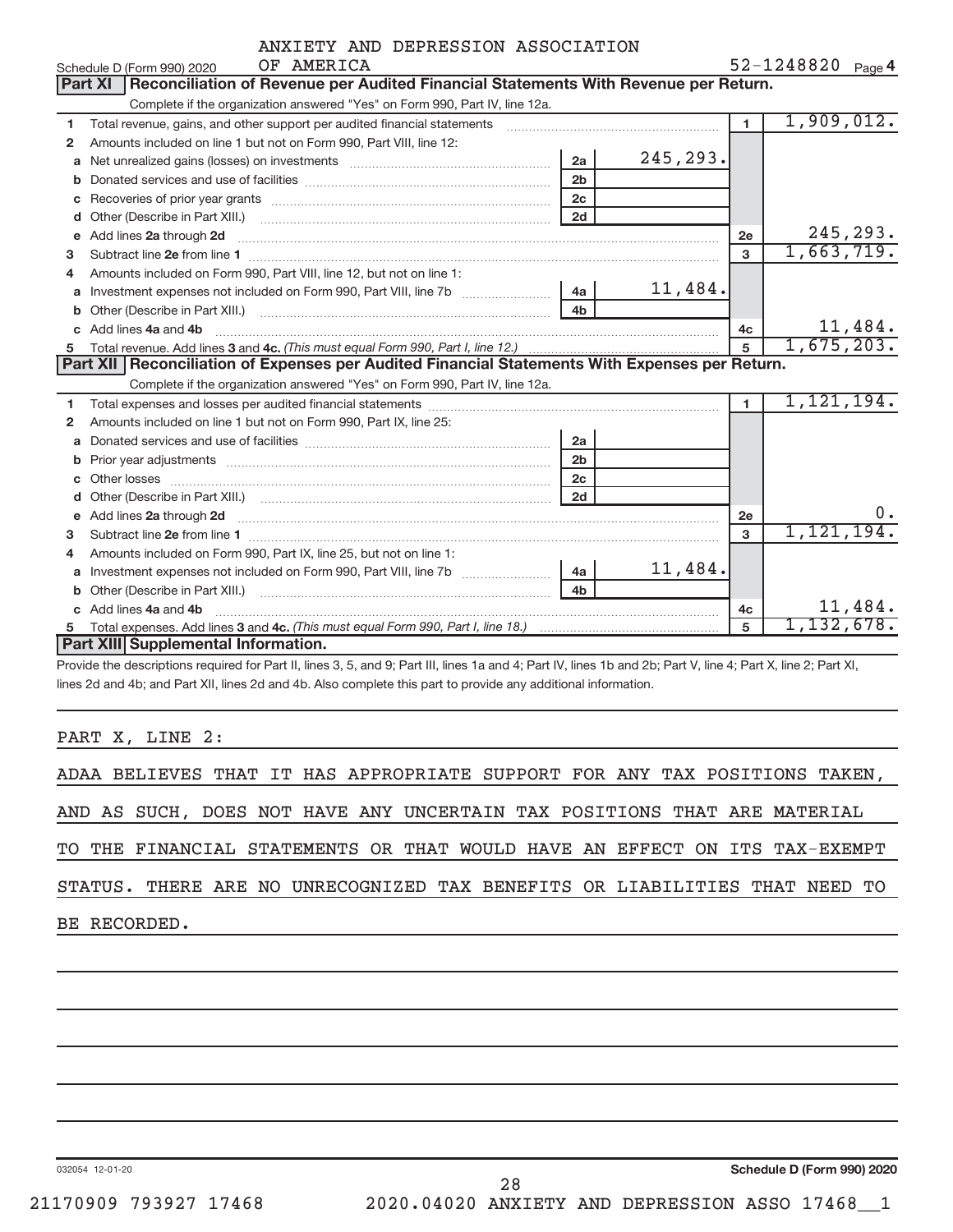ANXIETY AND DEPRESSION ASSOCIATION OF AMERICA

Schedule D (Form 990) 2020 52-1248820 Page 4

## Part XI Reconciliation of Revenue per Audited Financial Statements With Revenue per Return.

Complete if the organization answered "Yes" on Form 990, Part IV, line 12a.

| | | | | | |
|---|---|---|---|---|---|
| 1 | Total revenue, gains, and other support per audited financial statements | | | 1 | 1,909,012. |
| 2 | Amounts included on line 1 but not on Form 990, Part VIII, line 12: | | | | |
| a | Net unrealized gains (losses) on investments | 2a | 245,293. | | |
| b | Donated services and use of facilities | 2b | | | |
| c | Recoveries of prior year grants | 2c | | | |
| d | Other (Describe in Part XIII.) | 2d | | | |
| e | Add lines 2a through 2d | | | 2e | 245,293. |
| 3 | Subtract line 2e from line 1 | | | 3 | 1,663,719. |
| 4 | Amounts included on Form 990, Part VIII, line 12, but not on line 1: | | | | |
| a | Investment expenses not included on Form 990, Part VIII, line 7b | 4a | 11,484. | | |
| b | Other (Describe in Part XIII.) | 4b | | | |
| c | Add lines 4a and 4b | | | 4c | 11,484. |
| 5 | Total revenue. Add lines 3 and 4c. *(This must equal Form 990, Part I, line 12.)* | | | 5 | 1,675,203. |

## Part XII Reconciliation of Expenses per Audited Financial Statements With Expenses per Return.

Complete if the organization answered "Yes" on Form 990, Part IV, line 12a.

| | | | | | |
|---|---|---|---|---|---|
| 1 | Total expenses and losses per audited financial statements | | | 1 | 1,121,194. |
| 2 | Amounts included on line 1 but not on Form 990, Part IX, line 25: | | | | |
| a | Donated services and use of facilities | 2a | | | |
| b | Prior year adjustments | 2b | | | |
| c | Other losses | 2c | | | |
| d | Other (Describe in Part XIII.) | 2d | | | |
| e | Add lines 2a through 2d | | | 2e | 0. |
| 3 | Subtract line 2e from line 1 | | | 3 | 1,121,194. |
| 4 | Amounts included on Form 990, Part IX, line 25, but not on line 1: | | | | |
| a | Investment expenses not included on Form 990, Part VIII, line 7b | 4a | 11,484. | | |
| b | Other (Describe in Part XIII.) | 4b | | | |
| c | Add lines 4a and 4b | | | 4c | 11,484. |
| 5 | Total expenses. Add lines 3 and 4c. *(This must equal Form 990, Part I, line 18.)* | | | 5 | 1,132,678. |

## Part XIII Supplemental Information.

Provide the descriptions required for Part II, lines 3, 5, and 9; Part III, lines 1a and 4; Part IV, lines 1b and 2b; Part V, line 4; Part X, line 2; Part XI, lines 2d and 4b; and Part XII, lines 2d and 4b. Also complete this part to provide any additional information.

PART X, LINE 2:

ADAA BELIEVES THAT IT HAS APPROPRIATE SUPPORT FOR ANY TAX POSITIONS TAKEN, AND AS SUCH, DOES NOT HAVE ANY UNCERTAIN TAX POSITIONS THAT ARE MATERIAL TO THE FINANCIAL STATEMENTS OR THAT WOULD HAVE AN EFFECT ON ITS TAX-EXEMPT STATUS. THERE ARE NO UNRECOGNIZED TAX BENEFITS OR LIABILITIES THAT NEED TO BE RECORDED.

032054 12-01-20 Schedule D (Form 990) 2020

21170909 793927 17468 2020.04020 ANXIETY AND DEPRESSION ASSO 17468__1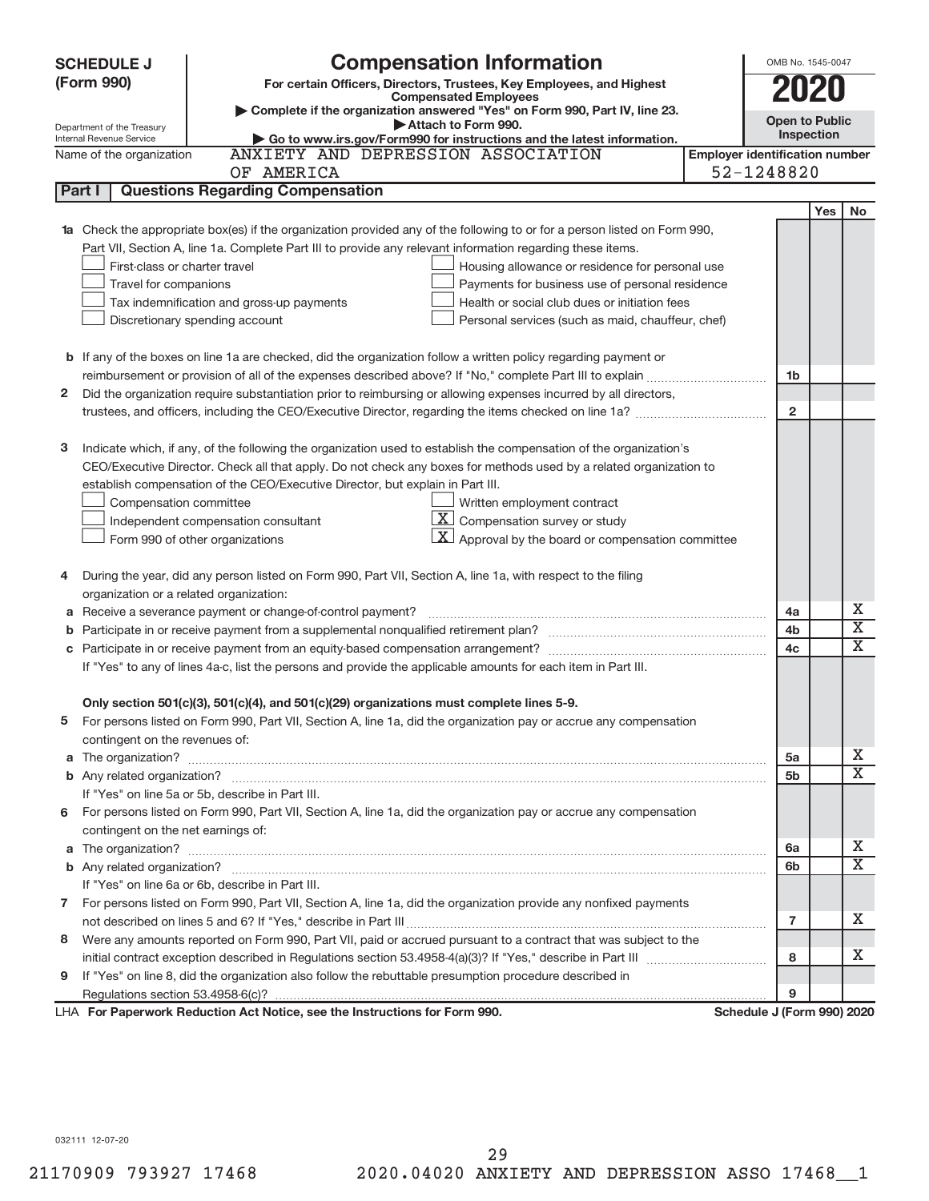**SCHEDULE J (Form 990)**

# Compensation Information

**For certain Officers, Directors, Trustees, Key Employees, and Highest Compensated Employees**

▶ Complete if the organization answered "Yes" on Form 990, Part IV, line 23.

▶ Attach to Form 990.

▶ Go to www.irs.gov/Form990 for instructions and the latest information.

Department of the Treasury
Internal Revenue Service

OMB No. 1545-0047

**2020**

**Open to Public Inspection**

Name of the organization: ANXIETY AND DEPRESSION ASSOCIATION OF AMERICA

Employer identification number: 52-1248820

## Part I Questions Regarding Compensation

| | | | Yes | No |
|---|---|---|---|---|
| **1a** | Check the appropriate box(es) if the organization provided any of the following to or for a person listed on Form 990, Part VII, Section A, line 1a. Complete Part III to provide any relevant information regarding these items.<br>☐ First-class or charter travel ☐ Housing allowance or residence for personal use<br>☐ Travel for companions ☐ Payments for business use of personal residence<br>☐ Tax indemnification and gross-up payments ☐ Health or social club dues or initiation fees<br>☐ Discretionary spending account ☐ Personal services (such as maid, chauffeur, chef) | | | |
| **b** | If any of the boxes on line 1a are checked, did the organization follow a written policy regarding payment or reimbursement or provision of all of the expenses described above? If "No," complete Part III to explain | 1b | | |
| **2** | Did the organization require substantiation prior to reimbursing or allowing expenses incurred by all directors, trustees, and officers, including the CEO/Executive Director, regarding the items checked on line 1a? | 2 | | |
| **3** | Indicate which, if any, of the following the organization used to establish the compensation of the organization's CEO/Executive Director. Check all that apply. Do not check any boxes for methods used by a related organization to establish compensation of the CEO/Executive Director, but explain in Part III.<br>☐ Compensation committee ☐ Written employment contract<br>☐ Independent compensation consultant ☒ Compensation survey or study<br>☐ Form 990 of other organizations ☒ Approval by the board or compensation committee | | | |
| **4** | During the year, did any person listed on Form 990, Part VII, Section A, line 1a, with respect to the filing organization or a related organization: | | | |
| **a** | Receive a severance payment or change-of-control payment? | 4a | | X |
| **b** | Participate in or receive payment from a supplemental nonqualified retirement plan? | 4b | | X |
| **c** | Participate in or receive payment from an equity-based compensation arrangement? | 4c | | X |
| | If "Yes" to any of lines 4a-c, list the persons and provide the applicable amounts for each item in Part III. | | | |
| | **Only section 501(c)(3), 501(c)(4), and 501(c)(29) organizations must complete lines 5-9.** | | | |
| **5** | For persons listed on Form 990, Part VII, Section A, line 1a, did the organization pay or accrue any compensation contingent on the revenues of: | | | |
| **a** | The organization? | 5a | | X |
| **b** | Any related organization? | 5b | | X |
| | If "Yes" on line 5a or 5b, describe in Part III. | | | |
| **6** | For persons listed on Form 990, Part VII, Section A, line 1a, did the organization pay or accrue any compensation contingent on the net earnings of: | | | |
| **a** | The organization? | 6a | | X |
| **b** | Any related organization? | 6b | | X |
| | If "Yes" on line 6a or 6b, describe in Part III. | | | |
| **7** | For persons listed on Form 990, Part VII, Section A, line 1a, did the organization provide any nonfixed payments not described on lines 5 and 6? If "Yes," describe in Part III | 7 | | X |
| **8** | Were any amounts reported on Form 990, Part VII, paid or accrued pursuant to a contract that was subject to the initial contract exception described in Regulations section 53.4958-4(a)(3)? If "Yes," describe in Part III | 8 | | X |
| **9** | If "Yes" on line 8, did the organization also follow the rebuttable presumption procedure described in Regulations section 53.4958-6(c)? | 9 | | |

LHA **For Paperwork Reduction Act Notice, see the Instructions for Form 990.** **Schedule J (Form 990) 2020**

032111 12-07-20

21170909 793927 17468 2020.04020 ANXIETY AND DEPRESSION ASSO 17468__1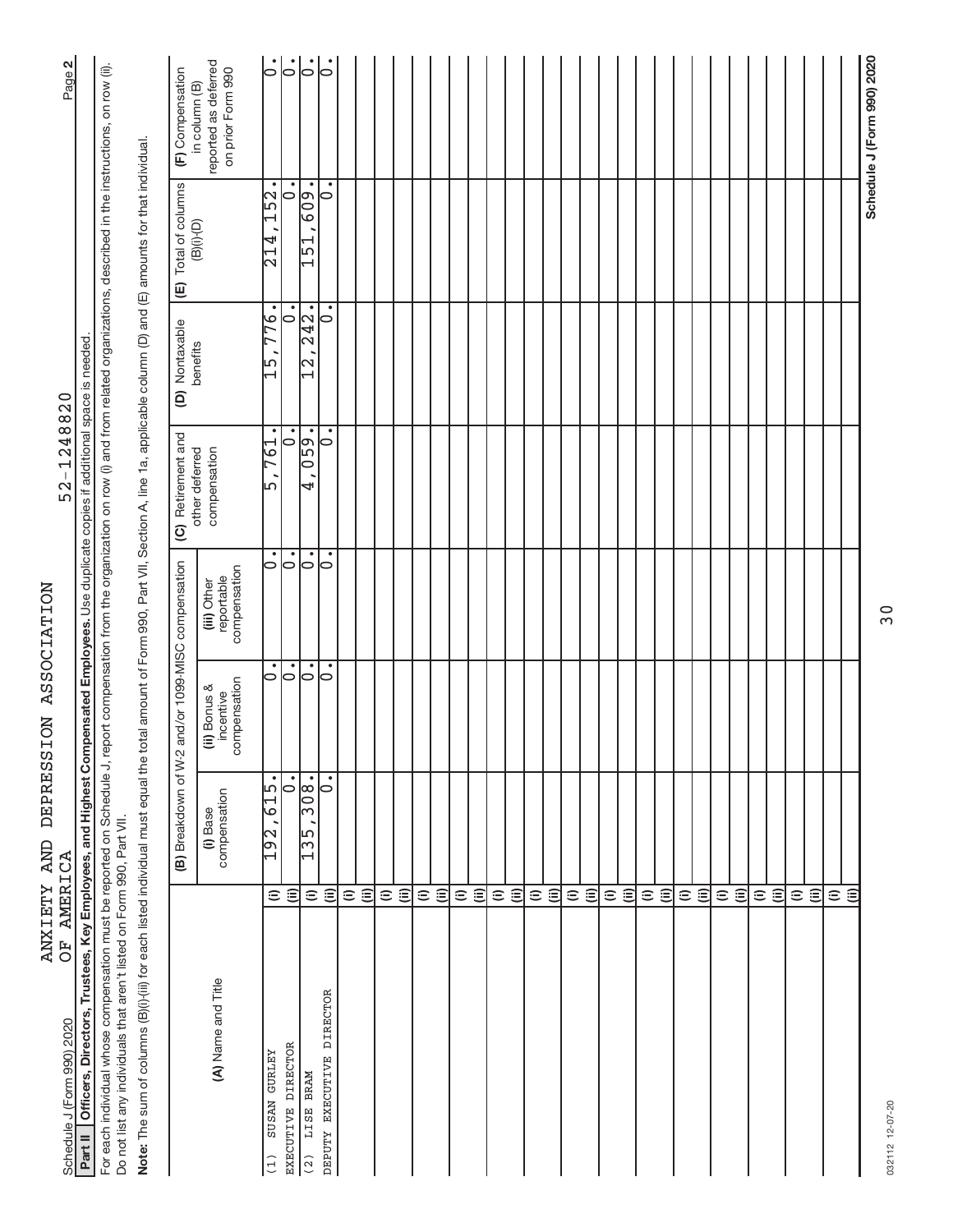Schedule J (Form 990) 2020 ANXIETY AND DEPRESSION ASSOCIATION OF AMERICA 52-1248820 Page **2**

**Part II** **Officers, Directors, Trustees, Key Employees, and Highest Compensated Employees.** Use duplicate copies if additional space is needed.

For each individual whose compensation must be reported on Schedule J, report compensation from the organization on row (i) and from related organizations, described in the instructions, on row (ii). Do not list any individuals that aren't listed on Form 990, Part VII.

**Note:** The sum of columns (B)(i)-(iii) for each listed individual must equal the total amount of Form 990, Part VII, Section A, line 1a, applicable column (D) and (E) amounts for that individual.

| (A) Name and Title | | (B) Breakdown of W-2 and/or 1099-MISC compensation | | | (C) Retirement and other deferred compensation | (D) Nontaxable benefits | (E) Total of columns (B)(i)-(D) | (F) Compensation in column (B) reported as deferred on prior Form 990 |
|---|---|---|---|---|---|---|---|---|
| | | (i) Base compensation | (ii) Bonus & incentive compensation | (iii) Other reportable compensation | | | | |
| (1) SUSAN GURLEY | (i) | 192,615. | 0. | 0. | 5,761. | 15,776. | 214,152. | 0. |
| EXECUTIVE DIRECTOR | (ii) | 0. | 0. | 0. | 0. | 0. | 0. | 0. |
| (2) LISE BRAM | (i) | 135,308. | 0. | 0. | 4,059. | 12,242. | 151,609. | 0. |
| DEPUTY EXECUTIVE DIRECTOR | (ii) | 0. | 0. | 0. | 0. | 0. | 0. | 0. |

Schedule J (Form 990) 2020

032112 12-07-20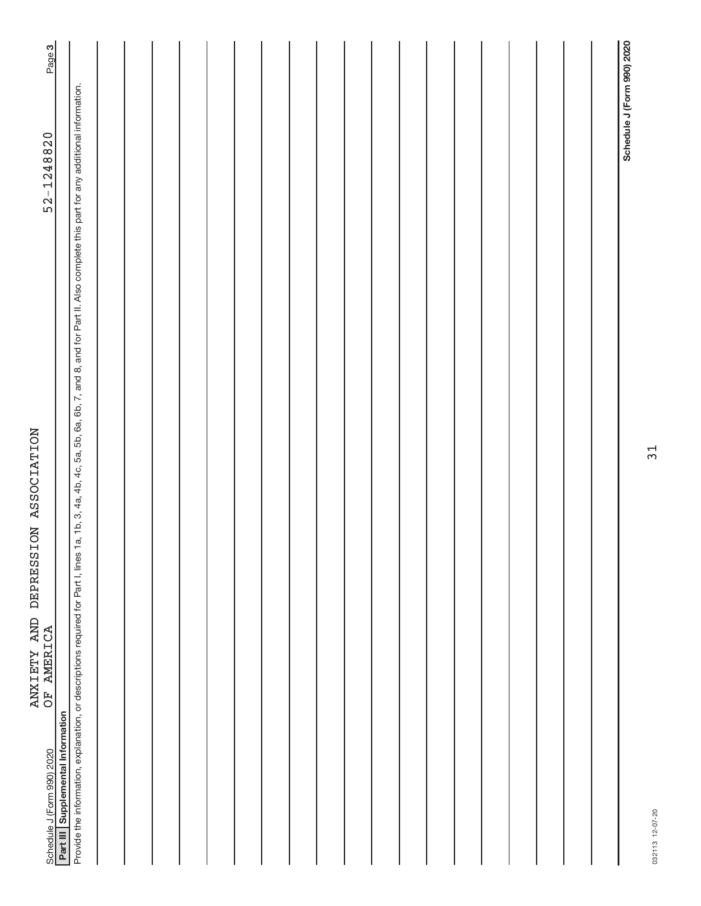Schedule J (Form 990) 2020 ANXIETY AND DEPRESSION ASSOCIATION OF AMERICA 52-1248820 Page **3**

**Part III Supplemental Information**

Provide the information, explanation, or descriptions required for Part I, lines 1a, 1b, 3, 4a, 4b, 4c, 5a, 5b, 6a, 6b, 7, and 8, and for Part II. Also complete this part for any additional information.

**Schedule J (Form 990) 2020**

032113 12-07-20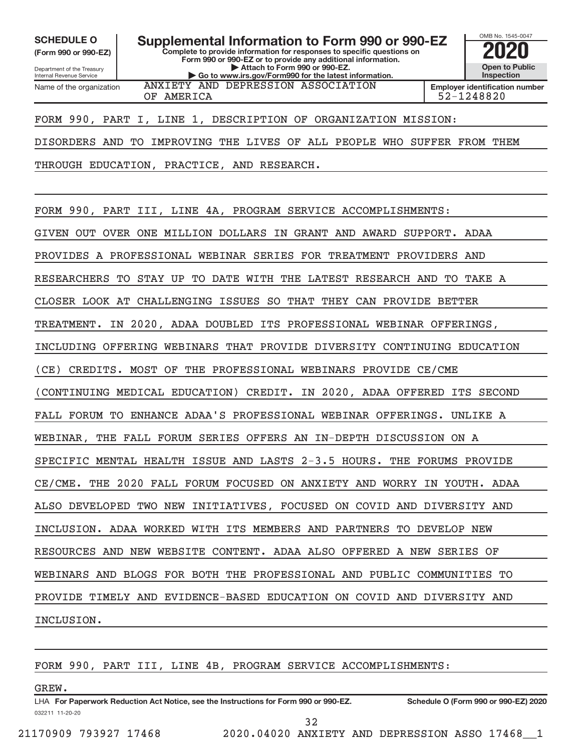**SCHEDULE O** (Form 990 or 990-EZ)

Department of the Treasury
Internal Revenue Service

# Supplemental Information to Form 990 or 990-EZ

**Complete to provide information for responses to specific questions on Form 990 or 990-EZ or to provide any additional information.**
**▶ Attach to Form 990 or 990-EZ.**
**▶ Go to www.irs.gov/Form990 for the latest information.**

OMB No. 1545-0047

**2020**

**Open to Public Inspection**

Name of the organization: ANXIETY AND DEPRESSION ASSOCIATION OF AMERICA

**Employer identification number** 52-1248820

FORM 990, PART I, LINE 1, DESCRIPTION OF ORGANIZATION MISSION:

DISORDERS AND TO IMPROVING THE LIVES OF ALL PEOPLE WHO SUFFER FROM THEM THROUGH EDUCATION, PRACTICE, AND RESEARCH.

FORM 990, PART III, LINE 4A, PROGRAM SERVICE ACCOMPLISHMENTS:

GIVEN OUT OVER ONE MILLION DOLLARS IN GRANT AND AWARD SUPPORT. ADAA PROVIDES A PROFESSIONAL WEBINAR SERIES FOR TREATMENT PROVIDERS AND RESEARCHERS TO STAY UP TO DATE WITH THE LATEST RESEARCH AND TO TAKE A CLOSER LOOK AT CHALLENGING ISSUES SO THAT THEY CAN PROVIDE BETTER TREATMENT. IN 2020, ADAA DOUBLED ITS PROFESSIONAL WEBINAR OFFERINGS, INCLUDING OFFERING WEBINARS THAT PROVIDE DIVERSITY CONTINUING EDUCATION (CE) CREDITS. MOST OF THE PROFESSIONAL WEBINARS PROVIDE CE/CME (CONTINUING MEDICAL EDUCATION) CREDIT. IN 2020, ADAA OFFERED ITS SECOND FALL FORUM TO ENHANCE ADAA'S PROFESSIONAL WEBINAR OFFERINGS. UNLIKE A WEBINAR, THE FALL FORUM SERIES OFFERS AN IN-DEPTH DISCUSSION ON A SPECIFIC MENTAL HEALTH ISSUE AND LASTS 2-3.5 HOURS. THE FORUMS PROVIDE CE/CME. THE 2020 FALL FORUM FOCUSED ON ANXIETY AND WORRY IN YOUTH. ADAA ALSO DEVELOPED TWO NEW INITIATIVES, FOCUSED ON COVID AND DIVERSITY AND INCLUSION. ADAA WORKED WITH ITS MEMBERS AND PARTNERS TO DEVELOP NEW RESOURCES AND NEW WEBSITE CONTENT. ADAA ALSO OFFERED A NEW SERIES OF WEBINARS AND BLOGS FOR BOTH THE PROFESSIONAL AND PUBLIC COMMUNITIES TO PROVIDE TIMELY AND EVIDENCE-BASED EDUCATION ON COVID AND DIVERSITY AND INCLUSION.

FORM 990, PART III, LINE 4B, PROGRAM SERVICE ACCOMPLISHMENTS:

GREW.

LHA **For Paperwork Reduction Act Notice, see the Instructions for Form 990 or 990-EZ.** **Schedule O (Form 990 or 990-EZ) 2020**

032211 11-20-20

21170909 793927 17468 2020.04020 ANXIETY AND DEPRESSION ASSO 17468__1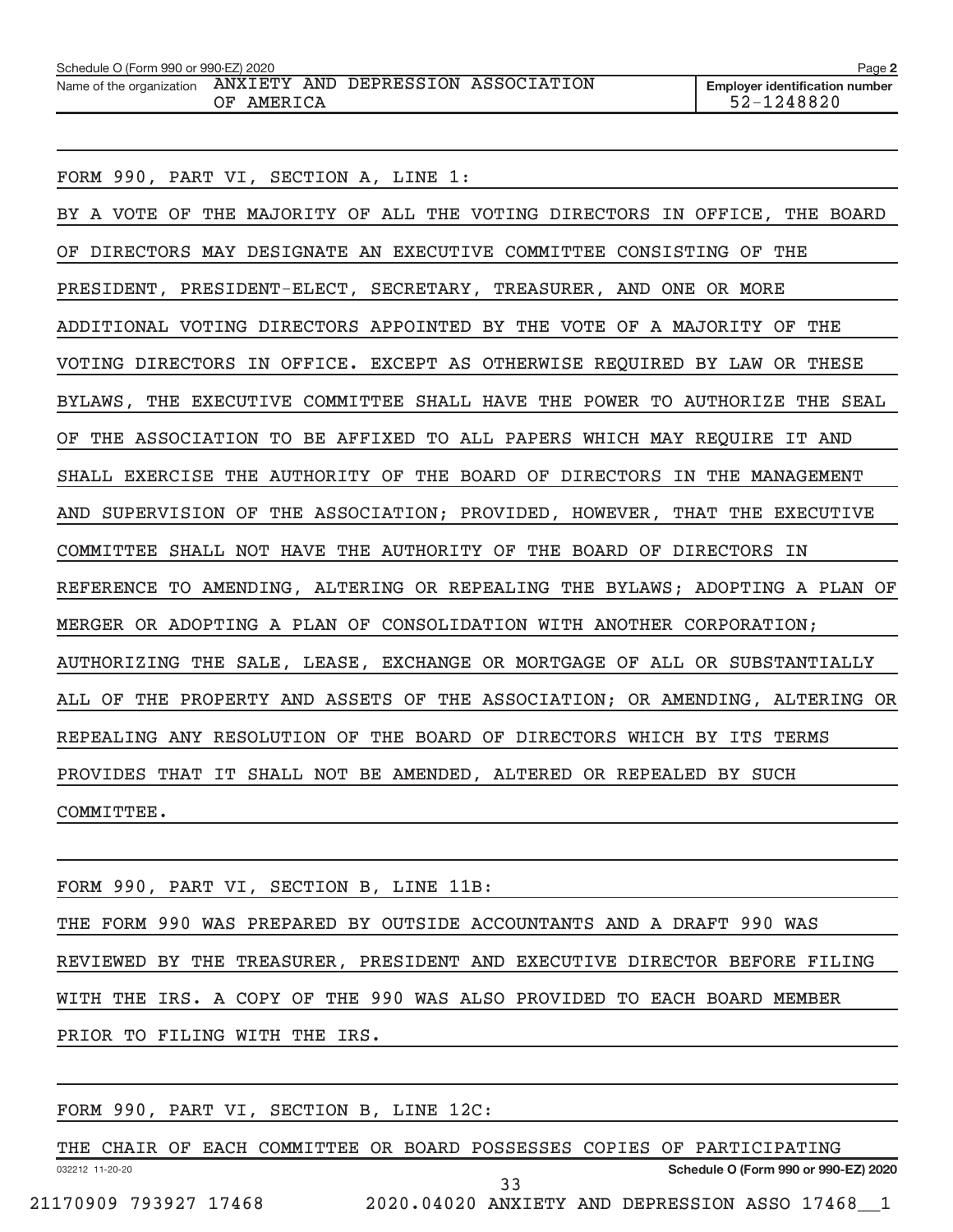Schedule O (Form 990 or 990-EZ) 2020 Page **2**

Name of the organization ANXIETY AND DEPRESSION ASSOCIATION OF AMERICA

**Employer identification number** 52-1248820

FORM 990, PART VI, SECTION A, LINE 1:

BY A VOTE OF THE MAJORITY OF ALL THE VOTING DIRECTORS IN OFFICE, THE BOARD OF DIRECTORS MAY DESIGNATE AN EXECUTIVE COMMITTEE CONSISTING OF THE PRESIDENT, PRESIDENT-ELECT, SECRETARY, TREASURER, AND ONE OR MORE ADDITIONAL VOTING DIRECTORS APPOINTED BY THE VOTE OF A MAJORITY OF THE VOTING DIRECTORS IN OFFICE. EXCEPT AS OTHERWISE REQUIRED BY LAW OR THESE BYLAWS, THE EXECUTIVE COMMITTEE SHALL HAVE THE POWER TO AUTHORIZE THE SEAL OF THE ASSOCIATION TO BE AFFIXED TO ALL PAPERS WHICH MAY REQUIRE IT AND SHALL EXERCISE THE AUTHORITY OF THE BOARD OF DIRECTORS IN THE MANAGEMENT AND SUPERVISION OF THE ASSOCIATION; PROVIDED, HOWEVER, THAT THE EXECUTIVE COMMITTEE SHALL NOT HAVE THE AUTHORITY OF THE BOARD OF DIRECTORS IN REFERENCE TO AMENDING, ALTERING OR REPEALING THE BYLAWS; ADOPTING A PLAN OF MERGER OR ADOPTING A PLAN OF CONSOLIDATION WITH ANOTHER CORPORATION; AUTHORIZING THE SALE, LEASE, EXCHANGE OR MORTGAGE OF ALL OR SUBSTANTIALLY ALL OF THE PROPERTY AND ASSETS OF THE ASSOCIATION; OR AMENDING, ALTERING OR REPEALING ANY RESOLUTION OF THE BOARD OF DIRECTORS WHICH BY ITS TERMS PROVIDES THAT IT SHALL NOT BE AMENDED, ALTERED OR REPEALED BY SUCH COMMITTEE.

FORM 990, PART VI, SECTION B, LINE 11B:

THE FORM 990 WAS PREPARED BY OUTSIDE ACCOUNTANTS AND A DRAFT 990 WAS REVIEWED BY THE TREASURER, PRESIDENT AND EXECUTIVE DIRECTOR BEFORE FILING WITH THE IRS. A COPY OF THE 990 WAS ALSO PROVIDED TO EACH BOARD MEMBER PRIOR TO FILING WITH THE IRS.

FORM 990, PART VI, SECTION B, LINE 12C:

THE CHAIR OF EACH COMMITTEE OR BOARD POSSESSES COPIES OF PARTICIPATING

032212 11-20-20 **Schedule O (Form 990 or 990-EZ) 2020**

21170909 793927 17468 2020.04020 ANXIETY AND DEPRESSION ASSO 17468__1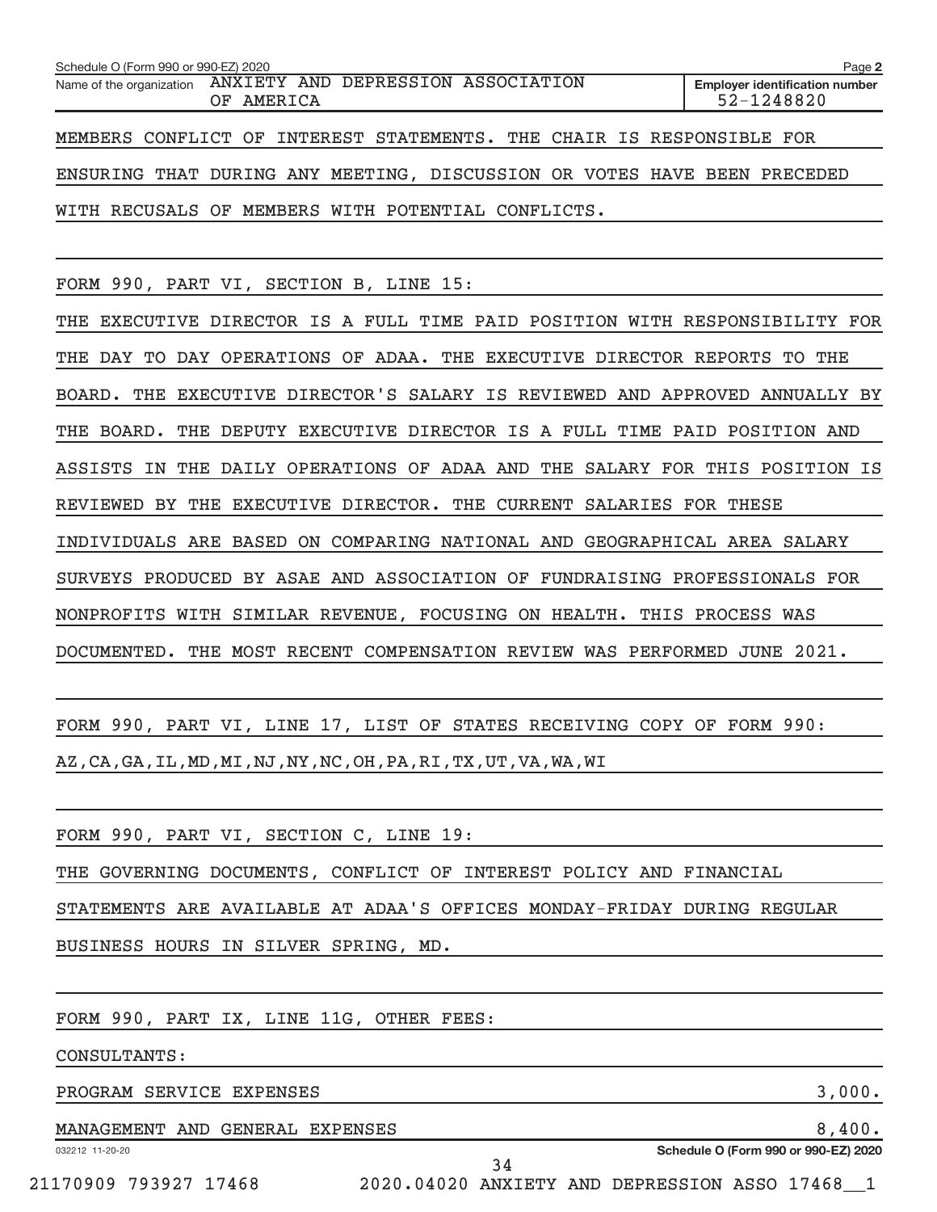Schedule O (Form 990 or 990-EZ) 2020 Page 2

Name of the organization: ANXIETY AND DEPRESSION ASSOCIATION OF AMERICA

Employer identification number: 52-1248820

MEMBERS CONFLICT OF INTEREST STATEMENTS. THE CHAIR IS RESPONSIBLE FOR ENSURING THAT DURING ANY MEETING, DISCUSSION OR VOTES HAVE BEEN PRECEDED WITH RECUSALS OF MEMBERS WITH POTENTIAL CONFLICTS.

FORM 990, PART VI, SECTION B, LINE 15:

THE EXECUTIVE DIRECTOR IS A FULL TIME PAID POSITION WITH RESPONSIBILITY FOR THE DAY TO DAY OPERATIONS OF ADAA. THE EXECUTIVE DIRECTOR REPORTS TO THE BOARD. THE EXECUTIVE DIRECTOR'S SALARY IS REVIEWED AND APPROVED ANNUALLY BY THE BOARD. THE DEPUTY EXECUTIVE DIRECTOR IS A FULL TIME PAID POSITION AND ASSISTS IN THE DAILY OPERATIONS OF ADAA AND THE SALARY FOR THIS POSITION IS REVIEWED BY THE EXECUTIVE DIRECTOR. THE CURRENT SALARIES FOR THESE INDIVIDUALS ARE BASED ON COMPARING NATIONAL AND GEOGRAPHICAL AREA SALARY SURVEYS PRODUCED BY ASAE AND ASSOCIATION OF FUNDRAISING PROFESSIONALS FOR NONPROFITS WITH SIMILAR REVENUE, FOCUSING ON HEALTH. THIS PROCESS WAS DOCUMENTED. THE MOST RECENT COMPENSATION REVIEW WAS PERFORMED JUNE 2021.

FORM 990, PART VI, LINE 17, LIST OF STATES RECEIVING COPY OF FORM 990:

AZ,CA,GA,IL,MD,MI,NJ,NY,NC,OH,PA,RI,TX,UT,VA,WA,WI

FORM 990, PART VI, SECTION C, LINE 19:

THE GOVERNING DOCUMENTS, CONFLICT OF INTEREST POLICY AND FINANCIAL STATEMENTS ARE AVAILABLE AT ADAA'S OFFICES MONDAY-FRIDAY DURING REGULAR BUSINESS HOURS IN SILVER SPRING, MD.

FORM 990, PART IX, LINE 11G, OTHER FEES:

CONSULTANTS:

| | |
|---|---|
| PROGRAM SERVICE EXPENSES | 3,000. |
| MANAGEMENT AND GENERAL EXPENSES | 8,400. |

032212 11-20-20 Schedule O (Form 990 or 990-EZ) 2020

21170909 793927 17468 2020.04020 ANXIETY AND DEPRESSION ASSO 17468__1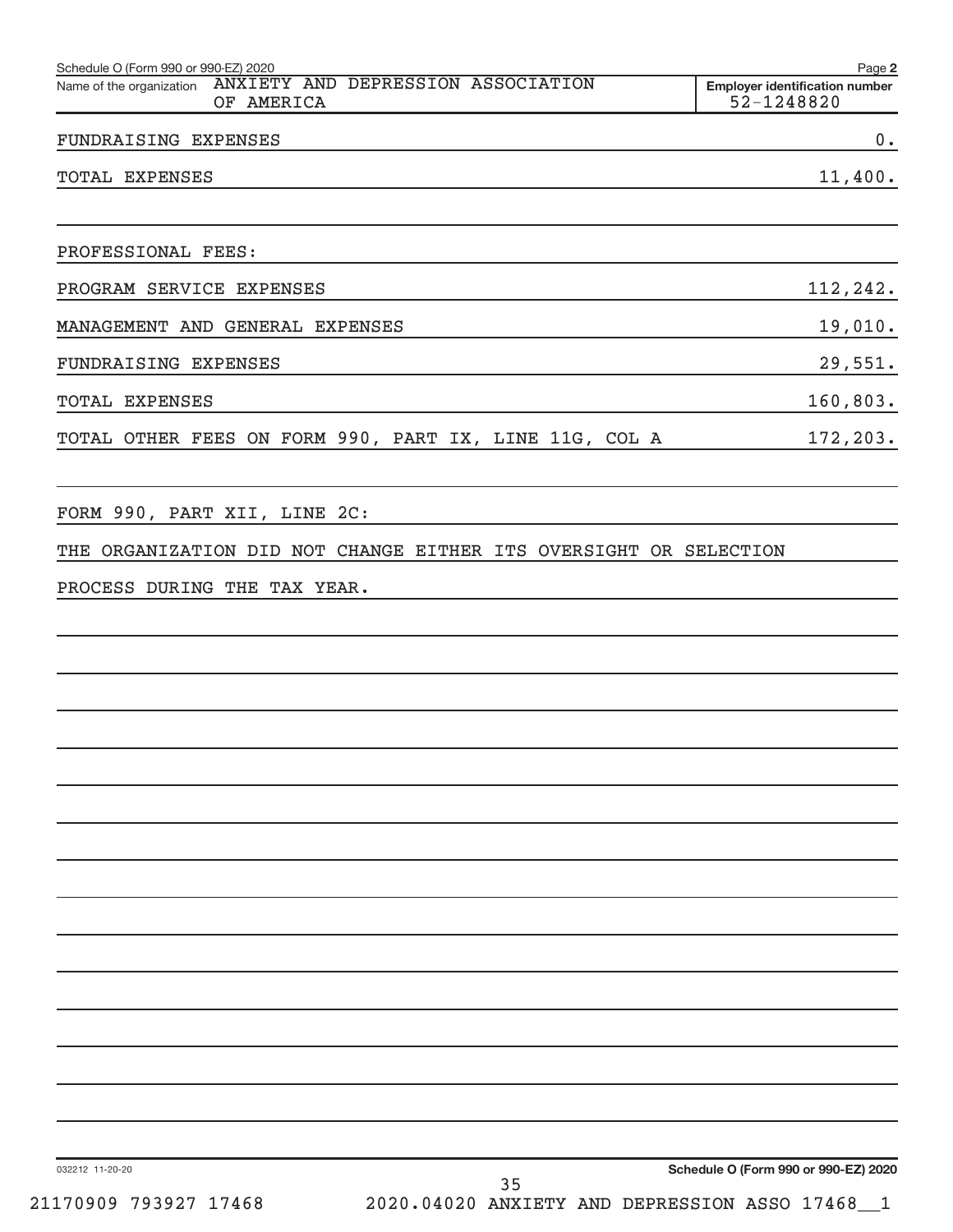Schedule O (Form 990 or 990-EZ) 2020

Name of the organization ANXIETY AND DEPRESSION ASSOCIATION OF AMERICA

Employer identification number 52-1248820

| | |
|---|---|
| FUNDRAISING EXPENSES | 0. |
| TOTAL EXPENSES | 11,400. |

PROFESSIONAL FEES:

| | |
|---|---|
| PROGRAM SERVICE EXPENSES | 112,242. |
| MANAGEMENT AND GENERAL EXPENSES | 19,010. |
| FUNDRAISING EXPENSES | 29,551. |
| TOTAL EXPENSES | 160,803. |
| TOTAL OTHER FEES ON FORM 990, PART IX, LINE 11G, COL A | 172,203. |

FORM 990, PART XII, LINE 2C:

THE ORGANIZATION DID NOT CHANGE EITHER ITS OVERSIGHT OR SELECTION PROCESS DURING THE TAX YEAR.

032212 11-20-20

Schedule O (Form 990 or 990-EZ) 2020

21170909 793927 17468 2020.04020 ANXIETY AND DEPRESSION ASSO 17468__1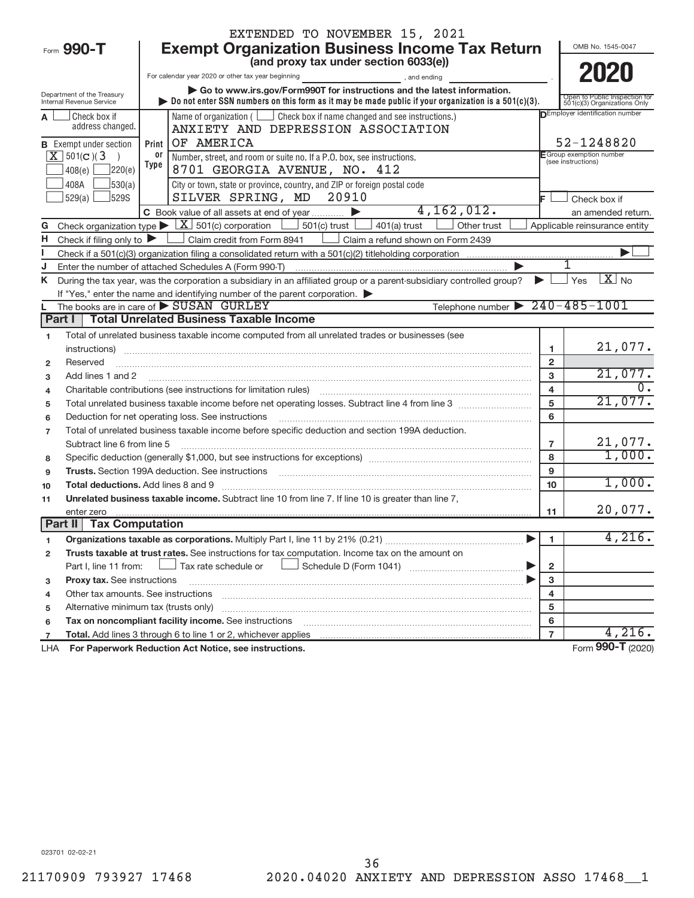EXTENDED TO NOVEMBER 15, 2021

Form **990-T**

# Exempt Organization Business Income Tax Return

**(and proxy tax under section 6033(e))**

For calendar year 2020 or other tax year beginning , and ending .

▶ Go to www.irs.gov/Form990T for instructions and the latest information.

▶ Do not enter SSN numbers on this form as it may be made public if your organization is a 501(c)(3).

Department of the Treasury Internal Revenue Service

OMB No. 1545-0047

**2020**

Open to Public Inspection for 501(c)(3) Organizations Only

A ☐ Check box if address changed.

B Exempt under section ☒ 501(C)(3) ☐ 408(e) ☐ 220(e) ☐ 408A ☐ 530(a) ☐ 529(a) ☐ 529S

Name of organization ( ☐ Check box if name changed and see instructions.)
ANXIETY AND DEPRESSION ASSOCIATION OF AMERICA

Number, street, and room or suite no. If a P.O. box, see instructions.
8701 GEORGIA AVENUE, NO. 412

City or town, state or province, country, and ZIP or foreign postal code
SILVER SPRING, MD 20910

D Employer identification number: 52-1248820

E Group exemption number (see instructions)

F ☐ Check box if an amended return.

C Book value of all assets at end of year ▶ 4,162,012.

G Check organization type ▶ ☒ 501(c) corporation ☐ 501(c) trust ☐ 401(a) trust ☐ Other trust ☐ Applicable reinsurance entity

H Check if filing only to ▶ ☐ Claim credit from Form 8941 ☐ Claim a refund shown on Form 2439

I Check if a 501(c)(3) organization filing a consolidated return with a 501(c)(2) titleholding corporation ▶ ☐

J Enter the number of attached Schedules A (Form 990-T) ▶ 1

K During the tax year, was the corporation a subsidiary in an affiliated group or a parent-subsidiary controlled group? ▶ ☐ Yes ☒ No

If "Yes," enter the name and identifying number of the parent corporation. ▶

L The books are in care of ▶ SUSAN GURLEY Telephone number ▶ 240-485-1001

## Part I Total Unrelated Business Taxable Income

| | | | |
|---|---|---|---|
| 1 | Total of unrelated business taxable income computed from all unrelated trades or businesses (see instructions) | 1 | 21,077. |
| 2 | Reserved | 2 | |
| 3 | Add lines 1 and 2 | 3 | 21,077. |
| 4 | Charitable contributions (see instructions for limitation rules) | 4 | 0. |
| 5 | Total unrelated business taxable income before net operating losses. Subtract line 4 from line 3 | 5 | 21,077. |
| 6 | Deduction for net operating loss. See instructions | 6 | |
| 7 | Total of unrelated business taxable income before specific deduction and section 199A deduction. Subtract line 6 from line 5 | 7 | 21,077. |
| 8 | Specific deduction (generally $1,000, but see instructions for exceptions) | 8 | 1,000. |
| 9 | **Trusts.** Section 199A deduction. See instructions | 9 | |
| 10 | **Total deductions.** Add lines 8 and 9 | 10 | 1,000. |
| 11 | **Unrelated business taxable income.** Subtract line 10 from line 7. If line 10 is greater than line 7, enter zero | 11 | 20,077. |

## Part II Tax Computation

| | | | |
|---|---|---|---|
| 1 | **Organizations taxable as corporations.** Multiply Part I, line 11 by 21% (0.21) ▶ | 1 | 4,216. |
| 2 | **Trusts taxable at trust rates.** See instructions for tax computation. Income tax on the amount on Part I, line 11 from: ☐ Tax rate schedule or ☐ Schedule D (Form 1041) ▶ | 2 | |
| 3 | **Proxy tax.** See instructions ▶ | 3 | |
| 4 | Other tax amounts. See instructions | 4 | |
| 5 | Alternative minimum tax (trusts only) | 5 | |
| 6 | **Tax on noncompliant facility income.** See instructions | 6 | |
| 7 | **Total.** Add lines 3 through 6 to line 1 or 2, whichever applies | 7 | 4,216. |

LHA **For Paperwork Reduction Act Notice, see instructions.** Form **990-T** (2020)

023701 02-02-21

21170909 793927 17468 2020.04020 ANXIETY AND DEPRESSION ASSO 17468__1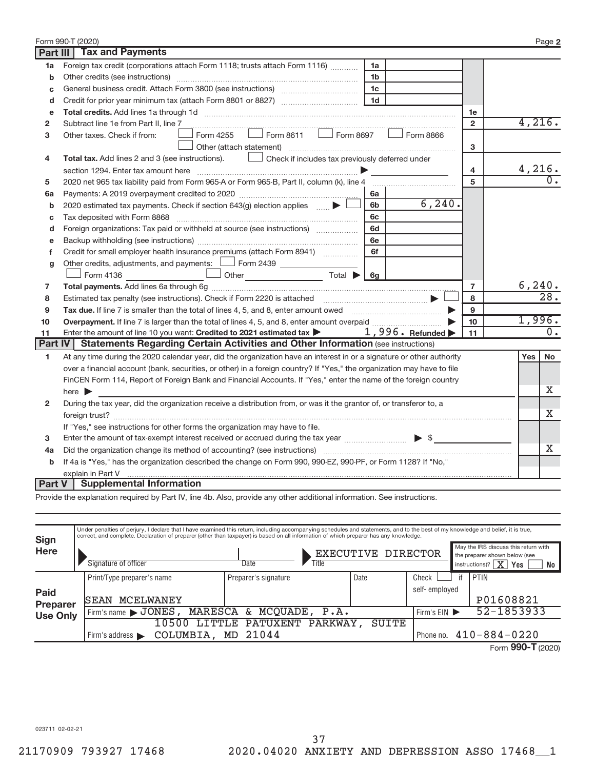Form 990-T (2020) Page **2**

## Part III Tax and Payments

| | | | | | |
|---|---|---|---|---|---|
| 1a | Foreign tax credit (corporations attach Form 1118; trusts attach Form 1116) | 1a | | | |
| b | Other credits (see instructions) | 1b | | | |
| c | General business credit. Attach Form 3800 (see instructions) | 1c | | | |
| d | Credit for prior year minimum tax (attach Form 8801 or 8827) | 1d | | | |
| e | **Total credits.** Add lines 1a through 1d | | | 1e | |
| 2 | Subtract line 1e from Part II, line 7 | | | 2 | 4,216. |
| 3 | Other taxes. Check if from: ☐ Form 4255 ☐ Form 8611 ☐ Form 8697 ☐ Form 8866 ☐ Other (attach statement) | | | 3 | |
| 4 | **Total tax.** Add lines 2 and 3 (see instructions). ☐ Check if includes tax previously deferred under section 1294. Enter tax amount here ▶ | | | 4 | 4,216. |
| 5 | 2020 net 965 tax liability paid from Form 965-A or Form 965-B, Part II, column (k), line 4 | | | 5 | 0. |
| 6a | Payments: A 2019 overpayment credited to 2020 | 6a | | | |
| b | 2020 estimated tax payments. Check if section 643(g) election applies ▶ ☐ | 6b | 6,240. | | |
| c | Tax deposited with Form 8868 | 6c | | | |
| d | Foreign organizations: Tax paid or withheld at source (see instructions) | 6d | | | |
| e | Backup withholding (see instructions) | 6e | | | |
| f | Credit for small employer health insurance premiums (attach Form 8941) | 6f | | | |
| g | Other credits, adjustments, and payments: ☐ Form 2439 ☐ Form 4136 ☐ Other Total ▶ | 6g | | | |
| 7 | **Total payments.** Add lines 6a through 6g | | | 7 | 6,240. |
| 8 | Estimated tax penalty (see instructions). Check if Form 2220 is attached ▶ ☐ | | | 8 | 28. |
| 9 | **Tax due.** If line 7 is smaller than the total of lines 4, 5, and 8, enter amount owed ▶ | | | 9 | |
| 10 | **Overpayment.** If line 7 is larger than the total of lines 4, 5, and 8, enter amount overpaid ▶ | | | 10 | 1,996. |
| 11 | Enter the amount of line 10 you want: **Credited to 2021 estimated tax** ▶ 1,996. **Refunded** ▶ | | | 11 | 0. |

## Part IV Statements Regarding Certain Activities and Other Information (see instructions)

| | | Yes | No |
|---|---|---|---|
| 1 | At any time during the 2020 calendar year, did the organization have an interest in or a signature or other authority over a financial account (bank, securities, or other) in a foreign country? If "Yes," the organization may have to file FinCEN Form 114, Report of Foreign Bank and Financial Accounts. If "Yes," enter the name of the foreign country here ▶ | | X |
| 2 | During the tax year, did the organization receive a distribution from, or was it the grantor of, or transferor to, a foreign trust? If "Yes," see instructions for other forms the organization may have to file. | | X |
| 3 | Enter the amount of tax-exempt interest received or accrued during the tax year ▶ $ | | |
| 4a | Did the organization change its method of accounting? (see instructions) | | X |
| b | If 4a is "Yes," has the organization described the change on Form 990, 990-EZ, 990-PF, or Form 1128? If "No," explain in Part V | | |

## Part V Supplemental Information

Provide the explanation required by Part IV, line 4b. Also, provide any other additional information. See instructions.

**Sign Here**

Under penalties of perjury, I declare that I have examined this return, including accompanying schedules and statements, and to the best of my knowledge and belief, it is true, correct, and complete. Declaration of preparer (other than taxpayer) is based on all information of which preparer has any knowledge.

Signature of officer | Date | Title: EXECUTIVE DIRECTOR

May the IRS discuss this return with the preparer shown below (see instructions)? ☒ Yes ☐ No

**Paid Preparer Use Only**

| Print/Type preparer's name | Preparer's signature | Date | Check ☐ if self-employed | PTIN |
|---|---|---|---|---|
| SEAN MCELWANEY | | | | P01608821 |
| Firm's name ▶ JONES, MARESCA & MCQUADE, P.A. | | | Firm's EIN ▶ | 52-1853933 |
| Firm's address ▶ 10500 LITTLE PATUXENT PARKWAY, SUITE COLUMBIA, MD 21044 | | | Phone no. | 410-884-0220 |

Form **990-T** (2020)

023711 02-02-21

21170909 793927 17468 2020.04020 ANXIETY AND DEPRESSION ASSO 17468__1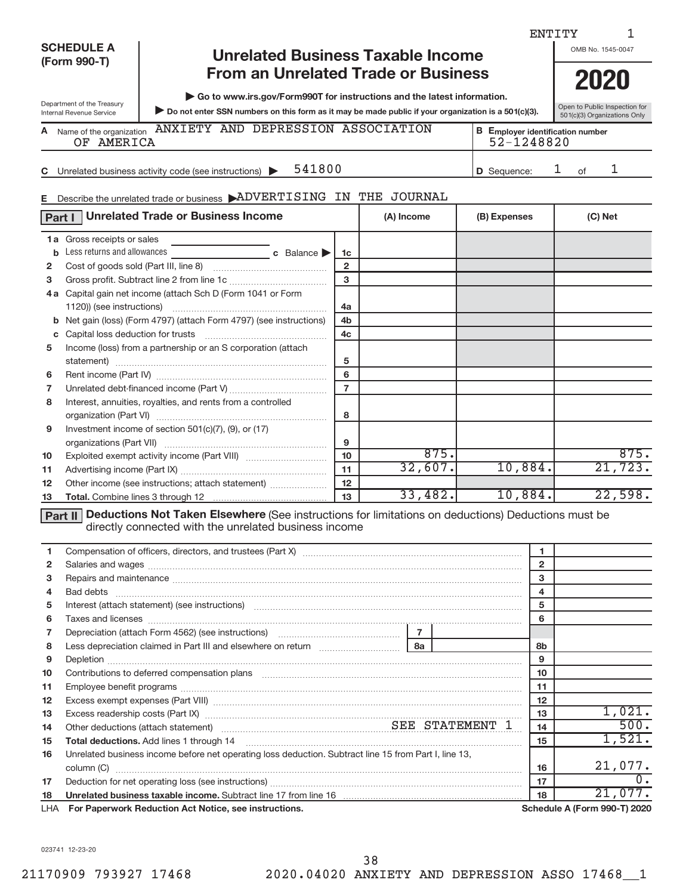ENTITY 1

**SCHEDULE A (Form 990-T)**

Department of the Treasury
Internal Revenue Service

# Unrelated Business Taxable Income From an Unrelated Trade or Business

▶ Go to www.irs.gov/Form990T for instructions and the latest information.

▶ Do not enter SSN numbers on this form as it may be made public if your organization is a 501(c)(3).

OMB No. 1545-0047

**2020**

Open to Public Inspection for 501(c)(3) Organizations Only

**A** Name of the organization ANXIETY AND DEPRESSION ASSOCIATION OF AMERICA

**B** Employer identification number 52-1248820

**C** Unrelated business activity code (see instructions) ▶ 541800

**D** Sequence: 1 of 1

**E** Describe the unrelated trade or business ▶ADVERTISING IN THE JOURNAL

| **Part I** Unrelated Trade or Business Income | | (A) Income | (B) Expenses | (C) Net |
|---|---|---|---|---|
| **1a** Gross receipts or sales | | | | |
| **b** Less returns and allowances **c** Balance ▶ | 1c | | | |
| **2** Cost of goods sold (Part III, line 8) | 2 | | | |
| **3** Gross profit. Subtract line 2 from line 1c | 3 | | | |
| **4a** Capital gain net income (attach Sch D (Form 1041 or Form 1120)) (see instructions) | 4a | | | |
| **b** Net gain (loss) (Form 4797) (attach Form 4797) (see instructions) | 4b | | | |
| **c** Capital loss deduction for trusts | 4c | | | |
| **5** Income (loss) from a partnership or an S corporation (attach statement) | 5 | | | |
| **6** Rent income (Part IV) | 6 | | | |
| **7** Unrelated debt-financed income (Part V) | 7 | | | |
| **8** Interest, annuities, royalties, and rents from a controlled organization (Part VI) | 8 | | | |
| **9** Investment income of section 501(c)(7), (9), or (17) organizations (Part VII) | 9 | | | |
| **10** Exploited exempt activity income (Part VIII) | 10 | 875. | | 875. |
| **11** Advertising income (Part IX) | 11 | 32,607. | 10,884. | 21,723. |
| **12** Other income (see instructions; attach statement) | 12 | | | |
| **13** **Total.** Combine lines 3 through 12 | 13 | 33,482. | 10,884. | 22,598. |

**Part II** **Deductions Not Taken Elsewhere** (See instructions for limitations on deductions) Deductions must be directly connected with the unrelated business income

| | | | |
|---|---|---|---|
| **1** | Compensation of officers, directors, and trustees (Part X) | 1 | |
| **2** | Salaries and wages | 2 | |
| **3** | Repairs and maintenance | 3 | |
| **4** | Bad debts | 4 | |
| **5** | Interest (attach statement) (see instructions) | 5 | |
| **6** | Taxes and licenses | 6 | |
| **7** | Depreciation (attach Form 4562) (see instructions) — 7 | | |
| **8** | Less depreciation claimed in Part III and elsewhere on return — 8a | 8b | |
| **9** | Depletion | 9 | |
| **10** | Contributions to deferred compensation plans | 10 | |
| **11** | Employee benefit programs | 11 | |
| **12** | Excess exempt expenses (Part VIII) | 12 | |
| **13** | Excess readership costs (Part IX) | 13 | 1,021. |
| **14** | Other deductions (attach statement) SEE STATEMENT 1 | 14 | 500. |
| **15** | **Total deductions.** Add lines 1 through 14 | 15 | 1,521. |
| **16** | Unrelated business income before net operating loss deduction. Subtract line 15 from Part I, line 13, column (C) | 16 | 21,077. |
| **17** | Deduction for net operating loss (see instructions) | 17 | 0. |
| **18** | **Unrelated business taxable income.** Subtract line 17 from line 16 | 18 | 21,077. |

LHA **For Paperwork Reduction Act Notice, see instructions.** **Schedule A (Form 990-T) 2020**

023741 12-23-20

21170909 793927 17468 2020.04020 ANXIETY AND DEPRESSION ASSO 17468__1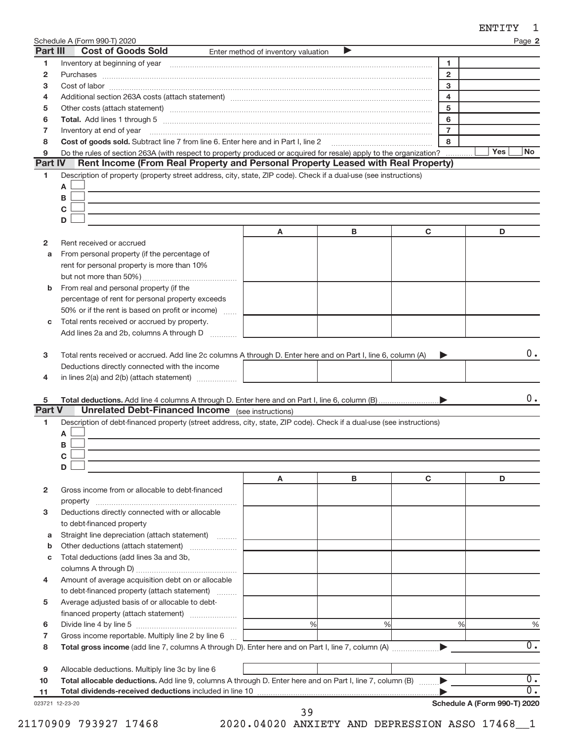Schedule A (Form 990-T) 2020 Page **2**

## Part III Cost of Goods Sold

Enter method of inventory valuation ▶

| | | | |
|---|---|---|---|
| 1 | Inventory at beginning of year | 1 | |
| 2 | Purchases | 2 | |
| 3 | Cost of labor | 3 | |
| 4 | Additional section 263A costs (attach statement) | 4 | |
| 5 | Other costs (attach statement) | 5 | |
| 6 | **Total.** Add lines 1 through 5 | 6 | |
| 7 | Inventory at end of year | 7 | |
| 8 | **Cost of goods sold.** Subtract line 7 from line 6. Enter here and in Part I, line 2 | 8 | |
| 9 | Do the rules of section 263A (with respect to property produced or acquired for resale) apply to the organization? | | Yes ☐ No ☐ |

## Part IV Rent Income (From Real Property and Personal Property Leased with Real Property)

1 Description of property (property street address, city, state, ZIP code). Check if a dual-use (see instructions)

A ☐

B ☐

C ☐

D ☐

| | | A | B | C | D |
|---|---|---|---|---|---|
| 2 | Rent received or accrued | | | | |
| a | From personal property (if the percentage of rent for personal property is more than 10% but not more than 50%) | | | | |
| b | From real and personal property (if the percentage of rent for personal property exceeds 50% or if the rent is based on profit or income) | | | | |
| c | Total rents received or accrued by property. Add lines 2a and 2b, columns A through D | | | | |

3 Total rents received or accrued. Add line 2c columns A through D. Enter here and on Part I, line 6, column (A) ▶ 0.

| | | A | B | C | D |
|---|---|---|---|---|---|
| 4 | Deductions directly connected with the income in lines 2(a) and 2(b) (attach statement) | | | | |

5 **Total deductions.** Add line 4 columns A through D. Enter here and on Part I, line 6, column (B) ▶ 0.

## Part V Unrelated Debt-Financed Income (see instructions)

1 Description of debt-financed property (street address, city, state, ZIP code). Check if a dual-use (see instructions)

A ☐

B ☐

C ☐

D ☐

| | | A | B | C | D |
|---|---|---|---|---|---|
| 2 | Gross income from or allocable to debt-financed property | | | | |
| 3 | Deductions directly connected with or allocable to debt-financed property | | | | |
| a | Straight line depreciation (attach statement) | | | | |
| b | Other deductions (attach statement) | | | | |
| c | Total deductions (add lines 3a and 3b, columns A through D) | | | | |
| 4 | Amount of average acquisition debt on or allocable to debt-financed property (attach statement) | | | | |
| 5 | Average adjusted basis of or allocable to debt-financed property (attach statement) | | | | |
| 6 | Divide line 4 by line 5 | % | % | % | % |
| 7 | Gross income reportable. Multiply line 2 by line 6 | | | | |

8 **Total gross income** (add line 7, columns A through D). Enter here and on Part I, line 7, column (A) ▶ 0.

| | | A | B | C | D |
|---|---|---|---|---|---|
| 9 | Allocable deductions. Multiply line 3c by line 6 | | | | |

10 **Total allocable deductions.** Add line 9, columns A through D. Enter here and on Part I, line 7, column (B) ▶ 0.

11 **Total dividends-received deductions** included in line 10 ▶ 0.

023721 12-23-20

**Schedule A (Form 990-T) 2020**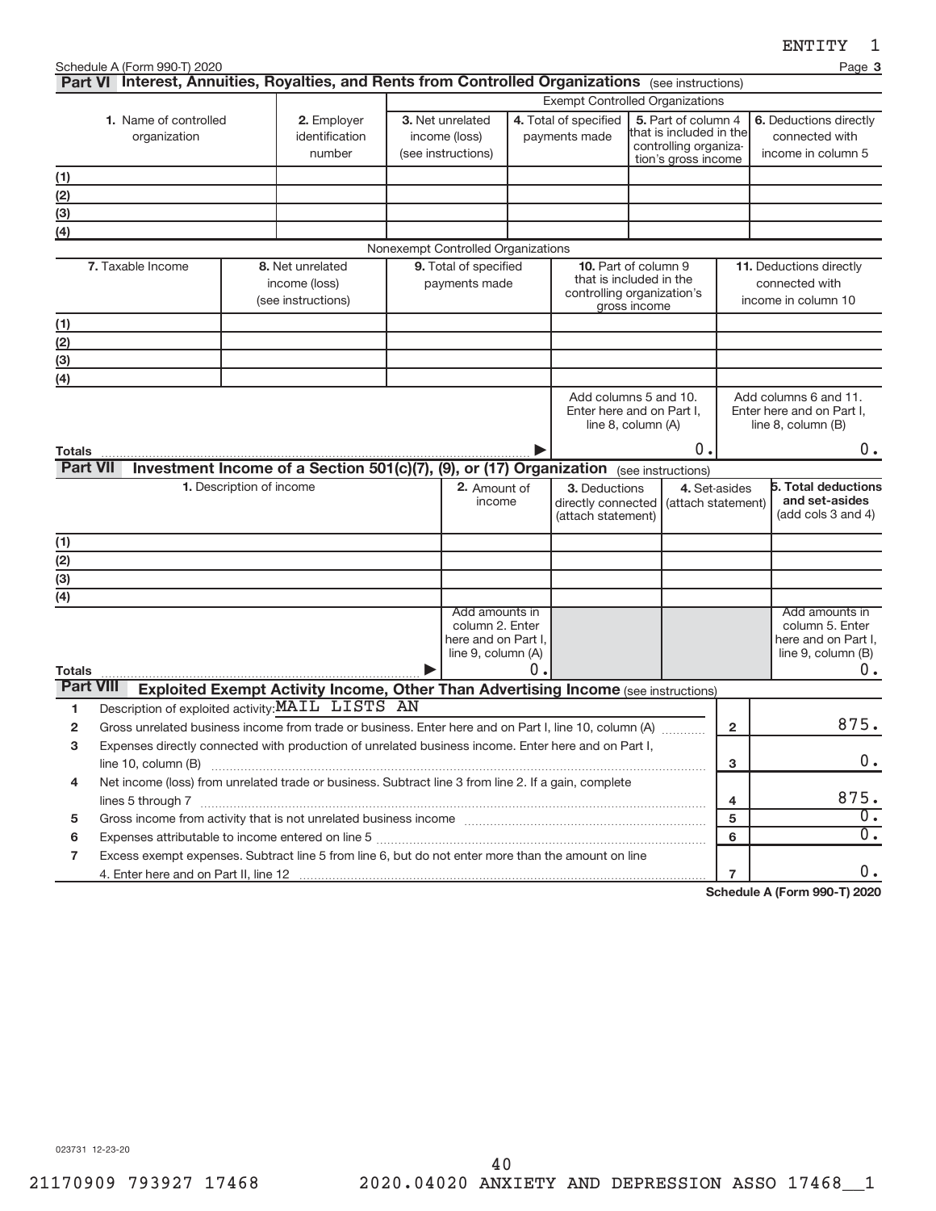Schedule A (Form 990-T) 2020

## Part VI Interest, Annuities, Royalties, and Rents from Controlled Organizations (see instructions)

| 1. Name of controlled organization | 2. Employer identification number | Exempt Controlled Organizations | | | |
|---|---|---|---|---|---|
| | | 3. Net unrelated income (loss) (see instructions) | 4. Total of specified payments made | 5. Part of column 4 that is included in the controlling organization's gross income | 6. Deductions directly connected with income in column 5 |
| (1) | | | | | |
| (2) | | | | | |
| (3) | | | | | |
| (4) | | | | | |

| | Nonexempt Controlled Organizations | | | |
|---|---|---|---|---|
| 7. Taxable Income | 8. Net unrelated income (loss) (see instructions) | 9. Total of specified payments made | 10. Part of column 9 that is included in the controlling organization's gross income | 11. Deductions directly connected with income in column 10 |
| (1) | | | | |
| (2) | | | | |
| (3) | | | | |
| (4) | | | | |
| | | | Add columns 5 and 10. Enter here and on Part I, line 8, column (A) | Add columns 6 and 11. Enter here and on Part I, line 8, column (B) |
| Totals | | | 0. | 0. |

## Part VII Investment Income of a Section 501(c)(7), (9), or (17) Organization (see instructions)

| 1. Description of income | 2. Amount of income | 3. Deductions directly connected (attach statement) | 4. Set-asides (attach statement) | 5. Total deductions and set-asides (add cols 3 and 4) |
|---|---|---|---|---|
| (1) | | | | |
| (2) | | | | |
| (3) | | | | |
| (4) | | | | |
| | Add amounts in column 2. Enter here and on Part I, line 9, column (A) | | | Add amounts in column 5. Enter here and on Part I, line 9, column (B) |
| Totals | 0. | | | 0. |

## Part VIII Exploited Exempt Activity Income, Other Than Advertising Income (see instructions)

| | | | |
|---|---|---|---|
| 1 | Description of exploited activity: MAIL LISTS AN | | |
| 2 | Gross unrelated business income from trade or business. Enter here and on Part I, line 10, column (A) | 2 | 875. |
| 3 | Expenses directly connected with production of unrelated business income. Enter here and on Part I, line 10, column (B) | 3 | 0. |
| 4 | Net income (loss) from unrelated trade or business. Subtract line 3 from line 2. If a gain, complete lines 5 through 7 | 4 | 875. |
| 5 | Gross income from activity that is not unrelated business income | 5 | 0. |
| 6 | Expenses attributable to income entered on line 5 | 6 | 0. |
| 7 | Excess exempt expenses. Subtract line 5 from line 6, but do not enter more than the amount on line 4. Enter here and on Part II, line 12 | 7 | 0. |

Schedule A (Form 990-T) 2020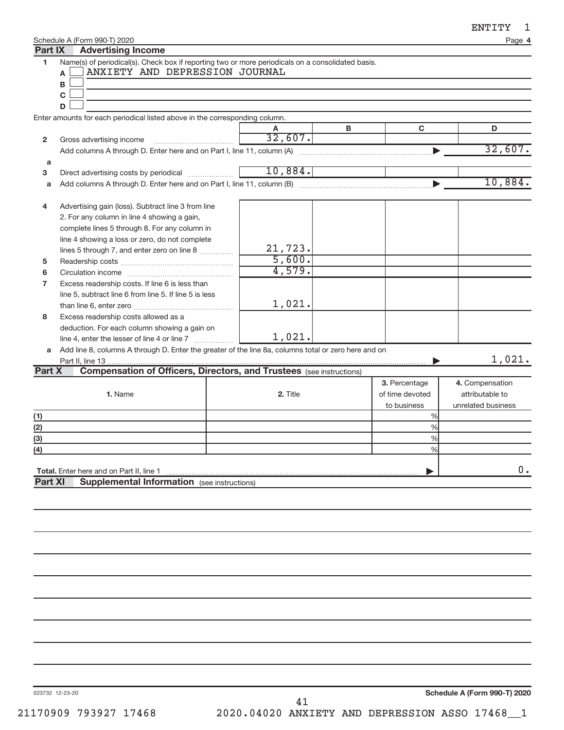Schedule A (Form 990-T) 2020 Page **4**

## Part IX Advertising Income

**1** Name(s) of periodical(s). Check box if reporting two or more periodicals on a consolidated basis.

A ☐ ANXIETY AND DEPRESSION JOURNAL

B ☐

C ☐

D ☐

Enter amounts for each periodical listed above in the corresponding column.

| | | A | B | C | D |
|---|---|---|---|---|---|
| **2** | Gross advertising income | 32,607. | | | |
| | Add columns A through D. Enter here and on Part I, line 11, column (A) | | | | 32,607. |
| **a** | | | | | |
| **3** | Direct advertising costs by periodical | 10,884. | | | |
| **a** | Add columns A through D. Enter here and on Part I, line 11, column (B) | | | | 10,884. |
| **4** | Advertising gain (loss). Subtract line 3 from line 2. For any column in line 4 showing a gain, complete lines 5 through 8. For any column in line 4 showing a loss or zero, do not complete lines 5 through 7, and enter zero on line 8 | 21,723. | | | |
| **5** | Readership costs | 5,600. | | | |
| **6** | Circulation income | 4,579. | | | |
| **7** | Excess readership costs. If line 6 is less than line 5, subtract line 6 from line 5. If line 5 is less than line 6, enter zero | 1,021. | | | |
| **8** | Excess readership costs allowed as a deduction. For each column showing a gain on line 4, enter the lesser of line 4 or line 7 | 1,021. | | | |
| **a** | Add line 8, columns A through D. Enter the greater of the line 8a, columns total or zero here and on Part II, line 13 | | | | 1,021. |

## Part X Compensation of Officers, Directors, and Trustees (see instructions)

| | 1. Name | 2. Title | 3. Percentage of time devoted to business | 4. Compensation attributable to unrelated business |
|---|---|---|---|---|
| (1) | | | % | |
| (2) | | | % | |
| (3) | | | % | |
| (4) | | | % | |
| **Total.** Enter here and on Part II, line 1 | | | | 0. |

## Part XI Supplemental Information (see instructions)

023732 12-23-20

**Schedule A (Form 990-T) 2020**

21170909 793927 17468 2020.04020 ANXIETY AND DEPRESSION ASSO 17468__1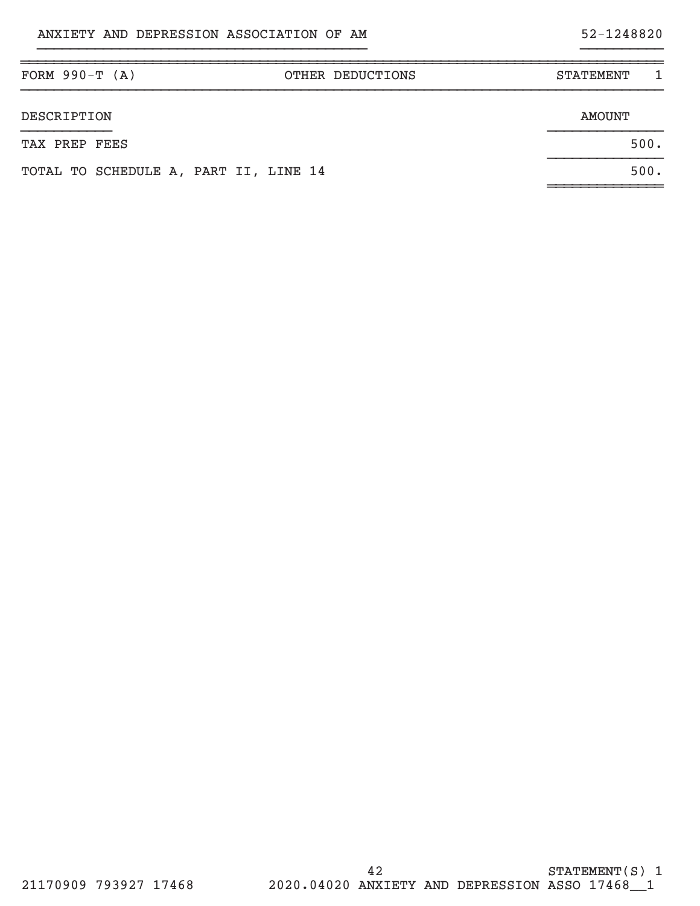ANXIETY AND DEPRESSION ASSOCIATION OF AM 52-1248820

| FORM 990-T (A) | OTHER DEDUCTIONS | STATEMENT 1 |
| --- | --- | --- |

| DESCRIPTION | AMOUNT |
| --- | --- |
| TAX PREP FEES | 500. |
| TOTAL TO SCHEDULE A, PART II, LINE 14 | 500. |

STATEMENT(S) 1

21170909 793927 17468 2020.04020 ANXIETY AND DEPRESSION ASSO 17468__1